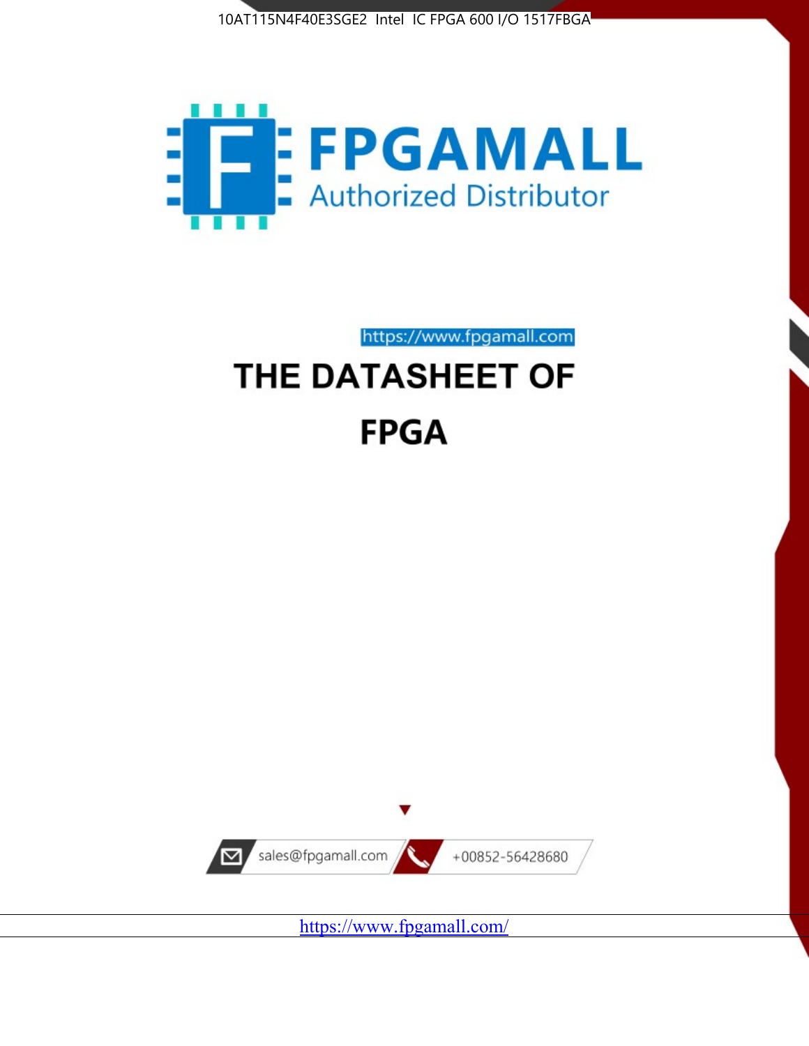10AT115N4F40E3SGE2 Intel IC FPGA 600 I/O 1517FBGA

FPGAMALL

Authorized Distributor

https://www.fpgamall.com

# THE DATASHEET OF

# FPGA

sales@fpgamall.com

+00852-56428680

https://www.fpgamall.com/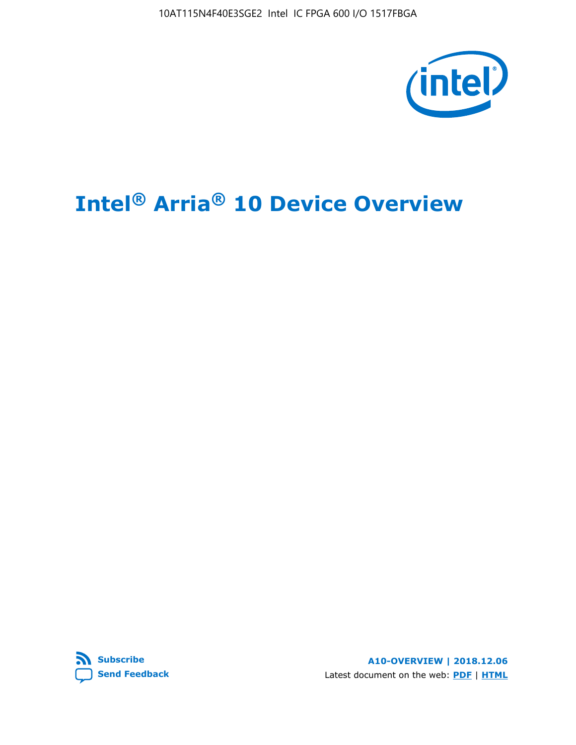# Intel® Arria® 10 Device Overview

**A10-OVERVIEW | 2018.12.06**

Latest document on the web: **PDF** | **HTML**

**Subscribe**

**Send Feedback**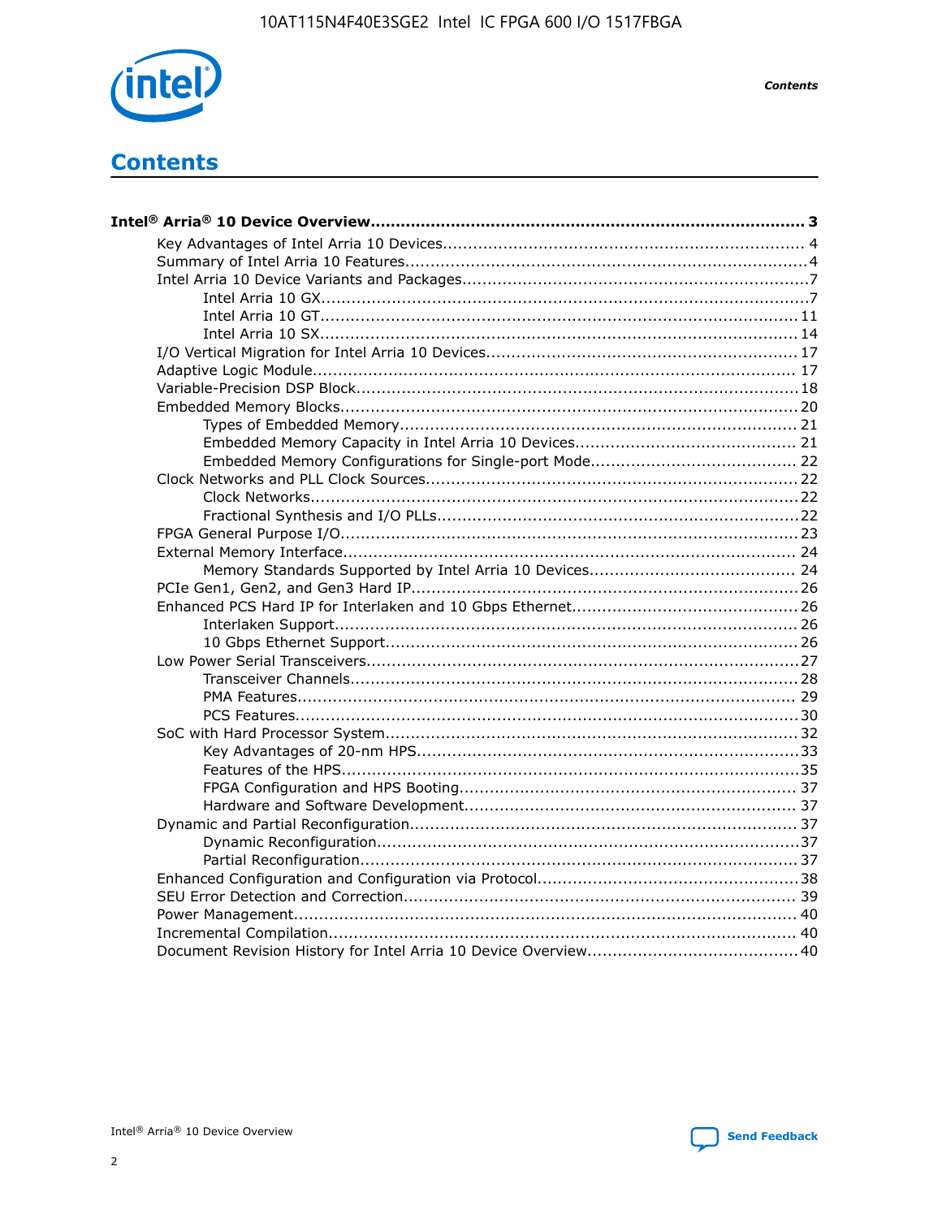# Contents

**Intel® Arria® 10 Device Overview....................................................................................... 3**

- Key Advantages of Intel Arria 10 Devices........................................................................ 4
- Summary of Intel Arria 10 Features................................................................................4
- Intel Arria 10 Device Variants and Packages.....................................................................7
    - Intel Arria 10 GX.................................................................................................7
    - Intel Arria 10 GT............................................................................................... 11
    - Intel Arria 10 SX............................................................................................... 14
- I/O Vertical Migration for Intel Arria 10 Devices.............................................................. 17
- Adaptive Logic Module................................................................................................ 17
- Variable-Precision DSP Block.......................................................................................18
- Embedded Memory Blocks..........................................................................................20
    - Types of Embedded Memory............................................................................... 21
    - Embedded Memory Capacity in Intel Arria 10 Devices............................................ 21
    - Embedded Memory Configurations for Single-port Mode......................................... 22
- Clock Networks and PLL Clock Sources.........................................................................22
    - Clock Networks.................................................................................................22
    - Fractional Synthesis and I/O PLLs........................................................................22
- FPGA General Purpose I/O..........................................................................................23
- External Memory Interface......................................................................................... 24
    - Memory Standards Supported by Intel Arria 10 Devices......................................... 24
- PCIe Gen1, Gen2, and Gen3 Hard IP.............................................................................26
- Enhanced PCS Hard IP for Interlaken and 10 Gbps Ethernet.............................................26
    - Interlaken Support............................................................................................ 26
    - 10 Gbps Ethernet Support.................................................................................. 26
- Low Power Serial Transceivers.....................................................................................27
    - Transceiver Channels.........................................................................................28
    - PMA Features................................................................................................... 29
    - PCS Features....................................................................................................30
- SoC with Hard Processor System.................................................................................. 32
    - Key Advantages of 20-nm HPS...........................................................................33
    - Features of the HPS..........................................................................................35
    - FPGA Configuration and HPS Booting.................................................................. 37
    - Hardware and Software Development................................................................. 37
- Dynamic and Partial Reconfiguration............................................................................ 37
    - Dynamic Reconfiguration...................................................................................37
    - Partial Reconfiguration......................................................................................37
- Enhanced Configuration and Configuration via Protocol...................................................38
- SEU Error Detection and Correction............................................................................. 39
- Power Management................................................................................................... 40
- Incremental Compilation............................................................................................ 40
- Document Revision History for Intel Arria 10 Device Overview......................................... 40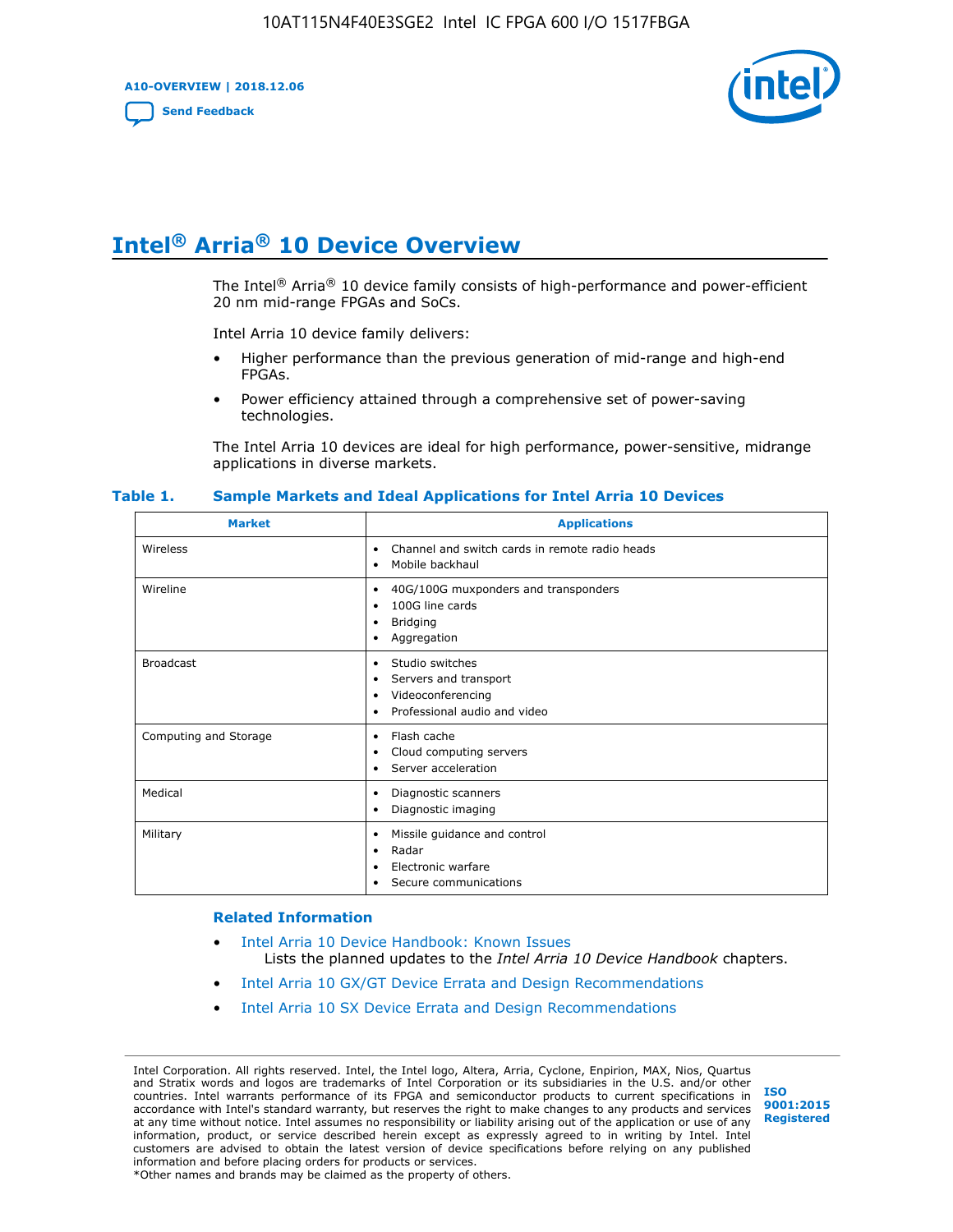# Intel® Arria® 10 Device Overview

The Intel® Arria® 10 device family consists of high-performance and power-efficient 20 nm mid-range FPGAs and SoCs.

Intel Arria 10 device family delivers:

- Higher performance than the previous generation of mid-range and high-end FPGAs.
- Power efficiency attained through a comprehensive set of power-saving technologies.

The Intel Arria 10 devices are ideal for high performance, power-sensitive, midrange applications in diverse markets.

**Table 1. Sample Markets and Ideal Applications for Intel Arria 10 Devices**

| Market | Applications |
|---|---|
| Wireless | • Channel and switch cards in remote radio heads<br>• Mobile backhaul |
| Wireline | • 40G/100G muxponders and transponders<br>• 100G line cards<br>• Bridging<br>• Aggregation |
| Broadcast | • Studio switches<br>• Servers and transport<br>• Videoconferencing<br>• Professional audio and video |
| Computing and Storage | • Flash cache<br>• Cloud computing servers<br>• Server acceleration |
| Medical | • Diagnostic scanners<br>• Diagnostic imaging |
| Military | • Missile guidance and control<br>• Radar<br>• Electronic warfare<br>• Secure communications |

### Related Information

- Intel Arria 10 Device Handbook: Known Issues
  Lists the planned updates to the *Intel Arria 10 Device Handbook* chapters.
- Intel Arria 10 GX/GT Device Errata and Design Recommendations
- Intel Arria 10 SX Device Errata and Design Recommendations

Intel Corporation. All rights reserved. Intel, the Intel logo, Altera, Arria, Cyclone, Enpirion, MAX, Nios, Quartus and Stratix words and logos are trademarks of Intel Corporation or its subsidiaries in the U.S. and/or other countries. Intel warrants performance of its FPGA and semiconductor products to current specifications in accordance with Intel's standard warranty, but reserves the right to make changes to any products and services at any time without notice. Intel assumes no responsibility or liability arising out of the application or use of any information, product, or service described herein except as expressly agreed to in writing by Intel. Intel customers are advised to obtain the latest version of device specifications before relying on any published information and before placing orders for products or services.
*Other names and brands may be claimed as the property of others.

ISO 9001:2015 Registered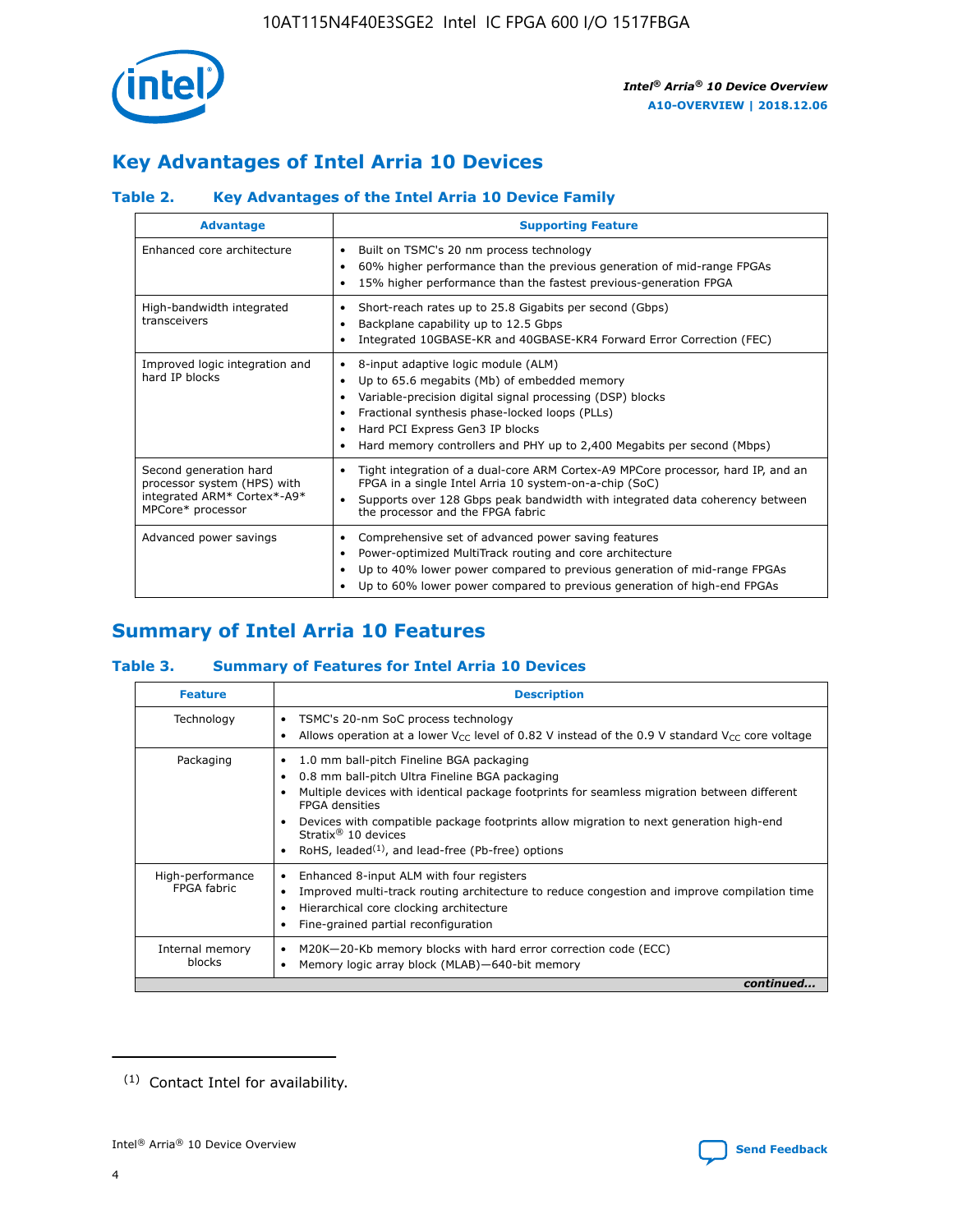## Key Advantages of Intel Arria 10 Devices

### Table 2. Key Advantages of the Intel Arria 10 Device Family

| Advantage | Supporting Feature |
|---|---|
| Enhanced core architecture | • Built on TSMC's 20 nm process technology<br>• 60% higher performance than the previous generation of mid-range FPGAs<br>• 15% higher performance than the fastest previous-generation FPGA |
| High-bandwidth integrated transceivers | • Short-reach rates up to 25.8 Gigabits per second (Gbps)<br>• Backplane capability up to 12.5 Gbps<br>• Integrated 10GBASE-KR and 40GBASE-KR4 Forward Error Correction (FEC) |
| Improved logic integration and hard IP blocks | • 8-input adaptive logic module (ALM)<br>• Up to 65.6 megabits (Mb) of embedded memory<br>• Variable-precision digital signal processing (DSP) blocks<br>• Fractional synthesis phase-locked loops (PLLs)<br>• Hard PCI Express Gen3 IP blocks<br>• Hard memory controllers and PHY up to 2,400 Megabits per second (Mbps) |
| Second generation hard processor system (HPS) with integrated ARM* Cortex*-A9* MPCore* processor | • Tight integration of a dual-core ARM Cortex-A9 MPCore processor, hard IP, and an FPGA in a single Intel Arria 10 system-on-a-chip (SoC)<br>• Supports over 128 Gbps peak bandwidth with integrated data coherency between the processor and the FPGA fabric |
| Advanced power savings | • Comprehensive set of advanced power saving features<br>• Power-optimized MultiTrack routing and core architecture<br>• Up to 40% lower power compared to previous generation of mid-range FPGAs<br>• Up to 60% lower power compared to previous generation of high-end FPGAs |

## Summary of Intel Arria 10 Features

### Table 3. Summary of Features for Intel Arria 10 Devices

| Feature | Description |
|---|---|
| Technology | • TSMC's 20-nm SoC process technology<br>• Allows operation at a lower $V_{CC}$ level of 0.82 V instead of the 0.9 V standard $V_{CC}$ core voltage |
| Packaging | • 1.0 mm ball-pitch Fineline BGA packaging<br>• 0.8 mm ball-pitch Ultra Fineline BGA packaging<br>• Multiple devices with identical package footprints for seamless migration between different FPGA densities<br>• Devices with compatible package footprints allow migration to next generation high-end Stratix® 10 devices<br>• RoHS, leaded[1], and lead-free (Pb-free) options |
| High-performance FPGA fabric | • Enhanced 8-input ALM with four registers<br>• Improved multi-track routing architecture to reduce congestion and improve compilation time<br>• Hierarchical core clocking architecture<br>• Fine-grained partial reconfiguration |
| Internal memory blocks | • M20K—20-Kb memory blocks with hard error correction code (ECC)<br>• Memory logic array block (MLAB)—640-bit memory |

*continued...*

[1] Contact Intel for availability.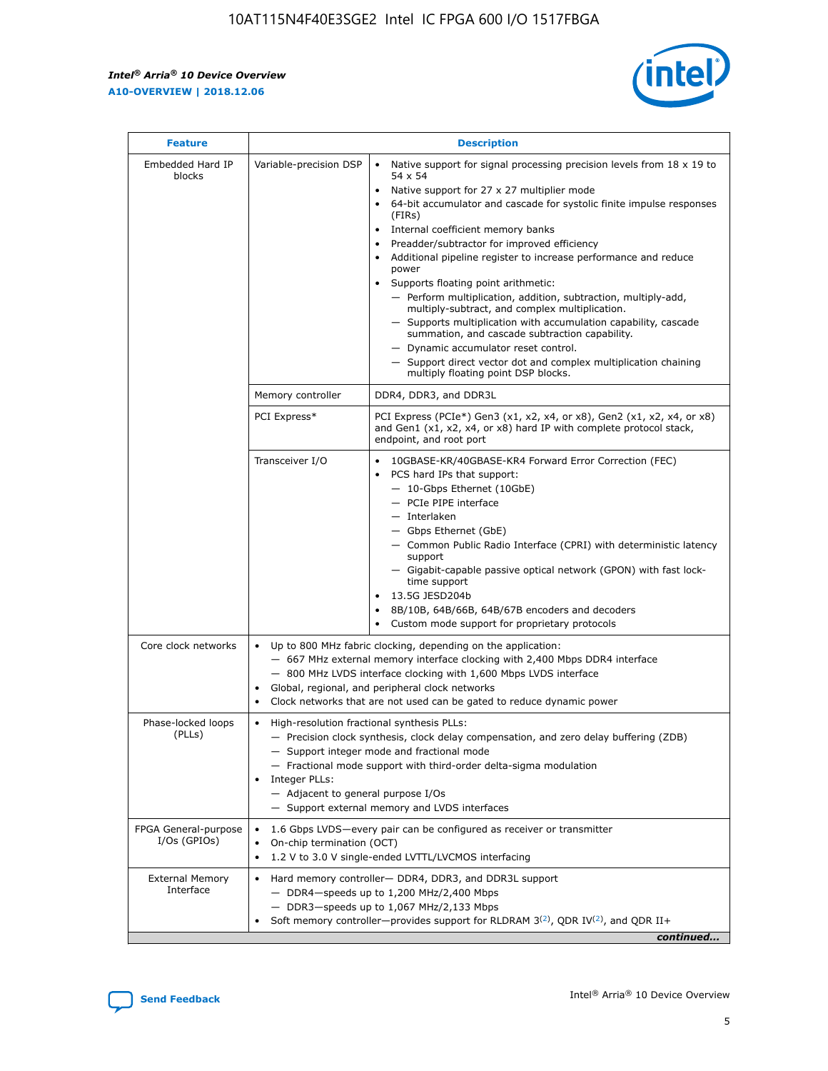| Feature | Description | |
|---|---|---|
| Embedded Hard IP blocks | Variable-precision DSP | • Native support for signal processing precision levels from 18 x 19 to 54 x 54<br>• Native support for 27 x 27 multiplier mode<br>• 64-bit accumulator and cascade for systolic finite impulse responses (FIRs)<br>• Internal coefficient memory banks<br>• Preadder/subtractor for improved efficiency<br>• Additional pipeline register to increase performance and reduce power<br>• Supports floating point arithmetic:<br>— Perform multiplication, addition, subtraction, multiply-add, multiply-subtract, and complex multiplication.<br>— Supports multiplication with accumulation capability, cascade summation, and cascade subtraction capability.<br>— Dynamic accumulator reset control.<br>— Support direct vector dot and complex multiplication chaining multiply floating point DSP blocks. |
| | Memory controller | DDR4, DDR3, and DDR3L |
| | PCI Express* | PCI Express (PCIe*) Gen3 (x1, x2, x4, or x8), Gen2 (x1, x2, x4, or x8) and Gen1 (x1, x2, x4, or x8) hard IP with complete protocol stack, endpoint, and root port |
| | Transceiver I/O | • 10GBASE-KR/40GBASE-KR4 Forward Error Correction (FEC)<br>• PCS hard IPs that support:<br>— 10-Gbps Ethernet (10GbE)<br>— PCIe PIPE interface<br>— Interlaken<br>— Gbps Ethernet (GbE)<br>— Common Public Radio Interface (CPRI) with deterministic latency support<br>— Gigabit-capable passive optical network (GPON) with fast lock-time support<br>• 13.5G JESD204b<br>• 8B/10B, 64B/66B, 64B/67B encoders and decoders<br>• Custom mode support for proprietary protocols |
| Core clock networks | • Up to 800 MHz fabric clocking, depending on the application:<br>— 667 MHz external memory interface clocking with 2,400 Mbps DDR4 interface<br>— 800 MHz LVDS interface clocking with 1,600 Mbps LVDS interface<br>• Global, regional, and peripheral clock networks<br>• Clock networks that are not used can be gated to reduce dynamic power | |
| Phase-locked loops (PLLs) | • High-resolution fractional synthesis PLLs:<br>— Precision clock synthesis, clock delay compensation, and zero delay buffering (ZDB)<br>— Support integer mode and fractional mode<br>— Fractional mode support with third-order delta-sigma modulation<br>• Integer PLLs:<br>— Adjacent to general purpose I/Os<br>— Support external memory and LVDS interfaces | |
| FPGA General-purpose I/Os (GPIOs) | • 1.6 Gbps LVDS—every pair can be configured as receiver or transmitter<br>• On-chip termination (OCT)<br>• 1.2 V to 3.0 V single-ended LVTTL/LVCMOS interfacing | |
| External Memory Interface | • Hard memory controller— DDR4, DDR3, and DDR3L support<br>— DDR4—speeds up to 1,200 MHz/2,400 Mbps<br>— DDR3—speeds up to 1,067 MHz/2,133 Mbps<br>• Soft memory controller—provides support for RLDRAM 3[(2)], QDR IV[(2)], and QDR II+ | |

*continued...*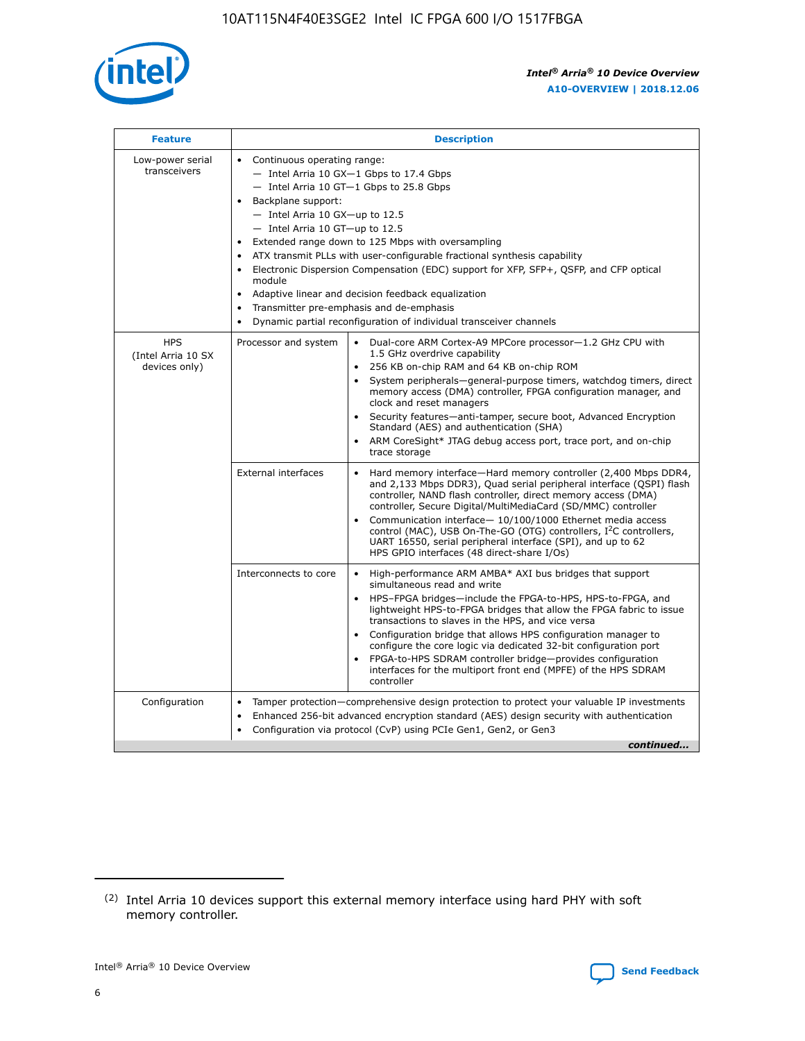| Feature | Description | |
| --- | --- | --- |
| Low-power serial transceivers | • Continuous operating range:<br>— Intel Arria 10 GX—1 Gbps to 17.4 Gbps<br>— Intel Arria 10 GT—1 Gbps to 25.8 Gbps<br>• Backplane support:<br>— Intel Arria 10 GX—up to 12.5<br>— Intel Arria 10 GT—up to 12.5<br>• Extended range down to 125 Mbps with oversampling<br>• ATX transmit PLLs with user-configurable fractional synthesis capability<br>• Electronic Dispersion Compensation (EDC) support for XFP, SFP+, QSFP, and CFP optical module<br>• Adaptive linear and decision feedback equalization<br>• Transmitter pre-emphasis and de-emphasis<br>• Dynamic partial reconfiguration of individual transceiver channels | |
| HPS (Intel Arria 10 SX devices only) | Processor and system | • Dual-core ARM Cortex-A9 MPCore processor—1.2 GHz CPU with 1.5 GHz overdrive capability<br>• 256 KB on-chip RAM and 64 KB on-chip ROM<br>• System peripherals—general-purpose timers, watchdog timers, direct memory access (DMA) controller, FPGA configuration manager, and clock and reset managers<br>• Security features—anti-tamper, secure boot, Advanced Encryption Standard (AES) and authentication (SHA)<br>• ARM CoreSight* JTAG debug access port, trace port, and on-chip trace storage |
| | External interfaces | • Hard memory interface—Hard memory controller (2,400 Mbps DDR4, and 2,133 Mbps DDR3), Quad serial peripheral interface (QSPI) flash controller, NAND flash controller, direct memory access (DMA) controller, Secure Digital/MultiMediaCard (SD/MMC) controller<br>• Communication interface— 10/100/1000 Ethernet media access control (MAC), USB On-The-GO (OTG) controllers, I²C controllers, UART 16550, serial peripheral interface (SPI), and up to 62 HPS GPIO interfaces (48 direct-share I/Os) |
| | Interconnects to core | • High-performance ARM AMBA* AXI bus bridges that support simultaneous read and write<br>• HPS–FPGA bridges—include the FPGA-to-HPS, HPS-to-FPGA, and lightweight HPS-to-FPGA bridges that allow the FPGA fabric to issue transactions to slaves in the HPS, and vice versa<br>• Configuration bridge that allows HPS configuration manager to configure the core logic via dedicated 32-bit configuration port<br>• FPGA-to-HPS SDRAM controller bridge—provides configuration interfaces for the multiport front end (MPFE) of the HPS SDRAM controller |
| Configuration | • Tamper protection—comprehensive design protection to protect your valuable IP investments<br>• Enhanced 256-bit advanced encryption standard (AES) design security with authentication<br>• Configuration via protocol (CvP) using PCIe Gen1, Gen2, or Gen3 | |

*continued...*

(2) Intel Arria 10 devices support this external memory interface using hard PHY with soft memory controller.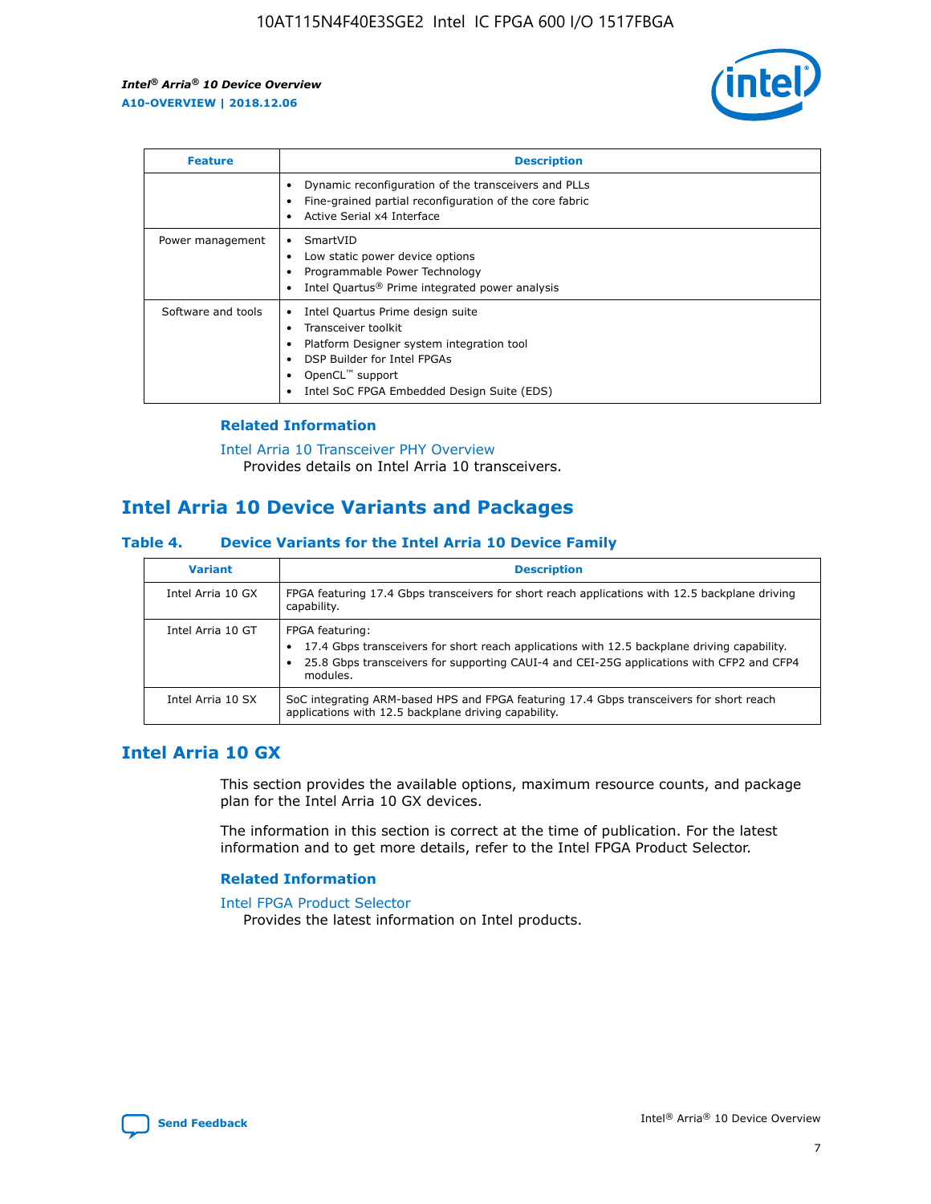| Feature | Description |
| --- | --- |
| | • Dynamic reconfiguration of the transceivers and PLLs<br>• Fine-grained partial reconfiguration of the core fabric<br>• Active Serial x4 Interface |
| Power management | • SmartVID<br>• Low static power device options<br>• Programmable Power Technology<br>• Intel Quartus® Prime integrated power analysis |
| Software and tools | • Intel Quartus Prime design suite<br>• Transceiver toolkit<br>• Platform Designer system integration tool<br>• DSP Builder for Intel FPGAs<br>• OpenCL™ support<br>• Intel SoC FPGA Embedded Design Suite (EDS) |

### Related Information

Intel Arria 10 Transceiver PHY Overview
Provides details on Intel Arria 10 transceivers.

## Intel Arria 10 Device Variants and Packages

### Table 4. Device Variants for the Intel Arria 10 Device Family

| Variant | Description |
| --- | --- |
| Intel Arria 10 GX | FPGA featuring 17.4 Gbps transceivers for short reach applications with 12.5 backplane driving capability. |
| Intel Arria 10 GT | FPGA featuring:<br>• 17.4 Gbps transceivers for short reach applications with 12.5 backplane driving capability.<br>• 25.8 Gbps transceivers for supporting CAUI-4 and CEI-25G applications with CFP2 and CFP4 modules. |
| Intel Arria 10 SX | SoC integrating ARM-based HPS and FPGA featuring 17.4 Gbps transceivers for short reach applications with 12.5 backplane driving capability. |

## Intel Arria 10 GX

This section provides the available options, maximum resource counts, and package plan for the Intel Arria 10 GX devices.

The information in this section is correct at the time of publication. For the latest information and to get more details, refer to the Intel FPGA Product Selector.

### Related Information

Intel FPGA Product Selector
Provides the latest information on Intel products.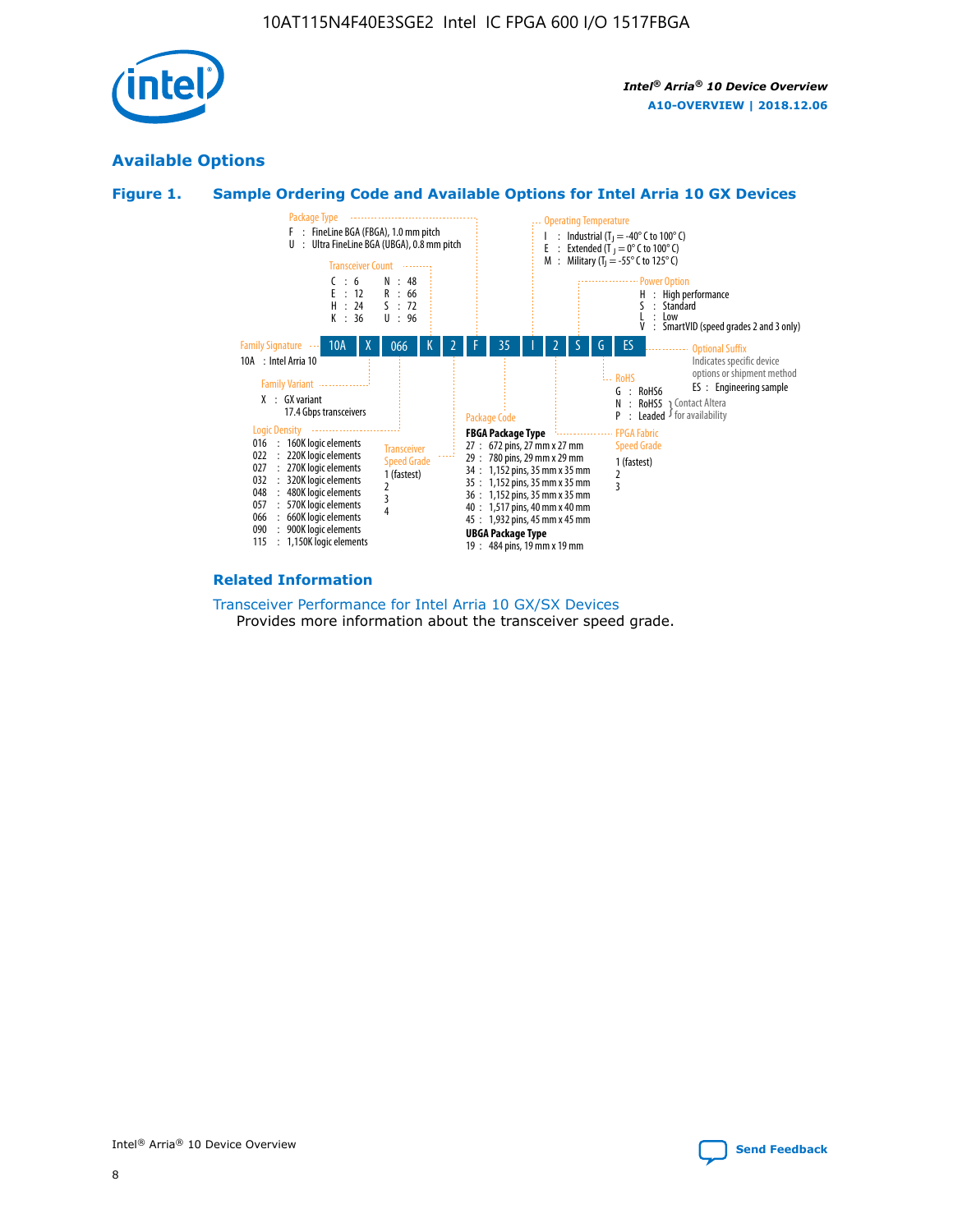## Available Options

### Figure 1. Sample Ordering Code and Available Options for Intel Arria 10 GX Devices

Sample ordering code: 10A X 066 K 2 F 35 I 2 S G ES

**Family Signature**
- 10A : Intel Arria 10

**Family Variant**
- X : GX variant, 17.4 Gbps transceivers

**Logic Density**
- 016 : 160K logic elements
- 022 : 220K logic elements
- 027 : 270K logic elements
- 032 : 320K logic elements
- 048 : 480K logic elements
- 057 : 570K logic elements
- 066 : 660K logic elements
- 090 : 900K logic elements
- 115 : 1,150K logic elements

**Transceiver Count**
- C : 6
- E : 12
- H : 24
- K : 36
- N : 48
- R : 66
- S : 72
- U : 96

**Transceiver Speed Grade**
- 1 (fastest)
- 2
- 3
- 4

**Package Type**
- F : FineLine BGA (FBGA), 1.0 mm pitch
- U : Ultra FineLine BGA (UBGA), 0.8 mm pitch

**Package Code**

FBGA Package Type
- 27 : 672 pins, 27 mm x 27 mm
- 29 : 780 pins, 29 mm x 29 mm
- 34 : 1,152 pins, 35 mm x 35 mm
- 35 : 1,152 pins, 35 mm x 35 mm
- 36 : 1,152 pins, 35 mm x 35 mm
- 40 : 1,517 pins, 40 mm x 40 mm
- 45 : 1,932 pins, 45 mm x 45 mm

UBGA Package Type
- 19 : 484 pins, 19 mm x 19 mm

**Operating Temperature**
- I : Industrial ($T_J$ = -40° C to 100° C)
- E : Extended ($T_J$ = 0° C to 100° C)
- M : Military ($T_J$ = -55° C to 125° C)

**FPGA Fabric Speed Grade**
- 1 (fastest)
- 2
- 3

**Power Option**
- H : High performance
- S : Standard
- L : Low
- V : SmartVID (speed grades 2 and 3 only)

**RoHS**
- G : RoHS6
- N : RoHS5 (Contact Altera for availability)
- P : Leaded (Contact Altera for availability)

**Optional Suffix**

Indicates specific device options or shipment method
- ES : Engineering sample

### Related Information

Transceiver Performance for Intel Arria 10 GX/SX Devices

Provides more information about the transceiver speed grade.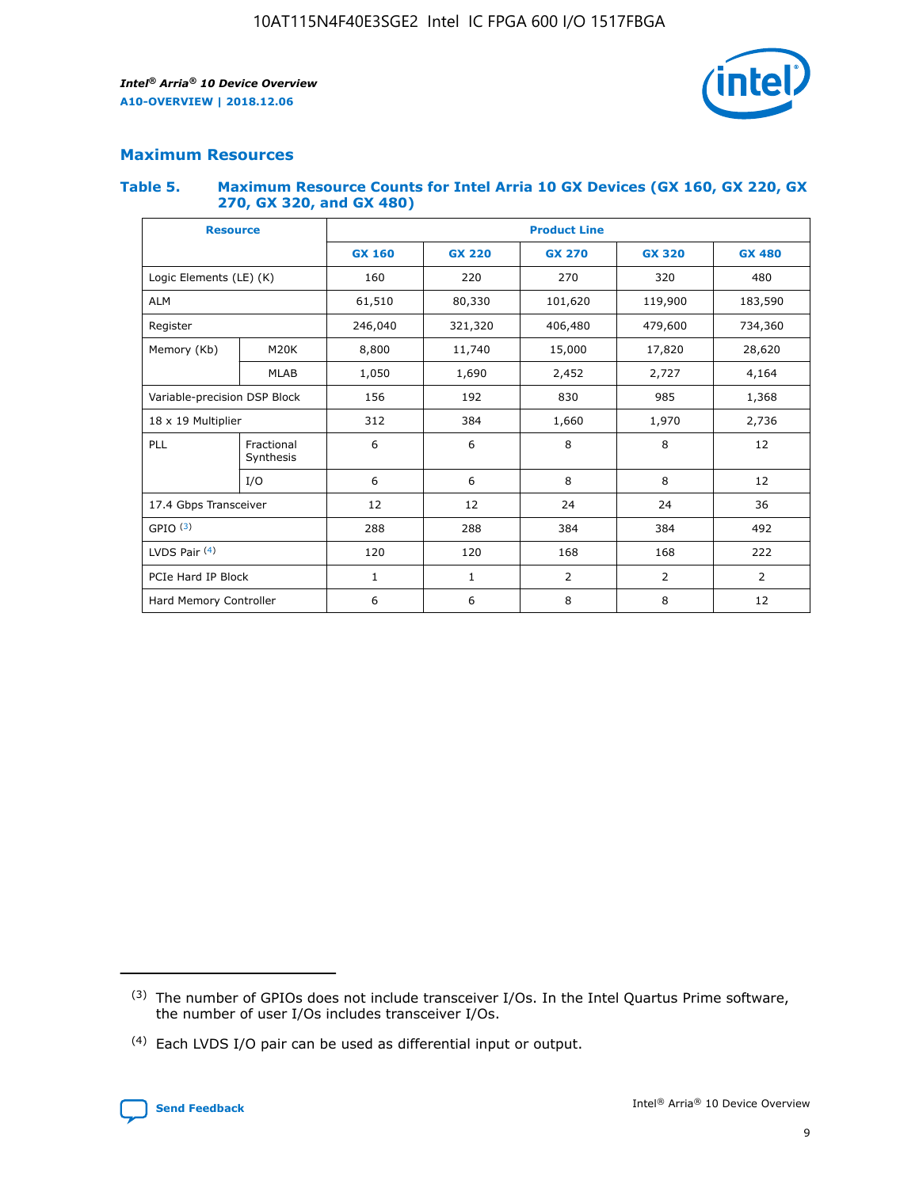## Maximum Resources

### Table 5. Maximum Resource Counts for Intel Arria 10 GX Devices (GX 160, GX 220, GX 270, GX 320, and GX 480)

| Resource | | Product Line | | | | |
|---|---|---|---|---|---|---|
| | | GX 160 | GX 220 | GX 270 | GX 320 | GX 480 |
| Logic Elements (LE) (K) | | 160 | 220 | 270 | 320 | 480 |
| ALM | | 61,510 | 80,330 | 101,620 | 119,900 | 183,590 |
| Register | | 246,040 | 321,320 | 406,480 | 479,600 | 734,360 |
| Memory (Kb) | M20K | 8,800 | 11,740 | 15,000 | 17,820 | 28,620 |
| | MLAB | 1,050 | 1,690 | 2,452 | 2,727 | 4,164 |
| Variable-precision DSP Block | | 156 | 192 | 830 | 985 | 1,368 |
| 18 x 19 Multiplier | | 312 | 384 | 1,660 | 1,970 | 2,736 |
| PLL | Fractional Synthesis | 6 | 6 | 8 | 8 | 12 |
| | I/O | 6 | 6 | 8 | 8 | 12 |
| 17.4 Gbps Transceiver | | 12 | 12 | 24 | 24 | 36 |
| GPIO [(3)] | | 288 | 288 | 384 | 384 | 492 |
| LVDS Pair [(4)] | | 120 | 120 | 168 | 168 | 222 |
| PCIe Hard IP Block | | 1 | 1 | 2 | 2 | 2 |
| Hard Memory Controller | | 6 | 6 | 8 | 8 | 12 |

(3) The number of GPIOs does not include transceiver I/Os. In the Intel Quartus Prime software, the number of user I/Os includes transceiver I/Os.

(4) Each LVDS I/O pair can be used as differential input or output.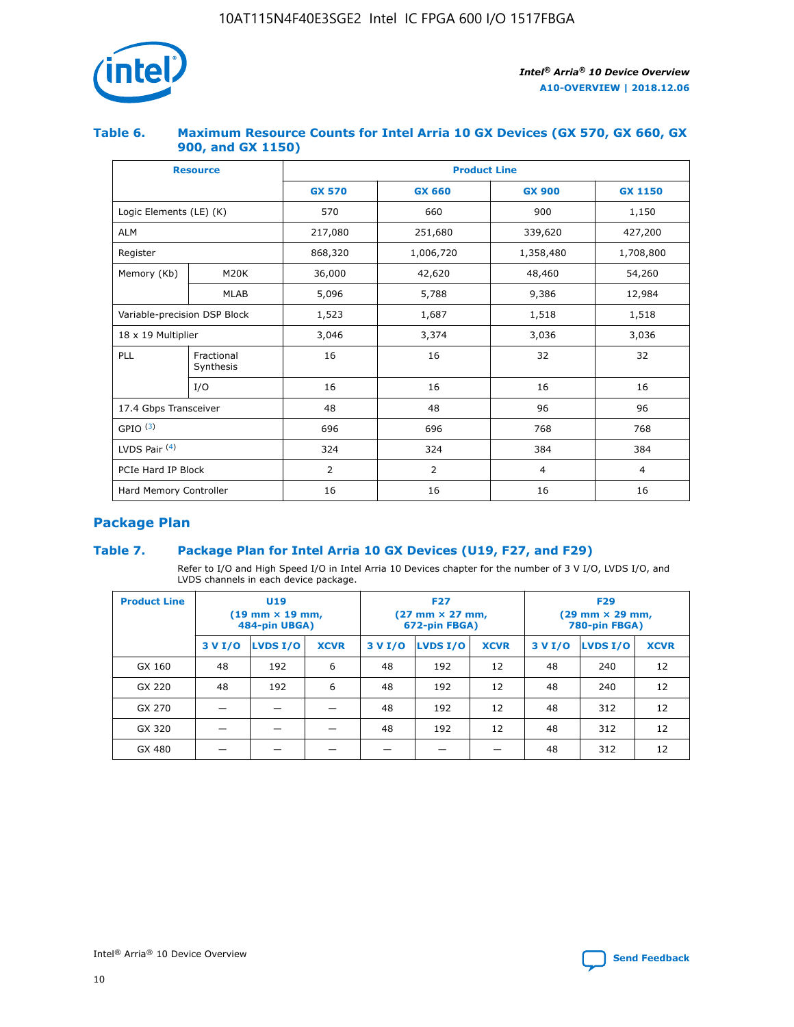### Table 6. Maximum Resource Counts for Intel Arria 10 GX Devices (GX 570, GX 660, GX 900, and GX 1150)

| Resource | | Product Line | | | |
|---|---|---|---|---|---|
| | | GX 570 | GX 660 | GX 900 | GX 1150 |
| Logic Elements (LE) (K) | | 570 | 660 | 900 | 1,150 |
| ALM | | 217,080 | 251,680 | 339,620 | 427,200 |
| Register | | 868,320 | 1,006,720 | 1,358,480 | 1,708,800 |
| Memory (Kb) | M20K | 36,000 | 42,620 | 48,460 | 54,260 |
| | MLAB | 5,096 | 5,788 | 9,386 | 12,984 |
| Variable-precision DSP Block | | 1,523 | 1,687 | 1,518 | 1,518 |
| 18 x 19 Multiplier | | 3,046 | 3,374 | 3,036 | 3,036 |
| PLL | Fractional Synthesis | 16 | 16 | 32 | 32 |
| | I/O | 16 | 16 | 16 | 16 |
| 17.4 Gbps Transceiver | | 48 | 48 | 96 | 96 |
| GPIO [3] | | 696 | 696 | 768 | 768 |
| LVDS Pair [4] | | 324 | 324 | 384 | 384 |
| PCIe Hard IP Block | | 2 | 2 | 4 | 4 |
| Hard Memory Controller | | 16 | 16 | 16 | 16 |

## Package Plan

### Table 7. Package Plan for Intel Arria 10 GX Devices (U19, F27, and F29)

Refer to I/O and High Speed I/O in Intel Arria 10 Devices chapter for the number of 3 V I/O, LVDS I/O, and LVDS channels in each device package.

| Product Line | U19 (19 mm × 19 mm, 484-pin UBGA) | | | F27 (27 mm × 27 mm, 672-pin FBGA) | | | F29 (29 mm × 29 mm, 780-pin FBGA) | | |
|---|---|---|---|---|---|---|---|---|---|
| | 3 V I/O | LVDS I/O | XCVR | 3 V I/O | LVDS I/O | XCVR | 3 V I/O | LVDS I/O | XCVR |
| GX 160 | 48 | 192 | 6 | 48 | 192 | 12 | 48 | 240 | 12 |
| GX 220 | 48 | 192 | 6 | 48 | 192 | 12 | 48 | 240 | 12 |
| GX 270 | — | — | — | 48 | 192 | 12 | 48 | 312 | 12 |
| GX 320 | — | — | — | 48 | 192 | 12 | 48 | 312 | 12 |
| GX 480 | — | — | — | — | — | — | 48 | 312 | 12 |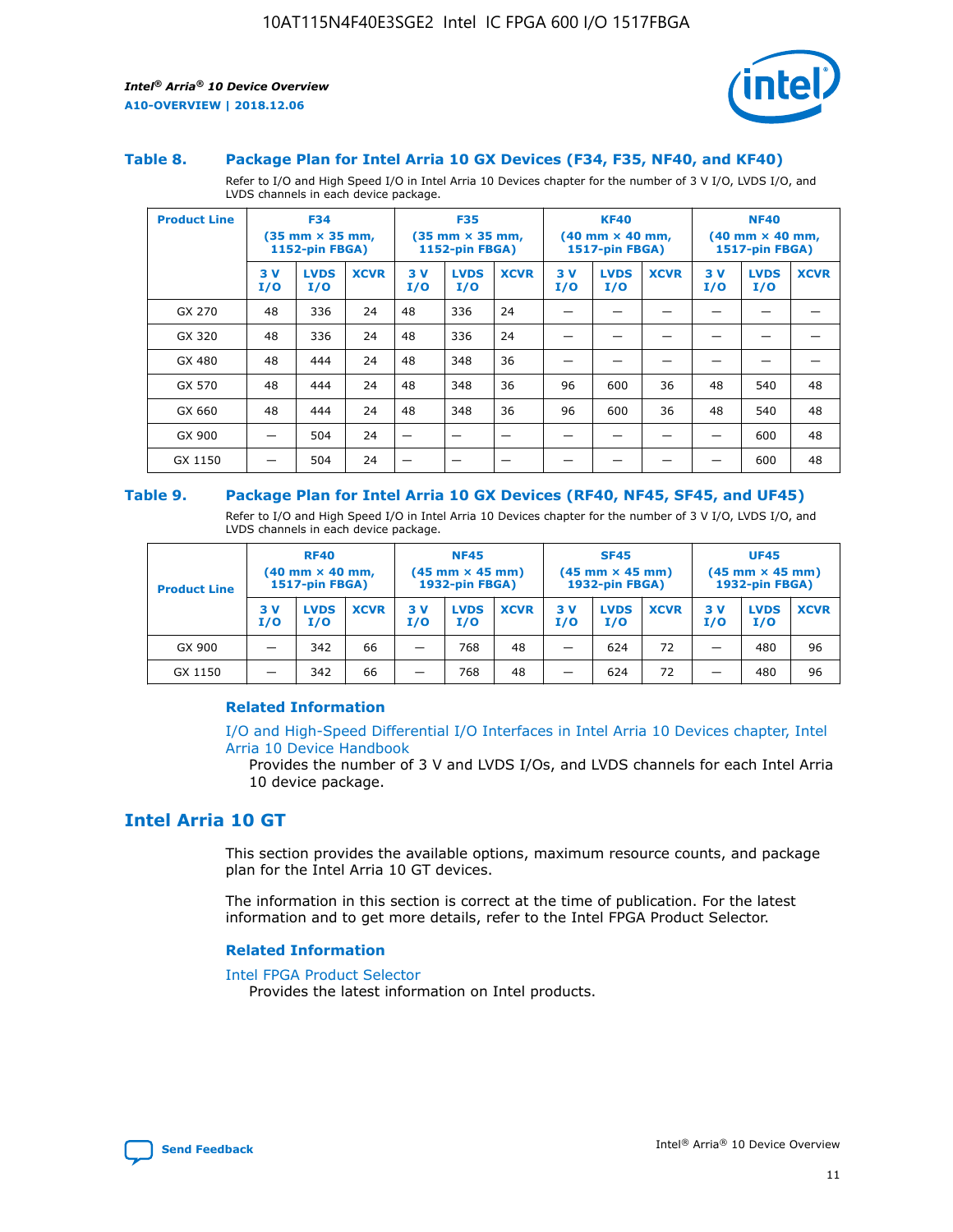### Table 8. Package Plan for Intel Arria 10 GX Devices (F34, F35, NF40, and KF40)

Refer to I/O and High Speed I/O in Intel Arria 10 Devices chapter for the number of 3 V I/O, LVDS I/O, and LVDS channels in each device package.

| Product Line | F34 (35 mm × 35 mm, 1152-pin FBGA) | | | F35 (35 mm × 35 mm, 1152-pin FBGA) | | | KF40 (40 mm × 40 mm, 1517-pin FBGA) | | | NF40 (40 mm × 40 mm, 1517-pin FBGA) | | |
|---|---|---|---|---|---|---|---|---|---|---|---|---|
| | 3 V I/O | LVDS I/O | XCVR | 3 V I/O | LVDS I/O | XCVR | 3 V I/O | LVDS I/O | XCVR | 3 V I/O | LVDS I/O | XCVR |
| GX 270 | 48 | 336 | 24 | 48 | 336 | 24 | — | — | — | — | — | — |
| GX 320 | 48 | 336 | 24 | 48 | 336 | 24 | — | — | — | — | — | — |
| GX 480 | 48 | 444 | 24 | 48 | 348 | 36 | — | — | — | — | — | — |
| GX 570 | 48 | 444 | 24 | 48 | 348 | 36 | 96 | 600 | 36 | 48 | 540 | 48 |
| GX 660 | 48 | 444 | 24 | 48 | 348 | 36 | 96 | 600 | 36 | 48 | 540 | 48 |
| GX 900 | — | 504 | 24 | — | — | — | — | — | — | — | 600 | 48 |
| GX 1150 | — | 504 | 24 | — | — | — | — | — | — | — | 600 | 48 |

### Table 9. Package Plan for Intel Arria 10 GX Devices (RF40, NF45, SF45, and UF45)

Refer to I/O and High Speed I/O in Intel Arria 10 Devices chapter for the number of 3 V I/O, LVDS I/O, and LVDS channels in each device package.

| Product Line | RF40 (40 mm × 40 mm, 1517-pin FBGA) | | | NF45 (45 mm × 45 mm) 1932-pin FBGA) | | | SF45 (45 mm × 45 mm) 1932-pin FBGA) | | | UF45 (45 mm × 45 mm) 1932-pin FBGA) | | |
|---|---|---|---|---|---|---|---|---|---|---|---|---|
| | 3 V I/O | LVDS I/O | XCVR | 3 V I/O | LVDS I/O | XCVR | 3 V I/O | LVDS I/O | XCVR | 3 V I/O | LVDS I/O | XCVR |
| GX 900 | — | 342 | 66 | — | 768 | 48 | — | 624 | 72 | — | 480 | 96 |
| GX 1150 | — | 342 | 66 | — | 768 | 48 | — | 624 | 72 | — | 480 | 96 |

#### Related Information

I/O and High-Speed Differential I/O Interfaces in Intel Arria 10 Devices chapter, Intel Arria 10 Device Handbook

Provides the number of 3 V and LVDS I/Os, and LVDS channels for each Intel Arria 10 device package.

## Intel Arria 10 GT

This section provides the available options, maximum resource counts, and package plan for the Intel Arria 10 GT devices.

The information in this section is correct at the time of publication. For the latest information and to get more details, refer to the Intel FPGA Product Selector.

#### Related Information

Intel FPGA Product Selector

Provides the latest information on Intel products.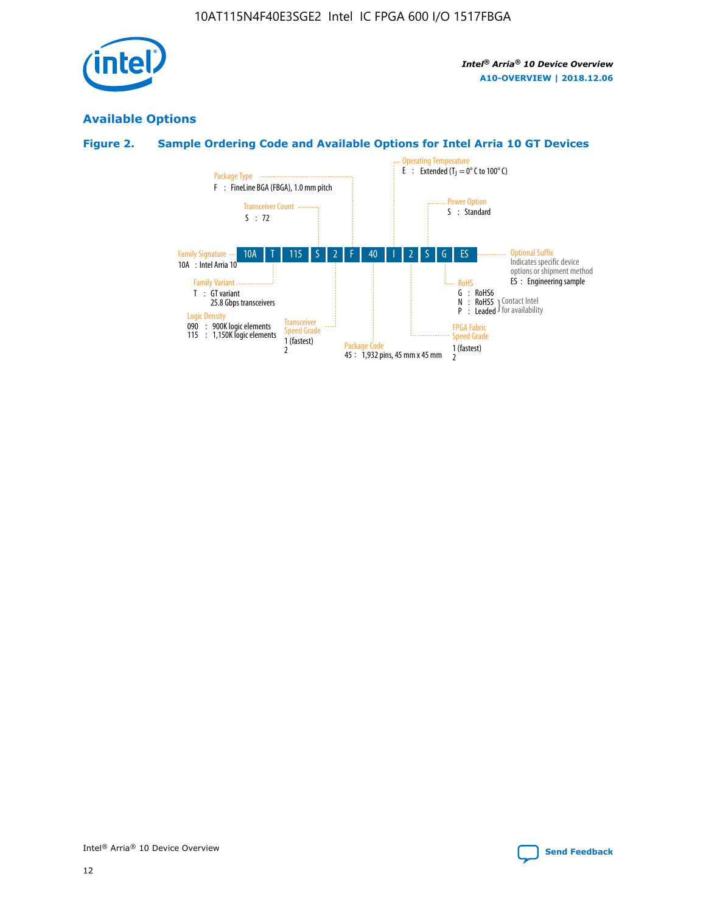## Available Options

### Figure 2. Sample Ordering Code and Available Options for Intel Arria 10 GT Devices

| 10A | T | 115 | S | 2 | F | 40 | I | 2 | S | G | ES |
|---|---|---|---|---|---|---|---|---|---|---|---|

**Family Signature**
10A : Intel Arria 10

**Family Variant**
T : GT variant
25.8 Gbps transceivers

**Logic Density**
090 : 900K logic elements
115 : 1,150K logic elements

**Transceiver Count**
S : 72

**Transceiver Speed Grade**
1 (fastest)
2

**Package Type**
F : FineLine BGA (FBGA), 1.0 mm pitch

**Package Code**
45 : 1,932 pins, 45 mm x 45 mm

**Operating Temperature**
E : Extended ($T_J$ = 0° C to 100° C)

**FPGA Fabric Speed Grade**
1 (fastest)
2

**Power Option**
S : Standard

**RoHS**
G : RoHS6
N : RoHS5 } Contact Intel for availability
P : Leaded } Contact Intel for availability

**Optional Suffix**
Indicates specific device options or shipment method
ES : Engineering sample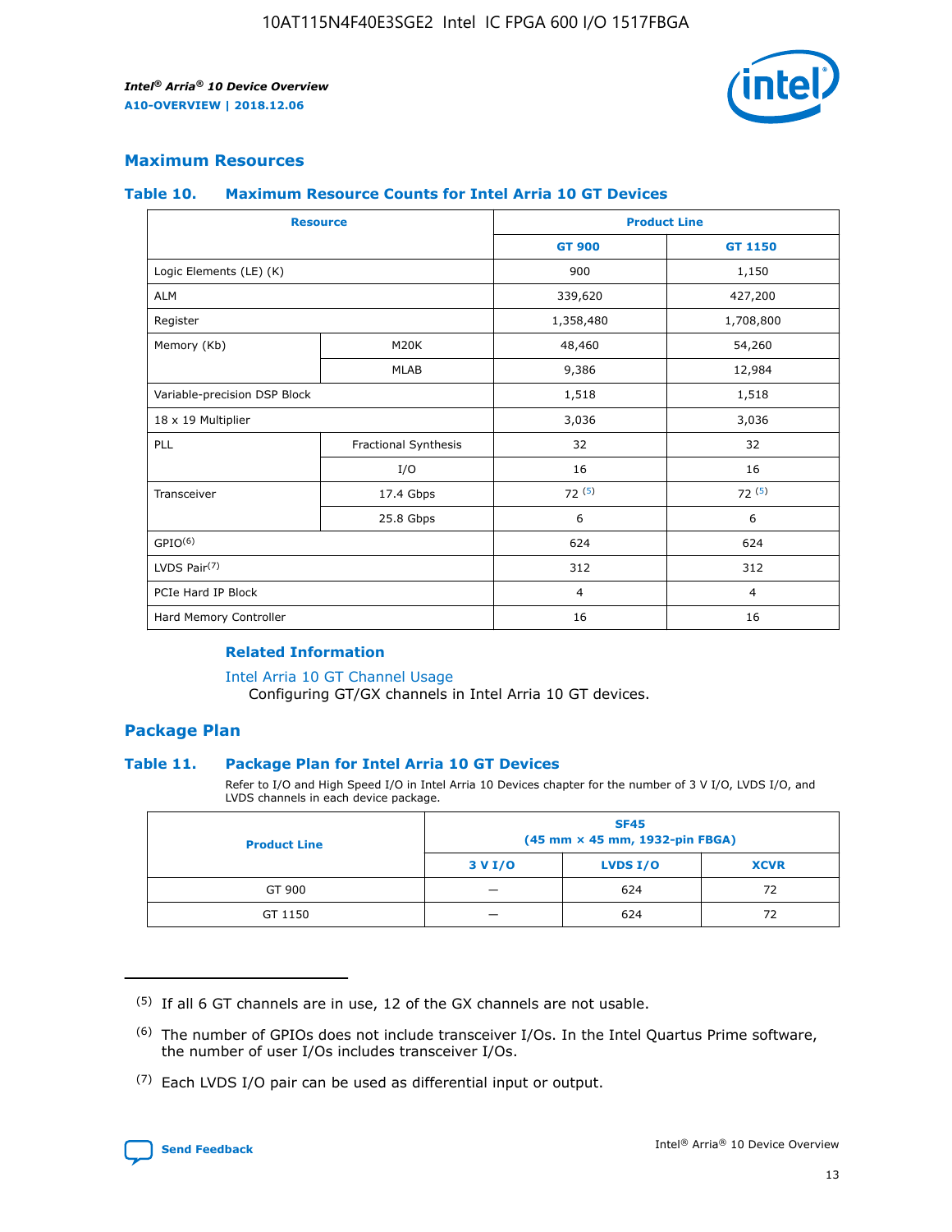## Maximum Resources

### Table 10. Maximum Resource Counts for Intel Arria 10 GT Devices

| Resource | | Product Line | |
|---|---|---|---|
| | | GT 900 | GT 1150 |
| Logic Elements (LE) (K) | | 900 | 1,150 |
| ALM | | 339,620 | 427,200 |
| Register | | 1,358,480 | 1,708,800 |
| Memory (Kb) | M20K | 48,460 | 54,260 |
| | MLAB | 9,386 | 12,984 |
| Variable-precision DSP Block | | 1,518 | 1,518 |
| 18 x 19 Multiplier | | 3,036 | 3,036 |
| PLL | Fractional Synthesis | 32 | 32 |
| | I/O | 16 | 16 |
| Transceiver | 17.4 Gbps | 72 (5) | 72 (5) |
| | 25.8 Gbps | 6 | 6 |
| GPIO(6) | | 624 | 624 |
| LVDS Pair(7) | | 312 | 312 |
| PCIe Hard IP Block | | 4 | 4 |
| Hard Memory Controller | | 16 | 16 |

#### Related Information

Intel Arria 10 GT Channel Usage
Configuring GT/GX channels in Intel Arria 10 GT devices.

## Package Plan

### Table 11. Package Plan for Intel Arria 10 GT Devices

Refer to I/O and High Speed I/O in Intel Arria 10 Devices chapter for the number of 3 V I/O, LVDS I/O, and LVDS channels in each device package.

| Product Line | SF45 (45 mm × 45 mm, 1932-pin FBGA) | | |
|---|---|---|---|
| | 3 V I/O | LVDS I/O | XCVR |
| GT 900 | — | 624 | 72 |
| GT 1150 | — | 624 | 72 |

(5) If all 6 GT channels are in use, 12 of the GX channels are not usable.

(6) The number of GPIOs does not include transceiver I/Os. In the Intel Quartus Prime software, the number of user I/Os includes transceiver I/Os.

(7) Each LVDS I/O pair can be used as differential input or output.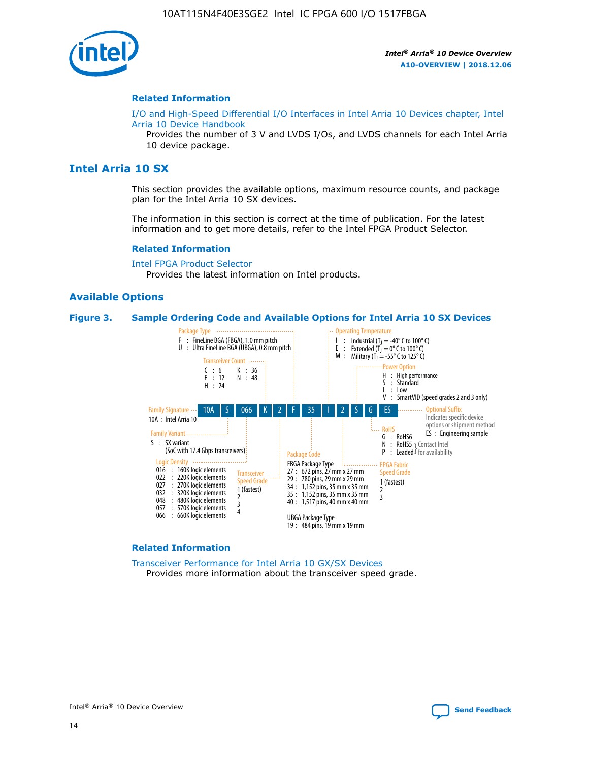## Related Information

I/O and High-Speed Differential I/O Interfaces in Intel Arria 10 Devices chapter, Intel Arria 10 Device Handbook

Provides the number of 3 V and LVDS I/Os, and LVDS channels for each Intel Arria 10 device package.

# Intel Arria 10 SX

This section provides the available options, maximum resource counts, and package plan for the Intel Arria 10 SX devices.

The information in this section is correct at the time of publication. For the latest information and to get more details, refer to the Intel FPGA Product Selector.

## Related Information

Intel FPGA Product Selector

Provides the latest information on Intel products.

## Available Options

**Figure 3. Sample Ordering Code and Available Options for Intel Arria 10 SX Devices**

Sample ordering code: 10A S 066 K 2 F 35 I 2 S G ES

**Family Signature**
- 10A : Intel Arria 10

**Family Variant**
- S : SX variant (SoC with 17.4 Gbps transceivers)

**Logic Density**
- 016 : 160K logic elements
- 022 : 220K logic elements
- 027 : 270K logic elements
- 032 : 320K logic elements
- 048 : 480K logic elements
- 057 : 570K logic elements
- 066 : 660K logic elements

**Transceiver Count**
- C : 6
- E : 12
- H : 24
- K : 36
- N : 48

**Transceiver Speed Grade**
- 1 (fastest)
- 2
- 3
- 4

**Package Type**
- F : FineLine BGA (FBGA), 1.0 mm pitch
- U : Ultra FineLine BGA (UBGA), 0.8 mm pitch

**Package Code**

FBGA Package Type
- 27 : 672 pins, 27 mm x 27 mm
- 29 : 780 pins, 29 mm x 29 mm
- 34 : 1,152 pins, 35 mm x 35 mm
- 35 : 1,152 pins, 35 mm x 35 mm
- 40 : 1,517 pins, 40 mm x 40 mm

UBGA Package Type
- 19 : 484 pins, 19 mm x 19 mm

**Operating Temperature**
- I : Industrial ($T_J$ = -40° C to 100° C)
- E : Extended ($T_J$ = 0° C to 100° C)
- M : Military ($T_J$ = -55° C to 125° C)

**FPGA Fabric Speed Grade**
- 1 (fastest)
- 2
- 3

**Power Option**
- H : High performance
- S : Standard
- L : Low
- V : SmartVID (speed grades 2 and 3 only)

**RoHS**
- G : RoHS6
- N : RoHS5 } Contact Intel for availability
- P : Leaded } Contact Intel for availability

**Optional Suffix**

Indicates specific device options or shipment method
- ES : Engineering sample

## Related Information

Transceiver Performance for Intel Arria 10 GX/SX Devices

Provides more information about the transceiver speed grade.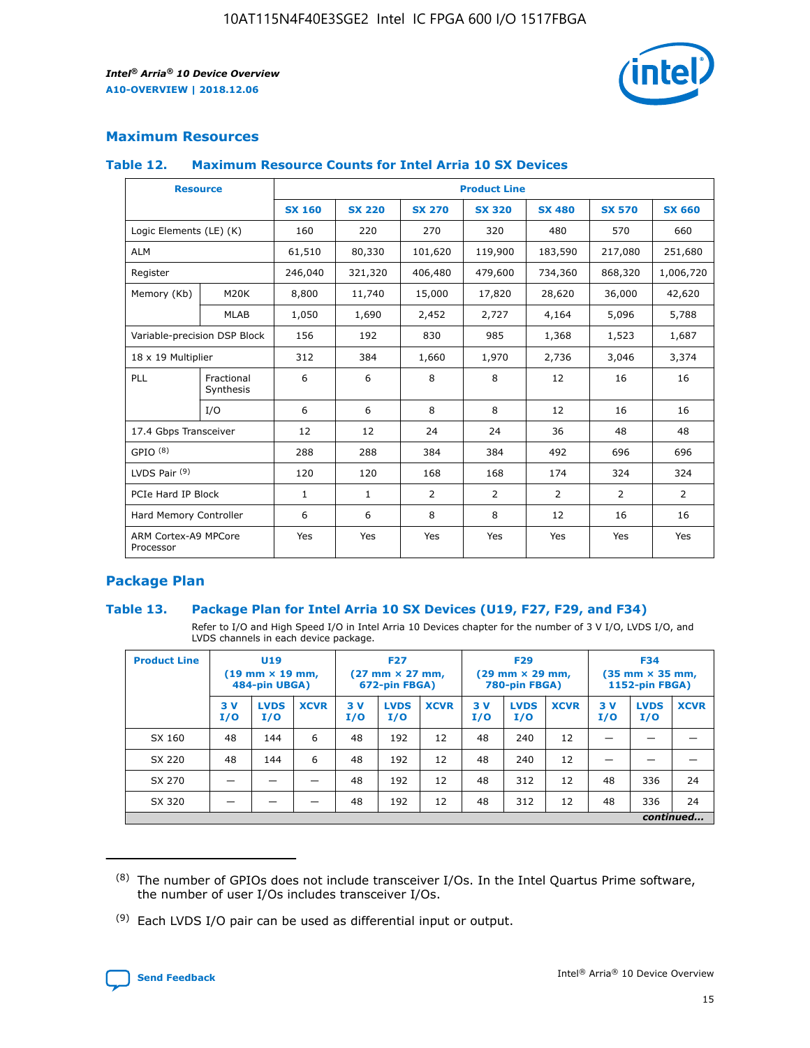## Maximum Resources

### Table 12. Maximum Resource Counts for Intel Arria 10 SX Devices

| Resource | | Product Line | | | | | | |
|---|---|---|---|---|---|---|---|---|
| | | SX 160 | SX 220 | SX 270 | SX 320 | SX 480 | SX 570 | SX 660 |
| Logic Elements (LE) (K) | | 160 | 220 | 270 | 320 | 480 | 570 | 660 |
| ALM | | 61,510 | 80,330 | 101,620 | 119,900 | 183,590 | 217,080 | 251,680 |
| Register | | 246,040 | 321,320 | 406,480 | 479,600 | 734,360 | 868,320 | 1,006,720 |
| Memory (Kb) | M20K | 8,800 | 11,740 | 15,000 | 17,820 | 28,620 | 36,000 | 42,620 |
| | MLAB | 1,050 | 1,690 | 2,452 | 2,727 | 4,164 | 5,096 | 5,788 |
| Variable-precision DSP Block | | 156 | 192 | 830 | 985 | 1,368 | 1,523 | 1,687 |
| 18 x 19 Multiplier | | 312 | 384 | 1,660 | 1,970 | 2,736 | 3,046 | 3,374 |
| PLL | Fractional Synthesis | 6 | 6 | 8 | 8 | 12 | 16 | 16 |
| | I/O | 6 | 6 | 8 | 8 | 12 | 16 | 16 |
| 17.4 Gbps Transceiver | | 12 | 12 | 24 | 24 | 36 | 48 | 48 |
| GPIO (8) | | 288 | 288 | 384 | 384 | 492 | 696 | 696 |
| LVDS Pair (9) | | 120 | 120 | 168 | 168 | 174 | 324 | 324 |
| PCIe Hard IP Block | | 1 | 1 | 2 | 2 | 2 | 2 | 2 |
| Hard Memory Controller | | 6 | 6 | 8 | 8 | 12 | 16 | 16 |
| ARM Cortex-A9 MPCore Processor | | Yes | Yes | Yes | Yes | Yes | Yes | Yes |

## Package Plan

### Table 13. Package Plan for Intel Arria 10 SX Devices (U19, F27, F29, and F34)

Refer to I/O and High Speed I/O in Intel Arria 10 Devices chapter for the number of 3 V I/O, LVDS I/O, and LVDS channels in each device package.

| Product Line | U19 (19 mm × 19 mm, 484-pin UBGA) | | | F27 (27 mm × 27 mm, 672-pin FBGA) | | | F29 (29 mm × 29 mm, 780-pin FBGA) | | | F34 (35 mm × 35 mm, 1152-pin FBGA) | | |
|---|---|---|---|---|---|---|---|---|---|---|---|---|
| | 3 V I/O | LVDS I/O | XCVR | 3 V I/O | LVDS I/O | XCVR | 3 V I/O | LVDS I/O | XCVR | 3 V I/O | LVDS I/O | XCVR |
| SX 160 | 48 | 144 | 6 | 48 | 192 | 12 | 48 | 240 | 12 | — | — | — |
| SX 220 | 48 | 144 | 6 | 48 | 192 | 12 | 48 | 240 | 12 | — | — | — |
| SX 270 | — | — | — | 48 | 192 | 12 | 48 | 312 | 12 | 48 | 336 | 24 |
| SX 320 | — | — | — | 48 | 192 | 12 | 48 | 312 | 12 | 48 | 336 | 24 |

*continued...*

(8) The number of GPIOs does not include transceiver I/Os. In the Intel Quartus Prime software, the number of user I/Os includes transceiver I/Os.

(9) Each LVDS I/O pair can be used as differential input or output.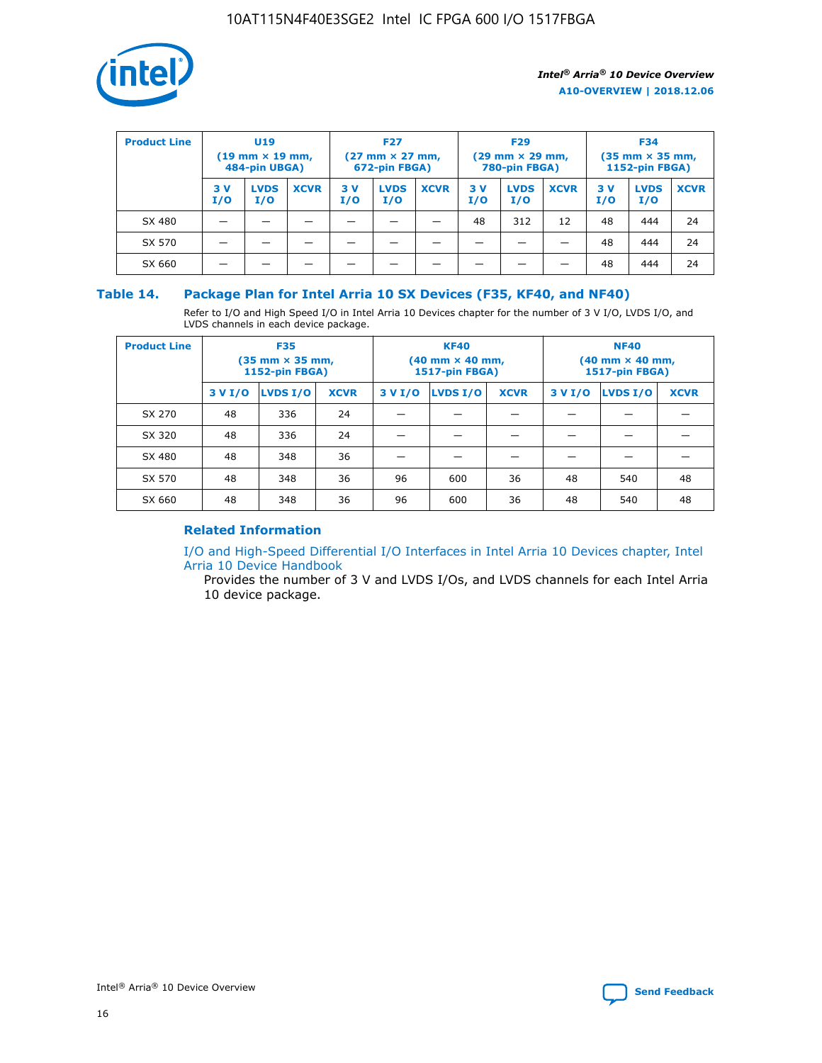| Product Line | U19 (19 mm × 19 mm, 484-pin UBGA) | | | F27 (27 mm × 27 mm, 672-pin FBGA) | | | F29 (29 mm × 29 mm, 780-pin FBGA) | | | F34 (35 mm × 35 mm, 1152-pin FBGA) | | |
|---|---|---|---|---|---|---|---|---|---|---|---|---|
| | 3 V I/O | LVDS I/O | XCVR | 3 V I/O | LVDS I/O | XCVR | 3 V I/O | LVDS I/O | XCVR | 3 V I/O | LVDS I/O | XCVR |
| SX 480 | — | — | — | — | — | — | 48 | 312 | 12 | 48 | 444 | 24 |
| SX 570 | — | — | — | — | — | — | — | — | — | 48 | 444 | 24 |
| SX 660 | — | — | — | — | — | — | — | — | — | 48 | 444 | 24 |

## Table 14. Package Plan for Intel Arria 10 SX Devices (F35, KF40, and NF40)

Refer to I/O and High Speed I/O in Intel Arria 10 Devices chapter for the number of 3 V I/O, LVDS I/O, and LVDS channels in each device package.

| Product Line | F35 (35 mm × 35 mm, 1152-pin FBGA) | | | KF40 (40 mm × 40 mm, 1517-pin FBGA) | | | NF40 (40 mm × 40 mm, 1517-pin FBGA) | | |
|---|---|---|---|---|---|---|---|---|---|
| | 3 V I/O | LVDS I/O | XCVR | 3 V I/O | LVDS I/O | XCVR | 3 V I/O | LVDS I/O | XCVR |
| SX 270 | 48 | 336 | 24 | — | — | — | — | — | — |
| SX 320 | 48 | 336 | 24 | — | — | — | — | — | — |
| SX 480 | 48 | 348 | 36 | — | — | — | — | — | — |
| SX 570 | 48 | 348 | 36 | 96 | 600 | 36 | 48 | 540 | 48 |
| SX 660 | 48 | 348 | 36 | 96 | 600 | 36 | 48 | 540 | 48 |

### Related Information

I/O and High-Speed Differential I/O Interfaces in Intel Arria 10 Devices chapter, Intel Arria 10 Device Handbook

Provides the number of 3 V and LVDS I/Os, and LVDS channels for each Intel Arria 10 device package.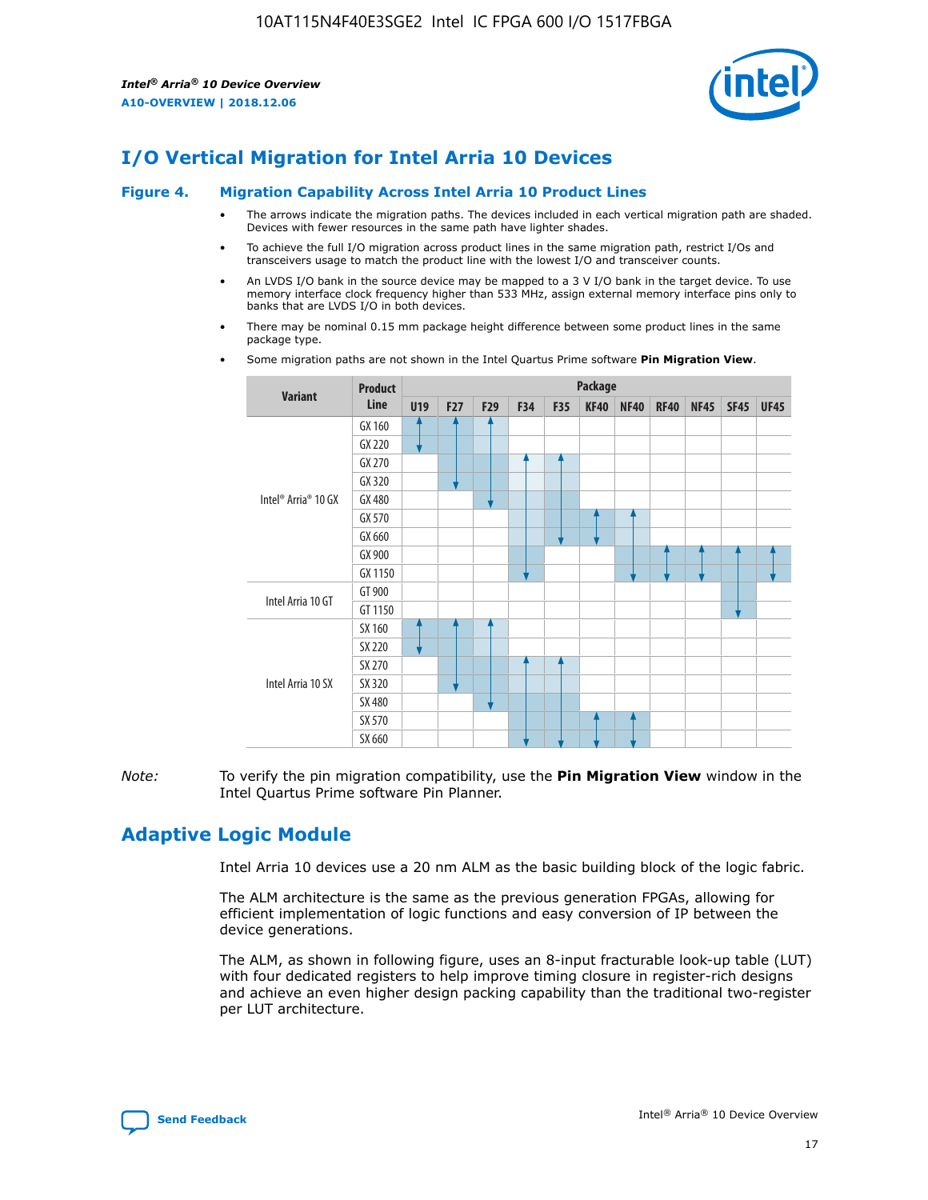# I/O Vertical Migration for Intel Arria 10 Devices

**Figure 4. Migration Capability Across Intel Arria 10 Product Lines**

- The arrows indicate the migration paths. The devices included in each vertical migration path are shaded. Devices with fewer resources in the same path have lighter shades.
- To achieve the full I/O migration across product lines in the same migration path, restrict I/Os and transceivers usage to match the product line with the lowest I/O and transceiver counts.
- An LVDS I/O bank in the source device may be mapped to a 3 V I/O bank in the target device. To use memory interface clock frequency higher than 533 MHz, assign external memory interface pins only to banks that are LVDS I/O in both devices.
- There may be nominal 0.15 mm package height difference between some product lines in the same package type.
- Some migration paths are not shown in the Intel Quartus Prime software **Pin Migration View**.

| Variant | Product Line | U19 | F27 | F29 | F34 | F35 | KF40 | NF40 | RF40 | NF45 | SF45 | UF45 |
|---|---|---|---|---|---|---|---|---|---|---|---|---|
| Intel® Arria® 10 GX | GX 160 | | | | | | | | | | | |
| | GX 220 | | | | | | | | | | | |
| | GX 270 | | | | | | | | | | | |
| | GX 320 | | | | | | | | | | | |
| | GX 480 | | | | | | | | | | | |
| | GX 570 | | | | | | | | | | | |
| | GX 660 | | | | | | | | | | | |
| | GX 900 | | | | | | | | | | | |
| | GX 1150 | | | | | | | | | | | |
| Intel Arria 10 GT | GT 900 | | | | | | | | | | | |
| | GT 1150 | | | | | | | | | | | |
| Intel Arria 10 SX | SX 160 | | | | | | | | | | | |
| | SX 220 | | | | | | | | | | | |
| | SX 270 | | | | | | | | | | | |
| | SX 320 | | | | | | | | | | | |
| | SX 480 | | | | | | | | | | | |
| | SX 570 | | | | | | | | | | | |
| | SX 660 | | | | | | | | | | | |

*Note:* To verify the pin migration compatibility, use the **Pin Migration View** window in the Intel Quartus Prime software Pin Planner.

# Adaptive Logic Module

Intel Arria 10 devices use a 20 nm ALM as the basic building block of the logic fabric.

The ALM architecture is the same as the previous generation FPGAs, allowing for efficient implementation of logic functions and easy conversion of IP between the device generations.

The ALM, as shown in following figure, uses an 8-input fracturable look-up table (LUT) with four dedicated registers to help improve timing closure in register-rich designs and achieve an even higher design packing capability than the traditional two-register per LUT architecture.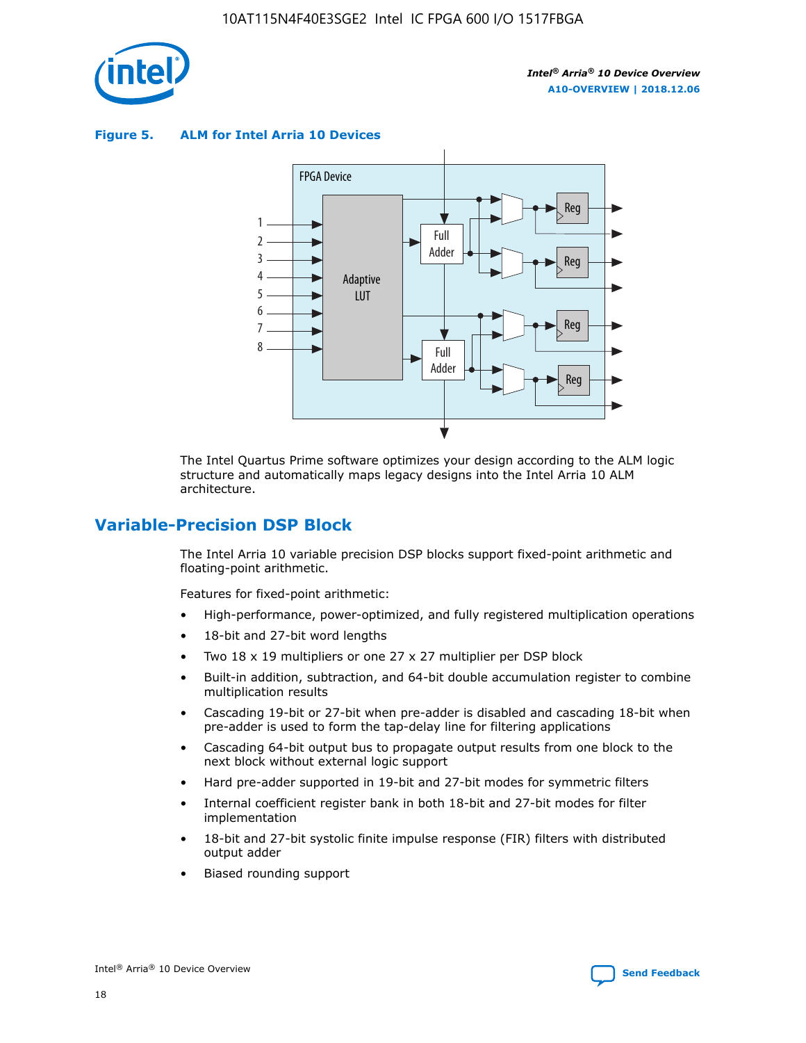**Figure 5. ALM for Intel Arria 10 Devices**

The Intel Quartus Prime software optimizes your design according to the ALM logic structure and automatically maps legacy designs into the Intel Arria 10 ALM architecture.

## Variable-Precision DSP Block

The Intel Arria 10 variable precision DSP blocks support fixed-point arithmetic and floating-point arithmetic.

Features for fixed-point arithmetic:

- High-performance, power-optimized, and fully registered multiplication operations
- 18-bit and 27-bit word lengths
- Two 18 x 19 multipliers or one 27 x 27 multiplier per DSP block
- Built-in addition, subtraction, and 64-bit double accumulation register to combine multiplication results
- Cascading 19-bit or 27-bit when pre-adder is disabled and cascading 18-bit when pre-adder is used to form the tap-delay line for filtering applications
- Cascading 64-bit output bus to propagate output results from one block to the next block without external logic support
- Hard pre-adder supported in 19-bit and 27-bit modes for symmetric filters
- Internal coefficient register bank in both 18-bit and 27-bit modes for filter implementation
- 18-bit and 27-bit systolic finite impulse response (FIR) filters with distributed output adder
- Biased rounding support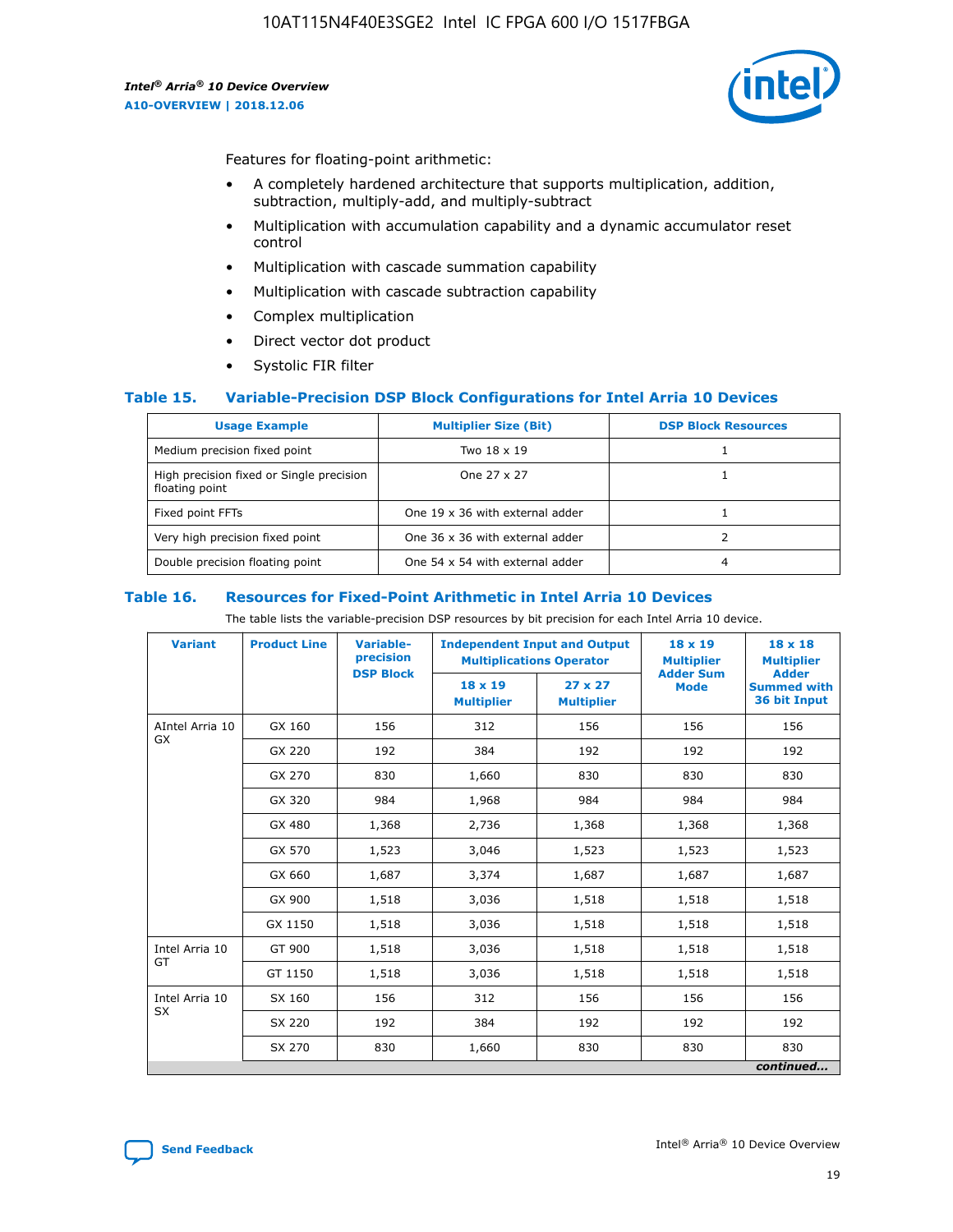Features for floating-point arithmetic:

- A completely hardened architecture that supports multiplication, addition, subtraction, multiply-add, and multiply-subtract
- Multiplication with accumulation capability and a dynamic accumulator reset control
- Multiplication with cascade summation capability
- Multiplication with cascade subtraction capability
- Complex multiplication
- Direct vector dot product
- Systolic FIR filter

## Table 15. Variable-Precision DSP Block Configurations for Intel Arria 10 Devices

| Usage Example | Multiplier Size (Bit) | DSP Block Resources |
|---|---|---|
| Medium precision fixed point | Two 18 x 19 | 1 |
| High precision fixed or Single precision floating point | One 27 x 27 | 1 |
| Fixed point FFTs | One 19 x 36 with external adder | 1 |
| Very high precision fixed point | One 36 x 36 with external adder | 2 |
| Double precision floating point | One 54 x 54 with external adder | 4 |

## Table 16. Resources for Fixed-Point Arithmetic in Intel Arria 10 Devices

The table lists the variable-precision DSP resources by bit precision for each Intel Arria 10 device.

| Variant | Product Line | Variable-precision DSP Block | Independent Input and Output Multiplications Operator | | 18 x 19 Multiplier Adder Sum Mode | 18 x 18 Multiplier Adder Summed with 36 bit Input |
|---|---|---|---|---|---|---|
| | | | 18 x 19 Multiplier | 27 x 27 Multiplier | | |
| AIntel Arria 10 GX | GX 160 | 156 | 312 | 156 | 156 | 156 |
| | GX 220 | 192 | 384 | 192 | 192 | 192 |
| | GX 270 | 830 | 1,660 | 830 | 830 | 830 |
| | GX 320 | 984 | 1,968 | 984 | 984 | 984 |
| | GX 480 | 1,368 | 2,736 | 1,368 | 1,368 | 1,368 |
| | GX 570 | 1,523 | 3,046 | 1,523 | 1,523 | 1,523 |
| | GX 660 | 1,687 | 3,374 | 1,687 | 1,687 | 1,687 |
| | GX 900 | 1,518 | 3,036 | 1,518 | 1,518 | 1,518 |
| | GX 1150 | 1,518 | 3,036 | 1,518 | 1,518 | 1,518 |
| Intel Arria 10 GT | GT 900 | 1,518 | 3,036 | 1,518 | 1,518 | 1,518 |
| | GT 1150 | 1,518 | 3,036 | 1,518 | 1,518 | 1,518 |
| Intel Arria 10 SX | SX 160 | 156 | 312 | 156 | 156 | 156 |
| | SX 220 | 192 | 384 | 192 | 192 | 192 |
| | SX 270 | 830 | 1,660 | 830 | 830 | 830 |

*continued...*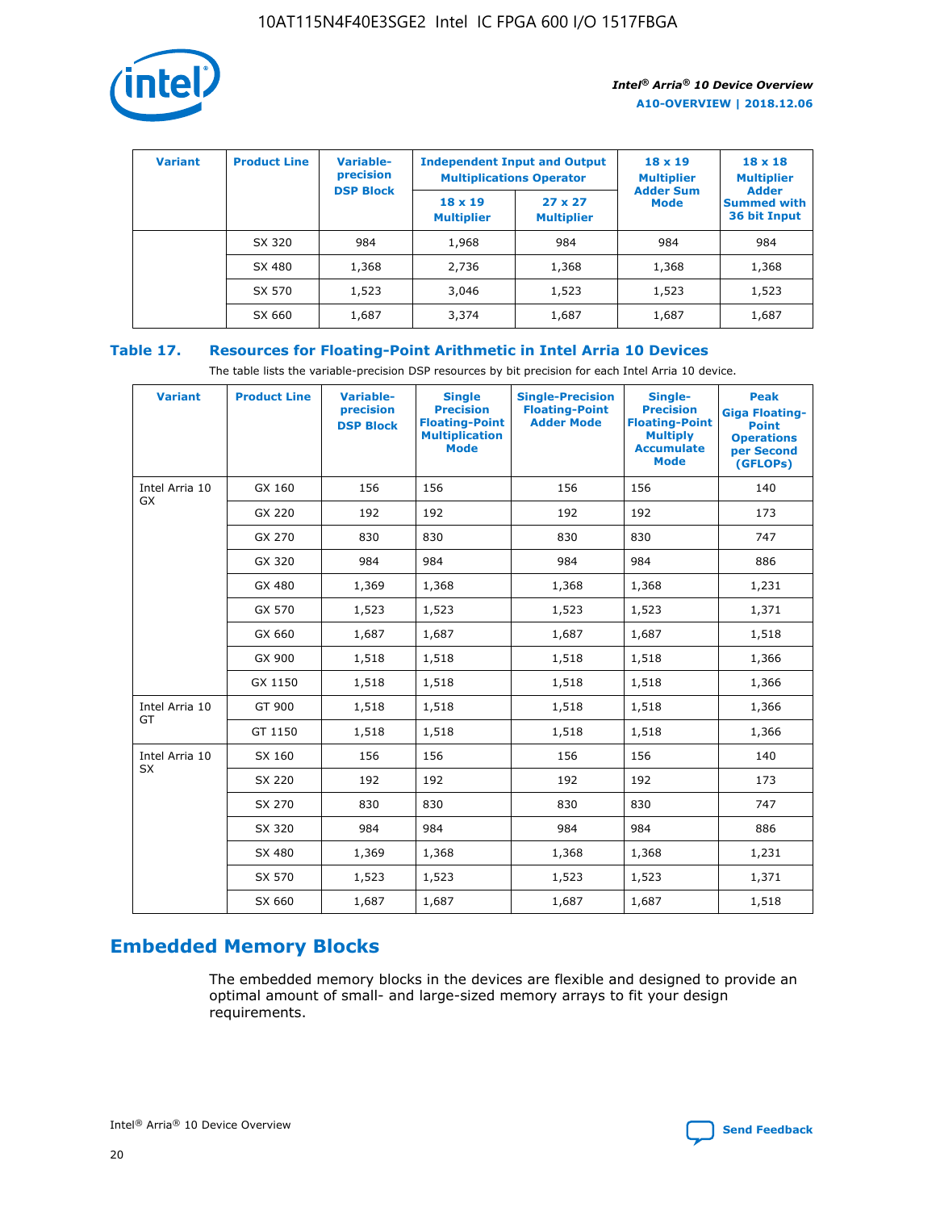| Variant | Product Line | Variable-precision DSP Block | Independent Input and Output Multiplications Operator | | 18 x 19 Multiplier Adder Sum Mode | 18 x 18 Multiplier Adder Summed with 36 bit Input |
|---|---|---|---|---|---|---|
| | | | 18 x 19 Multiplier | 27 x 27 Multiplier | | |
| | SX 320 | 984 | 1,968 | 984 | 984 | 984 |
| | SX 480 | 1,368 | 2,736 | 1,368 | 1,368 | 1,368 |
| | SX 570 | 1,523 | 3,046 | 1,523 | 1,523 | 1,523 |
| | SX 660 | 1,687 | 3,374 | 1,687 | 1,687 | 1,687 |

**Table 17. Resources for Floating-Point Arithmetic in Intel Arria 10 Devices**

The table lists the variable-precision DSP resources by bit precision for each Intel Arria 10 device.

| Variant | Product Line | Variable-precision DSP Block | Single Precision Floating-Point Multiplication Mode | Single-Precision Floating-Point Adder Mode | Single-Precision Floating-Point Multiply Accumulate Mode | Peak Giga Floating-Point Operations per Second (GFLOPs) |
|---|---|---|---|---|---|---|
| Intel Arria 10 GX | GX 160 | 156 | 156 | 156 | 156 | 140 |
| | GX 220 | 192 | 192 | 192 | 192 | 173 |
| | GX 270 | 830 | 830 | 830 | 830 | 747 |
| | GX 320 | 984 | 984 | 984 | 984 | 886 |
| | GX 480 | 1,369 | 1,368 | 1,368 | 1,368 | 1,231 |
| | GX 570 | 1,523 | 1,523 | 1,523 | 1,523 | 1,371 |
| | GX 660 | 1,687 | 1,687 | 1,687 | 1,687 | 1,518 |
| | GX 900 | 1,518 | 1,518 | 1,518 | 1,518 | 1,366 |
| | GX 1150 | 1,518 | 1,518 | 1,518 | 1,518 | 1,366 |
| Intel Arria 10 GT | GT 900 | 1,518 | 1,518 | 1,518 | 1,518 | 1,366 |
| | GT 1150 | 1,518 | 1,518 | 1,518 | 1,518 | 1,366 |
| Intel Arria 10 SX | SX 160 | 156 | 156 | 156 | 156 | 140 |
| | SX 220 | 192 | 192 | 192 | 192 | 173 |
| | SX 270 | 830 | 830 | 830 | 830 | 747 |
| | SX 320 | 984 | 984 | 984 | 984 | 886 |
| | SX 480 | 1,369 | 1,368 | 1,368 | 1,368 | 1,231 |
| | SX 570 | 1,523 | 1,523 | 1,523 | 1,523 | 1,371 |
| | SX 660 | 1,687 | 1,687 | 1,687 | 1,687 | 1,518 |

## Embedded Memory Blocks

The embedded memory blocks in the devices are flexible and designed to provide an optimal amount of small- and large-sized memory arrays to fit your design requirements.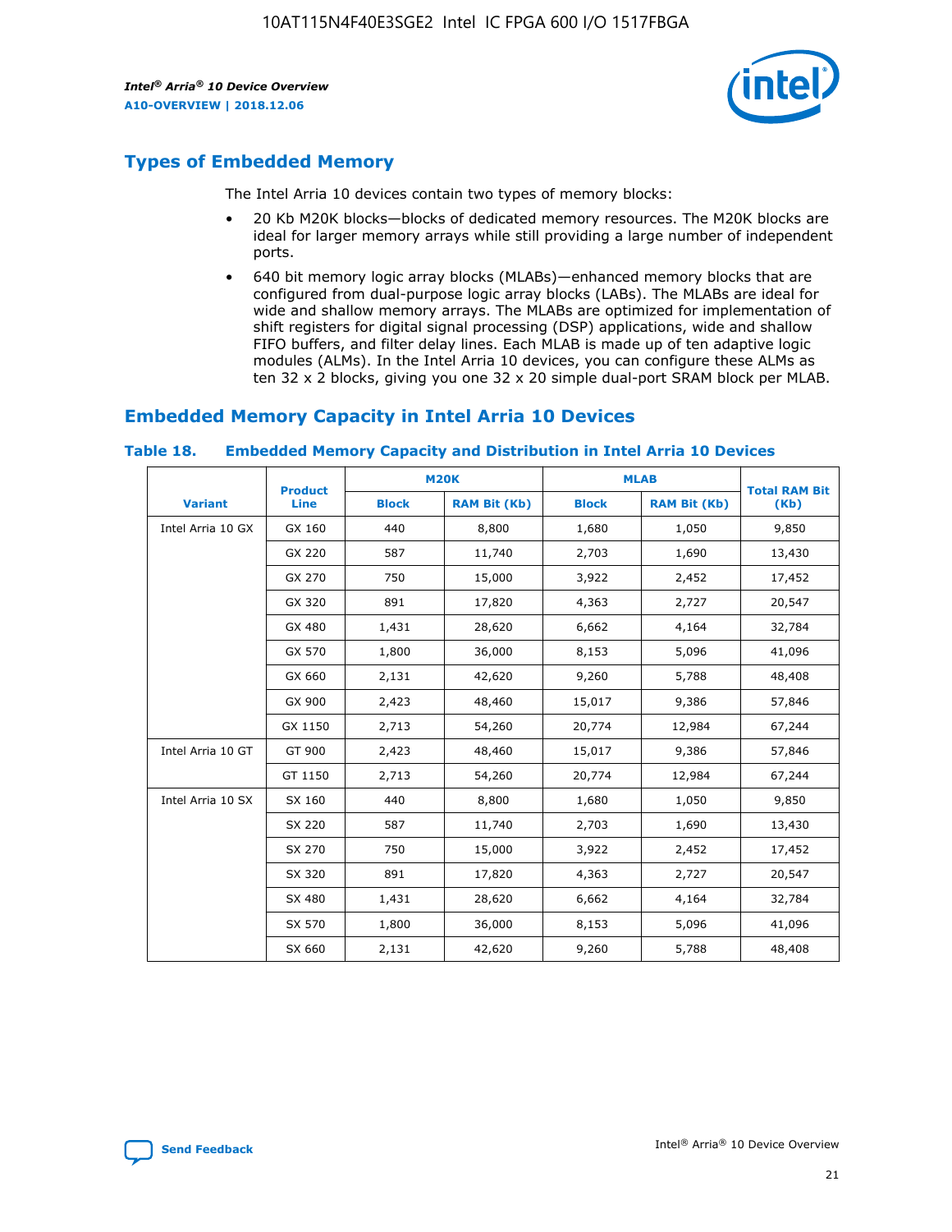## Types of Embedded Memory

The Intel Arria 10 devices contain two types of memory blocks:

- 20 Kb M20K blocks—blocks of dedicated memory resources. The M20K blocks are ideal for larger memory arrays while still providing a large number of independent ports.
- 640 bit memory logic array blocks (MLABs)—enhanced memory blocks that are configured from dual-purpose logic array blocks (LABs). The MLABs are ideal for wide and shallow memory arrays. The MLABs are optimized for implementation of shift registers for digital signal processing (DSP) applications, wide and shallow FIFO buffers, and filter delay lines. Each MLAB is made up of ten adaptive logic modules (ALMs). In the Intel Arria 10 devices, you can configure these ALMs as ten 32 x 2 blocks, giving you one 32 x 20 simple dual-port SRAM block per MLAB.

## Embedded Memory Capacity in Intel Arria 10 Devices

**Table 18. Embedded Memory Capacity and Distribution in Intel Arria 10 Devices**

| Variant | Product Line | M20K | | MLAB | | Total RAM Bit (Kb) |
|---|---|---|---|---|---|---|
| | | Block | RAM Bit (Kb) | Block | RAM Bit (Kb) | |
| Intel Arria 10 GX | GX 160 | 440 | 8,800 | 1,680 | 1,050 | 9,850 |
| | GX 220 | 587 | 11,740 | 2,703 | 1,690 | 13,430 |
| | GX 270 | 750 | 15,000 | 3,922 | 2,452 | 17,452 |
| | GX 320 | 891 | 17,820 | 4,363 | 2,727 | 20,547 |
| | GX 480 | 1,431 | 28,620 | 6,662 | 4,164 | 32,784 |
| | GX 570 | 1,800 | 36,000 | 8,153 | 5,096 | 41,096 |
| | GX 660 | 2,131 | 42,620 | 9,260 | 5,788 | 48,408 |
| | GX 900 | 2,423 | 48,460 | 15,017 | 9,386 | 57,846 |
| | GX 1150 | 2,713 | 54,260 | 20,774 | 12,984 | 67,244 |
| Intel Arria 10 GT | GT 900 | 2,423 | 48,460 | 15,017 | 9,386 | 57,846 |
| | GT 1150 | 2,713 | 54,260 | 20,774 | 12,984 | 67,244 |
| Intel Arria 10 SX | SX 160 | 440 | 8,800 | 1,680 | 1,050 | 9,850 |
| | SX 220 | 587 | 11,740 | 2,703 | 1,690 | 13,430 |
| | SX 270 | 750 | 15,000 | 3,922 | 2,452 | 17,452 |
| | SX 320 | 891 | 17,820 | 4,363 | 2,727 | 20,547 |
| | SX 480 | 1,431 | 28,620 | 6,662 | 4,164 | 32,784 |
| | SX 570 | 1,800 | 36,000 | 8,153 | 5,096 | 41,096 |
| | SX 660 | 2,131 | 42,620 | 9,260 | 5,788 | 48,408 |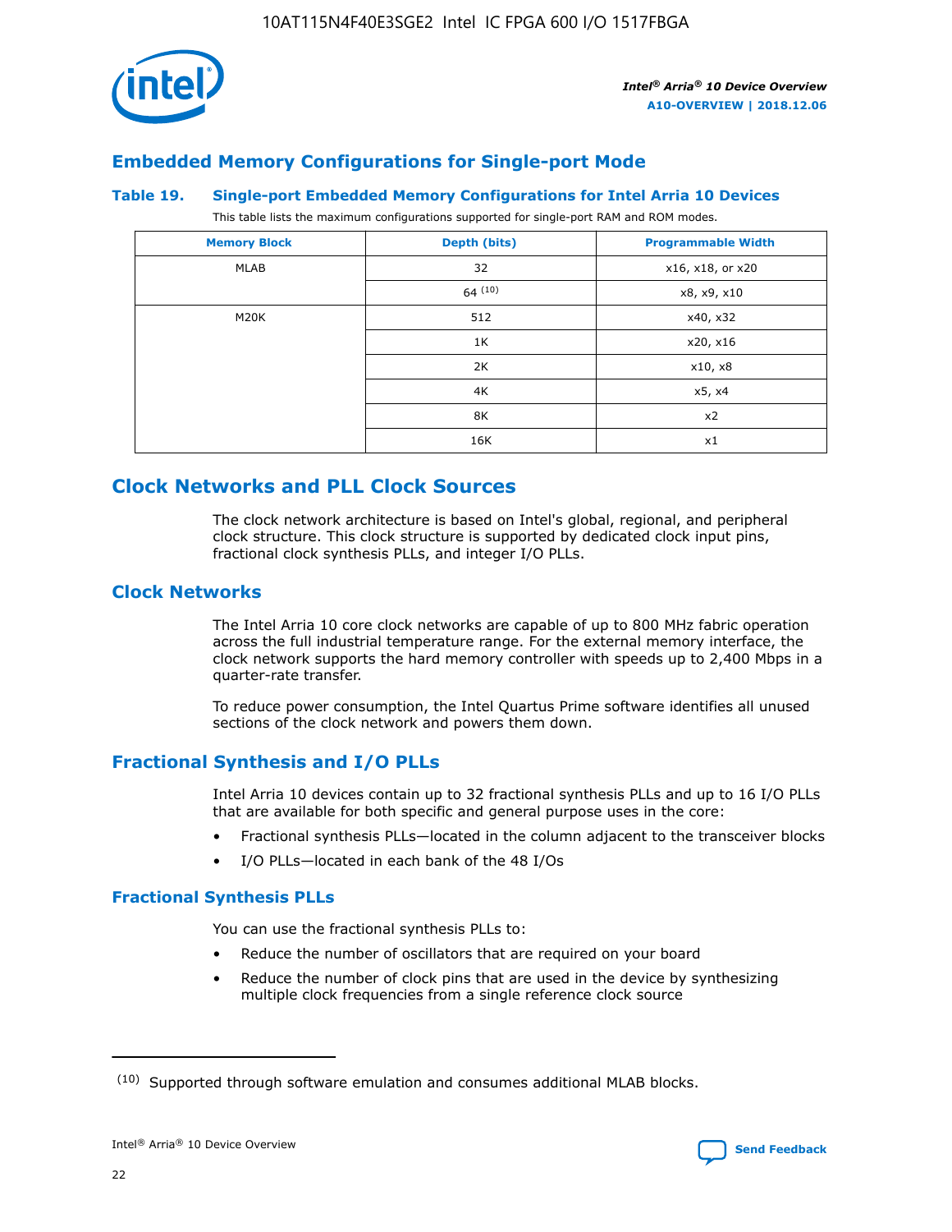## Embedded Memory Configurations for Single-port Mode

### Table 19. Single-port Embedded Memory Configurations for Intel Arria 10 Devices

This table lists the maximum configurations supported for single-port RAM and ROM modes.

| Memory Block | Depth (bits) | Programmable Width |
|---|---|---|
| MLAB | 32 | x16, x18, or x20 |
| | 64 [(10)] | x8, x9, x10 |
| M20K | 512 | x40, x32 |
| | 1K | x20, x16 |
| | 2K | x10, x8 |
| | 4K | x5, x4 |
| | 8K | x2 |
| | 16K | x1 |

## Clock Networks and PLL Clock Sources

The clock network architecture is based on Intel's global, regional, and peripheral clock structure. This clock structure is supported by dedicated clock input pins, fractional clock synthesis PLLs, and integer I/O PLLs.

## Clock Networks

The Intel Arria 10 core clock networks are capable of up to 800 MHz fabric operation across the full industrial temperature range. For the external memory interface, the clock network supports the hard memory controller with speeds up to 2,400 Mbps in a quarter-rate transfer.

To reduce power consumption, the Intel Quartus Prime software identifies all unused sections of the clock network and powers them down.

## Fractional Synthesis and I/O PLLs

Intel Arria 10 devices contain up to 32 fractional synthesis PLLs and up to 16 I/O PLLs that are available for both specific and general purpose uses in the core:

- Fractional synthesis PLLs—located in the column adjacent to the transceiver blocks
- I/O PLLs—located in each bank of the 48 I/Os

### Fractional Synthesis PLLs

You can use the fractional synthesis PLLs to:

- Reduce the number of oscillators that are required on your board
- Reduce the number of clock pins that are used in the device by synthesizing multiple clock frequencies from a single reference clock source

(10) Supported through software emulation and consumes additional MLAB blocks.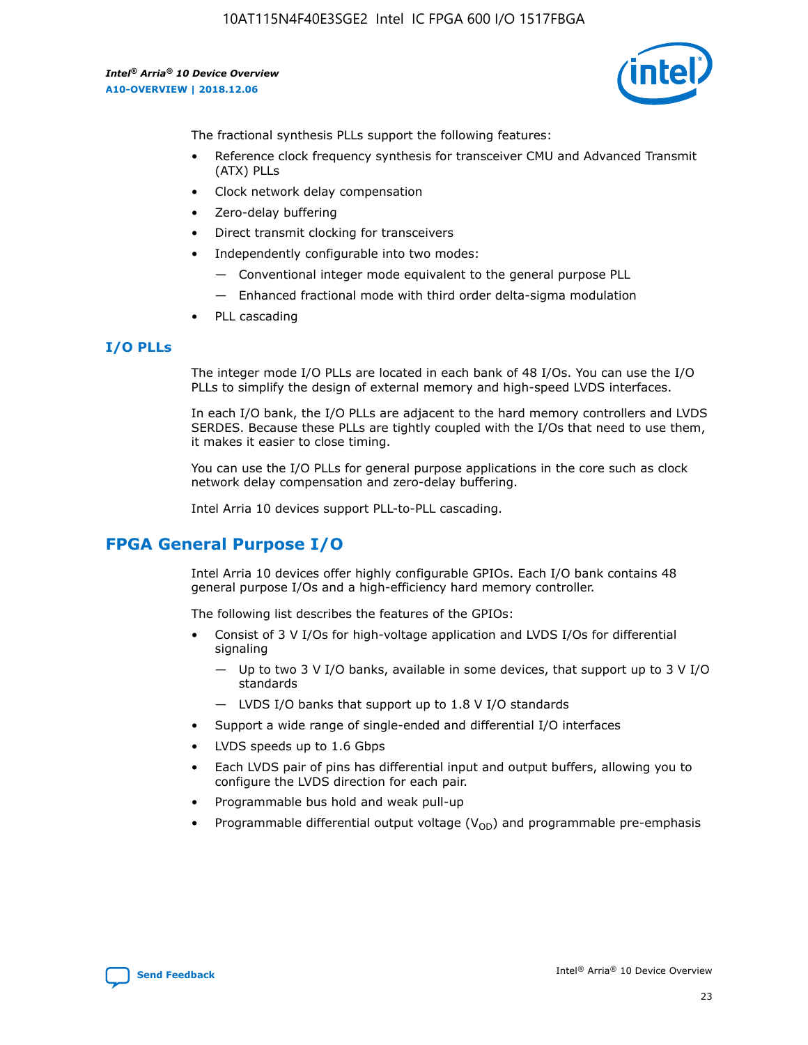The fractional synthesis PLLs support the following features:

- Reference clock frequency synthesis for transceiver CMU and Advanced Transmit (ATX) PLLs
- Clock network delay compensation
- Zero-delay buffering
- Direct transmit clocking for transceivers
- Independently configurable into two modes:
  - — Conventional integer mode equivalent to the general purpose PLL
  - — Enhanced fractional mode with third order delta-sigma modulation
- PLL cascading

### I/O PLLs

The integer mode I/O PLLs are located in each bank of 48 I/Os. You can use the I/O PLLs to simplify the design of external memory and high-speed LVDS interfaces.

In each I/O bank, the I/O PLLs are adjacent to the hard memory controllers and LVDS SERDES. Because these PLLs are tightly coupled with the I/Os that need to use them, it makes it easier to close timing.

You can use the I/O PLLs for general purpose applications in the core such as clock network delay compensation and zero-delay buffering.

Intel Arria 10 devices support PLL-to-PLL cascading.

## FPGA General Purpose I/O

Intel Arria 10 devices offer highly configurable GPIOs. Each I/O bank contains 48 general purpose I/Os and a high-efficiency hard memory controller.

The following list describes the features of the GPIOs:

- Consist of 3 V I/Os for high-voltage application and LVDS I/Os for differential signaling
  - — Up to two 3 V I/O banks, available in some devices, that support up to 3 V I/O standards
  - — LVDS I/O banks that support up to 1.8 V I/O standards
- Support a wide range of single-ended and differential I/O interfaces
- LVDS speeds up to 1.6 Gbps
- Each LVDS pair of pins has differential input and output buffers, allowing you to configure the LVDS direction for each pair.
- Programmable bus hold and weak pull-up
- Programmable differential output voltage ($V_{OD}$) and programmable pre-emphasis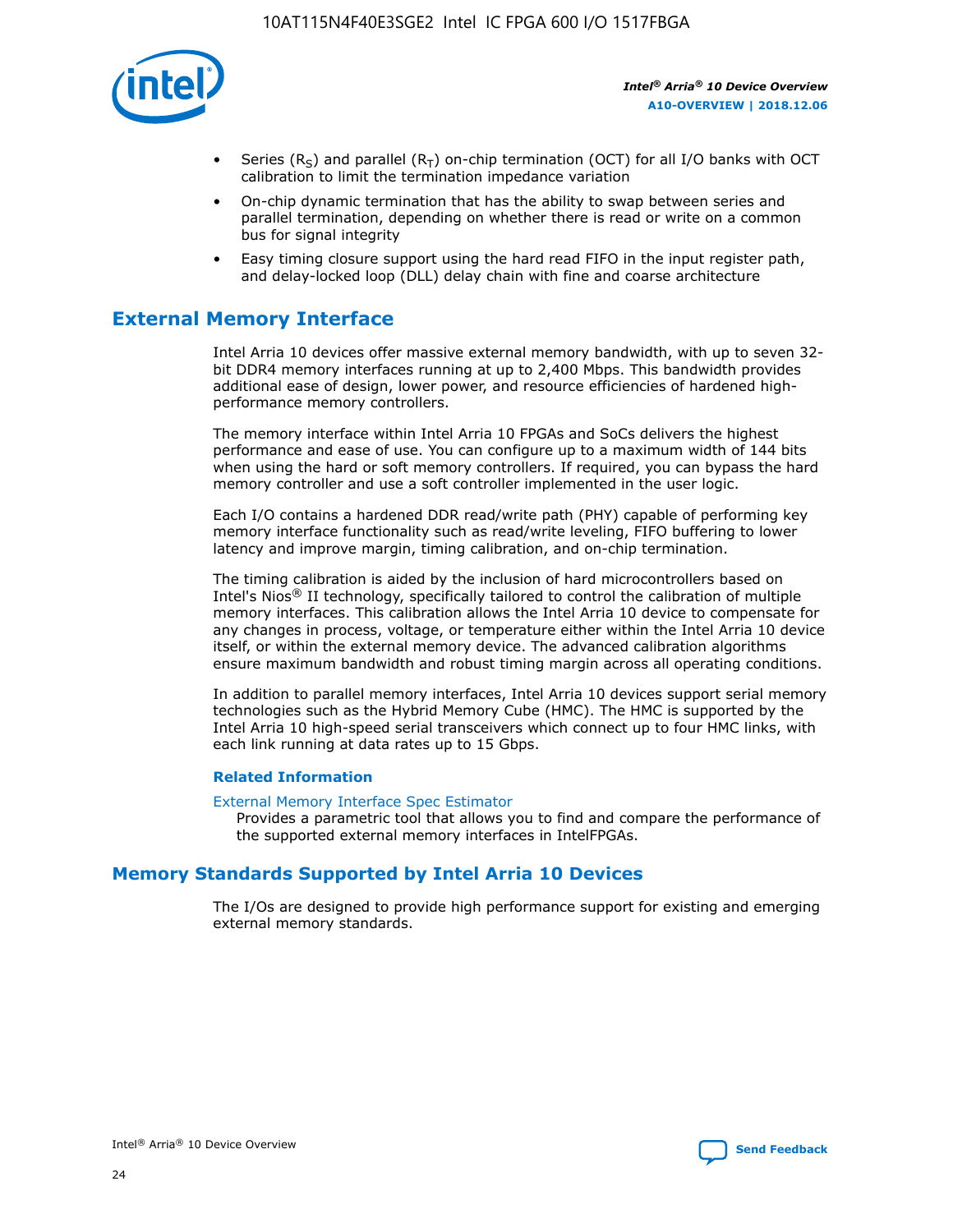- Series ($R_S$) and parallel ($R_T$) on-chip termination (OCT) for all I/O banks with OCT calibration to limit the termination impedance variation
- On-chip dynamic termination that has the ability to swap between series and parallel termination, depending on whether there is read or write on a common bus for signal integrity
- Easy timing closure support using the hard read FIFO in the input register path, and delay-locked loop (DLL) delay chain with fine and coarse architecture

## External Memory Interface

Intel Arria 10 devices offer massive external memory bandwidth, with up to seven 32-bit DDR4 memory interfaces running at up to 2,400 Mbps. This bandwidth provides additional ease of design, lower power, and resource efficiencies of hardened high-performance memory controllers.

The memory interface within Intel Arria 10 FPGAs and SoCs delivers the highest performance and ease of use. You can configure up to a maximum width of 144 bits when using the hard or soft memory controllers. If required, you can bypass the hard memory controller and use a soft controller implemented in the user logic.

Each I/O contains a hardened DDR read/write path (PHY) capable of performing key memory interface functionality such as read/write leveling, FIFO buffering to lower latency and improve margin, timing calibration, and on-chip termination.

The timing calibration is aided by the inclusion of hard microcontrollers based on Intel's Nios® II technology, specifically tailored to control the calibration of multiple memory interfaces. This calibration allows the Intel Arria 10 device to compensate for any changes in process, voltage, or temperature either within the Intel Arria 10 device itself, or within the external memory device. The advanced calibration algorithms ensure maximum bandwidth and robust timing margin across all operating conditions.

In addition to parallel memory interfaces, Intel Arria 10 devices support serial memory technologies such as the Hybrid Memory Cube (HMC). The HMC is supported by the Intel Arria 10 high-speed serial transceivers which connect up to four HMC links, with each link running at data rates up to 15 Gbps.

### Related Information

External Memory Interface Spec Estimator

Provides a parametric tool that allows you to find and compare the performance of the supported external memory interfaces in IntelFPGAs.

## Memory Standards Supported by Intel Arria 10 Devices

The I/Os are designed to provide high performance support for existing and emerging external memory standards.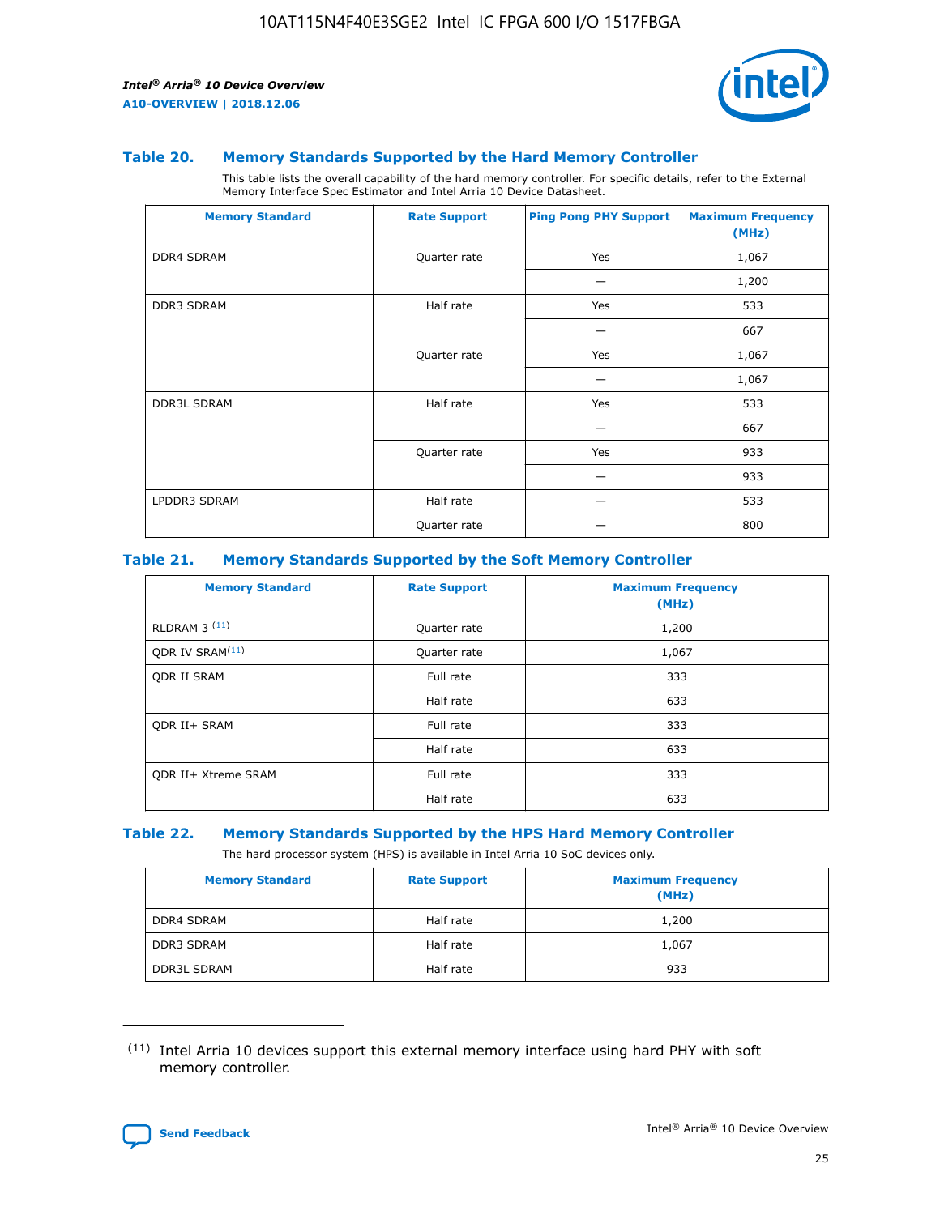### Table 20. Memory Standards Supported by the Hard Memory Controller

This table lists the overall capability of the hard memory controller. For specific details, refer to the External Memory Interface Spec Estimator and Intel Arria 10 Device Datasheet.

| Memory Standard | Rate Support | Ping Pong PHY Support | Maximum Frequency (MHz) |
|---|---|---|---|
| DDR4 SDRAM | Quarter rate | Yes | 1,067 |
| | | — | 1,200 |
| DDR3 SDRAM | Half rate | Yes | 533 |
| | | — | 667 |
| | Quarter rate | Yes | 1,067 |
| | | — | 1,067 |
| DDR3L SDRAM | Half rate | Yes | 533 |
| | | — | 667 |
| | Quarter rate | Yes | 933 |
| | | — | 933 |
| LPDDR3 SDRAM | Half rate | — | 533 |
| | Quarter rate | — | 800 |

### Table 21. Memory Standards Supported by the Soft Memory Controller

| Memory Standard | Rate Support | Maximum Frequency (MHz) |
|---|---|---|
| RLDRAM 3 [11] | Quarter rate | 1,200 |
| QDR IV SRAM[11] | Quarter rate | 1,067 |
| QDR II SRAM | Full rate | 333 |
| | Half rate | 633 |
| QDR II+ SRAM | Full rate | 333 |
| | Half rate | 633 |
| QDR II+ Xtreme SRAM | Full rate | 333 |
| | Half rate | 633 |

### Table 22. Memory Standards Supported by the HPS Hard Memory Controller

The hard processor system (HPS) is available in Intel Arria 10 SoC devices only.

| Memory Standard | Rate Support | Maximum Frequency (MHz) |
|---|---|---|
| DDR4 SDRAM | Half rate | 1,200 |
| DDR3 SDRAM | Half rate | 1,067 |
| DDR3L SDRAM | Half rate | 933 |

(11) Intel Arria 10 devices support this external memory interface using hard PHY with soft memory controller.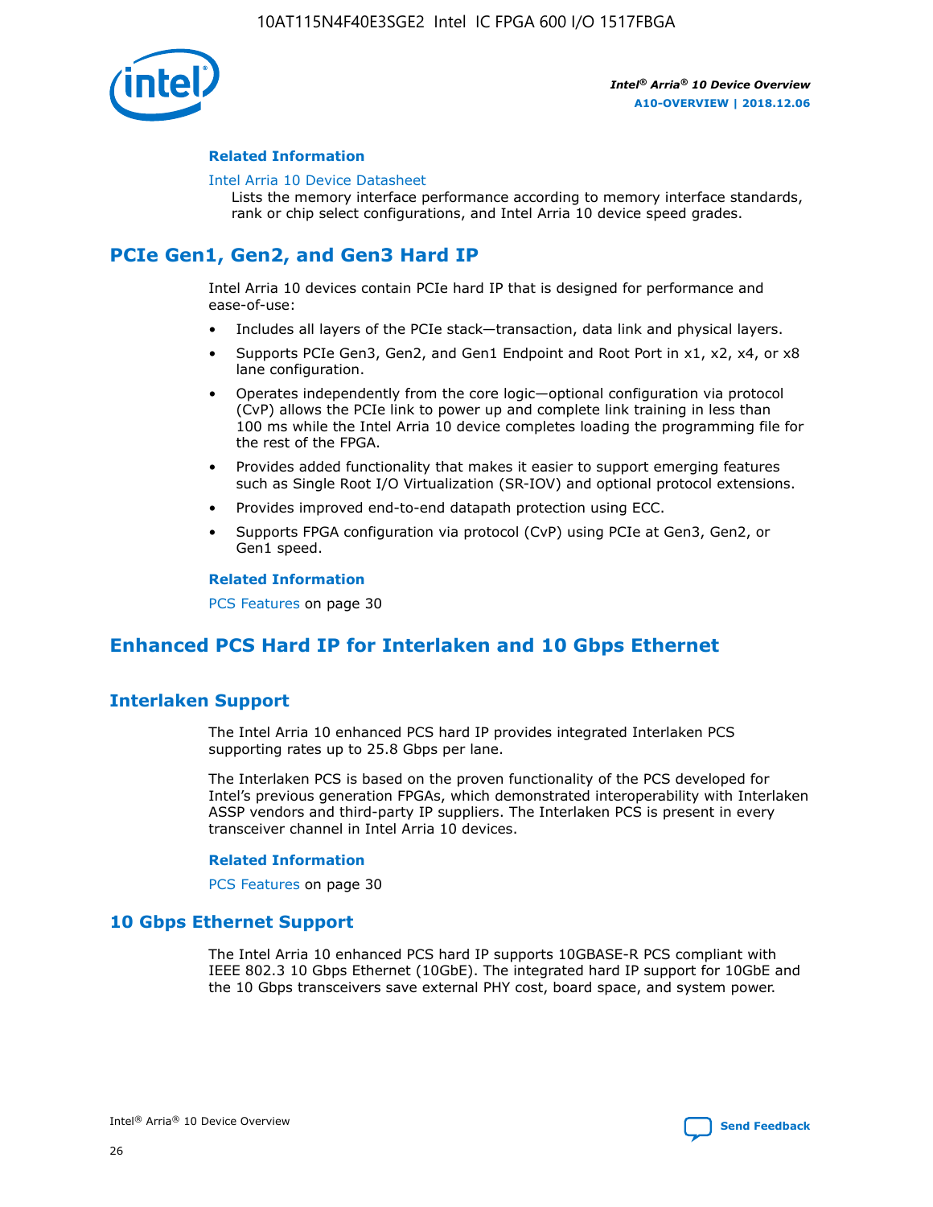**Related Information**

Intel Arria 10 Device Datasheet

Lists the memory interface performance according to memory interface standards, rank or chip select configurations, and Intel Arria 10 device speed grades.

## PCIe Gen1, Gen2, and Gen3 Hard IP

Intel Arria 10 devices contain PCIe hard IP that is designed for performance and ease-of-use:

- Includes all layers of the PCIe stack—transaction, data link and physical layers.
- Supports PCIe Gen3, Gen2, and Gen1 Endpoint and Root Port in x1, x2, x4, or x8 lane configuration.
- Operates independently from the core logic—optional configuration via protocol (CvP) allows the PCIe link to power up and complete link training in less than 100 ms while the Intel Arria 10 device completes loading the programming file for the rest of the FPGA.
- Provides added functionality that makes it easier to support emerging features such as Single Root I/O Virtualization (SR-IOV) and optional protocol extensions.
- Provides improved end-to-end datapath protection using ECC.
- Supports FPGA configuration via protocol (CvP) using PCIe at Gen3, Gen2, or Gen1 speed.

**Related Information**

PCS Features on page 30

## Enhanced PCS Hard IP for Interlaken and 10 Gbps Ethernet

### Interlaken Support

The Intel Arria 10 enhanced PCS hard IP provides integrated Interlaken PCS supporting rates up to 25.8 Gbps per lane.

The Interlaken PCS is based on the proven functionality of the PCS developed for Intel's previous generation FPGAs, which demonstrated interoperability with Interlaken ASSP vendors and third-party IP suppliers. The Interlaken PCS is present in every transceiver channel in Intel Arria 10 devices.

**Related Information**

PCS Features on page 30

### 10 Gbps Ethernet Support

The Intel Arria 10 enhanced PCS hard IP supports 10GBASE-R PCS compliant with IEEE 802.3 10 Gbps Ethernet (10GbE). The integrated hard IP support for 10GbE and the 10 Gbps transceivers save external PHY cost, board space, and system power.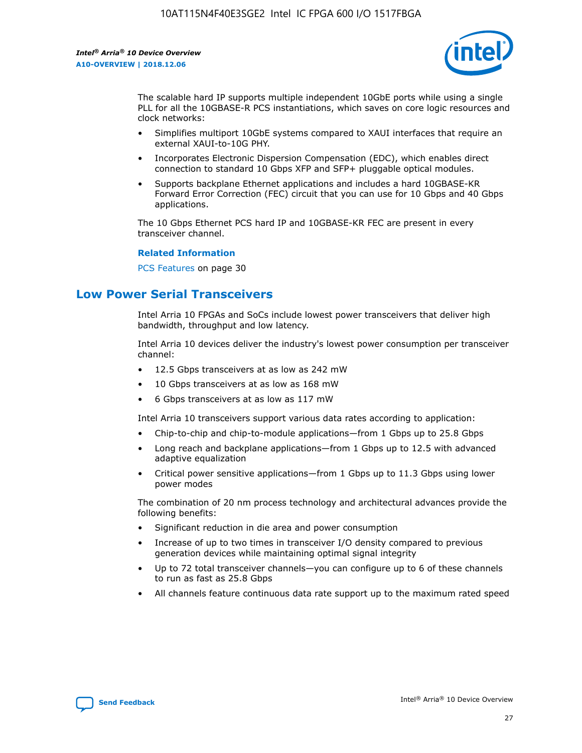The scalable hard IP supports multiple independent 10GbE ports while using a single PLL for all the 10GBASE-R PCS instantiations, which saves on core logic resources and clock networks:

- Simplifies multiport 10GbE systems compared to XAUI interfaces that require an external XAUI-to-10G PHY.
- Incorporates Electronic Dispersion Compensation (EDC), which enables direct connection to standard 10 Gbps XFP and SFP+ pluggable optical modules.
- Supports backplane Ethernet applications and includes a hard 10GBASE-KR Forward Error Correction (FEC) circuit that you can use for 10 Gbps and 40 Gbps applications.

The 10 Gbps Ethernet PCS hard IP and 10GBASE-KR FEC are present in every transceiver channel.

**Related Information**

PCS Features on page 30

## Low Power Serial Transceivers

Intel Arria 10 FPGAs and SoCs include lowest power transceivers that deliver high bandwidth, throughput and low latency.

Intel Arria 10 devices deliver the industry's lowest power consumption per transceiver channel:

- 12.5 Gbps transceivers at as low as 242 mW
- 10 Gbps transceivers at as low as 168 mW
- 6 Gbps transceivers at as low as 117 mW

Intel Arria 10 transceivers support various data rates according to application:

- Chip-to-chip and chip-to-module applications—from 1 Gbps up to 25.8 Gbps
- Long reach and backplane applications—from 1 Gbps up to 12.5 with advanced adaptive equalization
- Critical power sensitive applications—from 1 Gbps up to 11.3 Gbps using lower power modes

The combination of 20 nm process technology and architectural advances provide the following benefits:

- Significant reduction in die area and power consumption
- Increase of up to two times in transceiver I/O density compared to previous generation devices while maintaining optimal signal integrity
- Up to 72 total transceiver channels—you can configure up to 6 of these channels to run as fast as 25.8 Gbps
- All channels feature continuous data rate support up to the maximum rated speed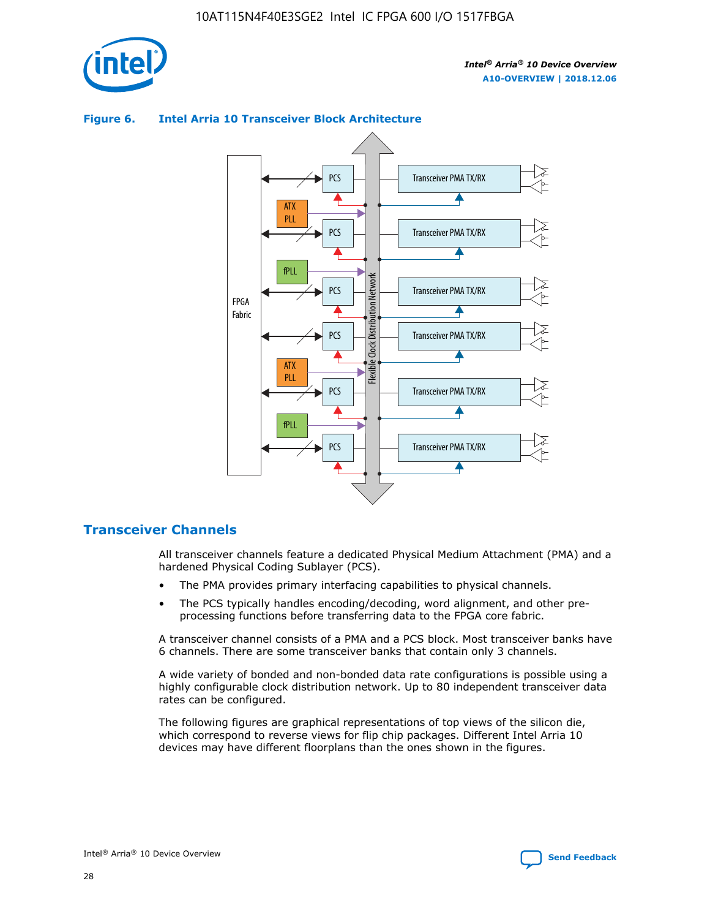**Figure 6. Intel Arria 10 Transceiver Block Architecture**

## Transceiver Channels

All transceiver channels feature a dedicated Physical Medium Attachment (PMA) and a hardened Physical Coding Sublayer (PCS).

- The PMA provides primary interfacing capabilities to physical channels.
- The PCS typically handles encoding/decoding, word alignment, and other pre-processing functions before transferring data to the FPGA core fabric.

A transceiver channel consists of a PMA and a PCS block. Most transceiver banks have 6 channels. There are some transceiver banks that contain only 3 channels.

A wide variety of bonded and non-bonded data rate configurations is possible using a highly configurable clock distribution network. Up to 80 independent transceiver data rates can be configured.

The following figures are graphical representations of top views of the silicon die, which correspond to reverse views for flip chip packages. Different Intel Arria 10 devices may have different floorplans than the ones shown in the figures.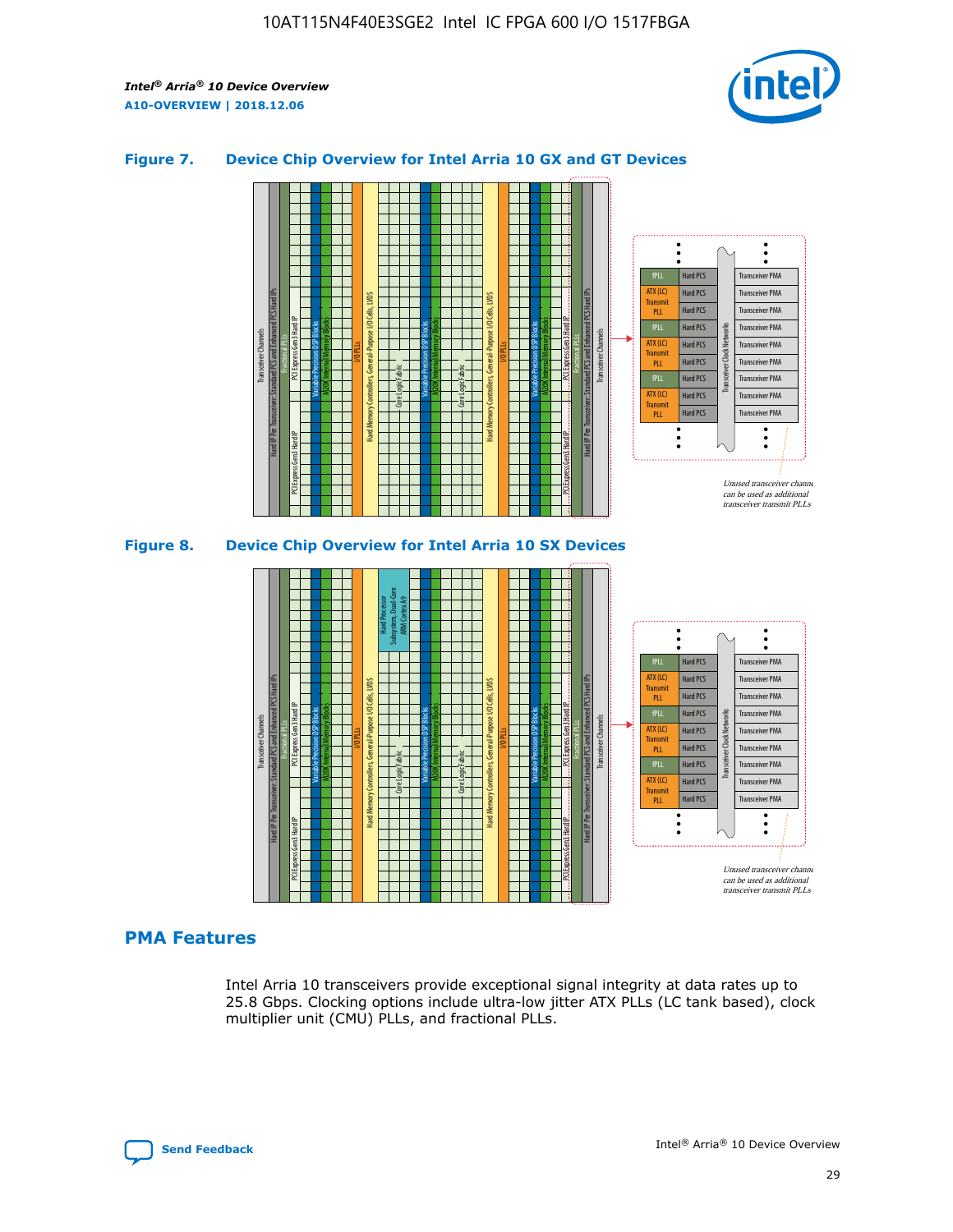### Figure 7. Device Chip Overview for Intel Arria 10 GX and GT Devices

### Figure 8. Device Chip Overview for Intel Arria 10 SX Devices

## PMA Features

Intel Arria 10 transceivers provide exceptional signal integrity at data rates up to 25.8 Gbps. Clocking options include ultra-low jitter ATX PLLs (LC tank based), clock multiplier unit (CMU) PLLs, and fractional PLLs.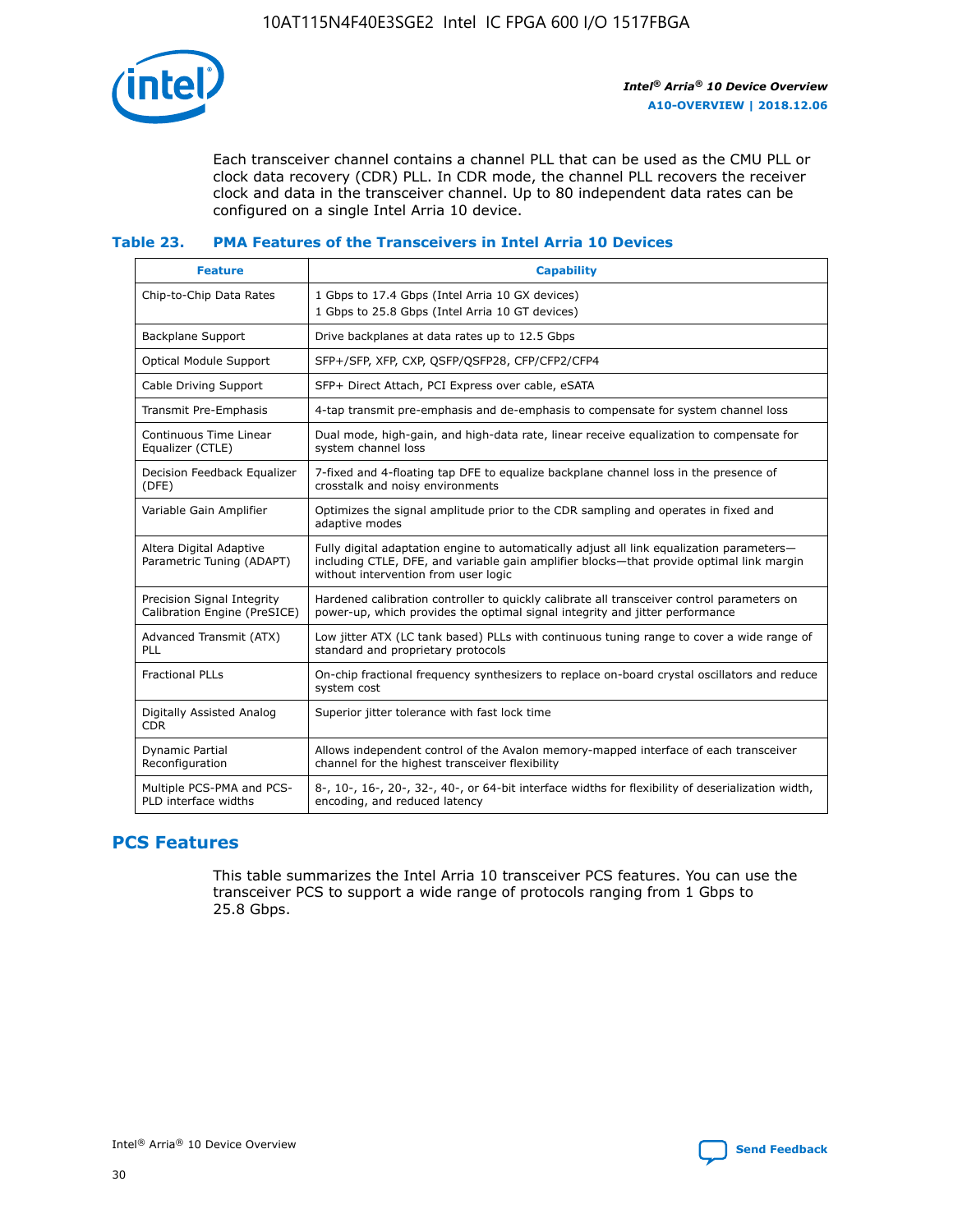Each transceiver channel contains a channel PLL that can be used as the CMU PLL or clock data recovery (CDR) PLL. In CDR mode, the channel PLL recovers the receiver clock and data in the transceiver channel. Up to 80 independent data rates can be configured on a single Intel Arria 10 device.

### Table 23. PMA Features of the Transceivers in Intel Arria 10 Devices

| Feature | Capability |
|---|---|
| Chip-to-Chip Data Rates | 1 Gbps to 17.4 Gbps (Intel Arria 10 GX devices)<br>1 Gbps to 25.8 Gbps (Intel Arria 10 GT devices) |
| Backplane Support | Drive backplanes at data rates up to 12.5 Gbps |
| Optical Module Support | SFP+/SFP, XFP, CXP, QSFP/QSFP28, CFP/CFP2/CFP4 |
| Cable Driving Support | SFP+ Direct Attach, PCI Express over cable, eSATA |
| Transmit Pre-Emphasis | 4-tap transmit pre-emphasis and de-emphasis to compensate for system channel loss |
| Continuous Time Linear Equalizer (CTLE) | Dual mode, high-gain, and high-data rate, linear receive equalization to compensate for system channel loss |
| Decision Feedback Equalizer (DFE) | 7-fixed and 4-floating tap DFE to equalize backplane channel loss in the presence of crosstalk and noisy environments |
| Variable Gain Amplifier | Optimizes the signal amplitude prior to the CDR sampling and operates in fixed and adaptive modes |
| Altera Digital Adaptive Parametric Tuning (ADAPT) | Fully digital adaptation engine to automatically adjust all link equalization parameters—including CTLE, DFE, and variable gain amplifier blocks—that provide optimal link margin without intervention from user logic |
| Precision Signal Integrity Calibration Engine (PreSICE) | Hardened calibration controller to quickly calibrate all transceiver control parameters on power-up, which provides the optimal signal integrity and jitter performance |
| Advanced Transmit (ATX) PLL | Low jitter ATX (LC tank based) PLLs with continuous tuning range to cover a wide range of standard and proprietary protocols |
| Fractional PLLs | On-chip fractional frequency synthesizers to replace on-board crystal oscillators and reduce system cost |
| Digitally Assisted Analog CDR | Superior jitter tolerance with fast lock time |
| Dynamic Partial Reconfiguration | Allows independent control of the Avalon memory-mapped interface of each transceiver channel for the highest transceiver flexibility |
| Multiple PCS-PMA and PCS-PLD interface widths | 8-, 10-, 16-, 20-, 32-, 40-, or 64-bit interface widths for flexibility of deserialization width, encoding, and reduced latency |

## PCS Features

This table summarizes the Intel Arria 10 transceiver PCS features. You can use the transceiver PCS to support a wide range of protocols ranging from 1 Gbps to 25.8 Gbps.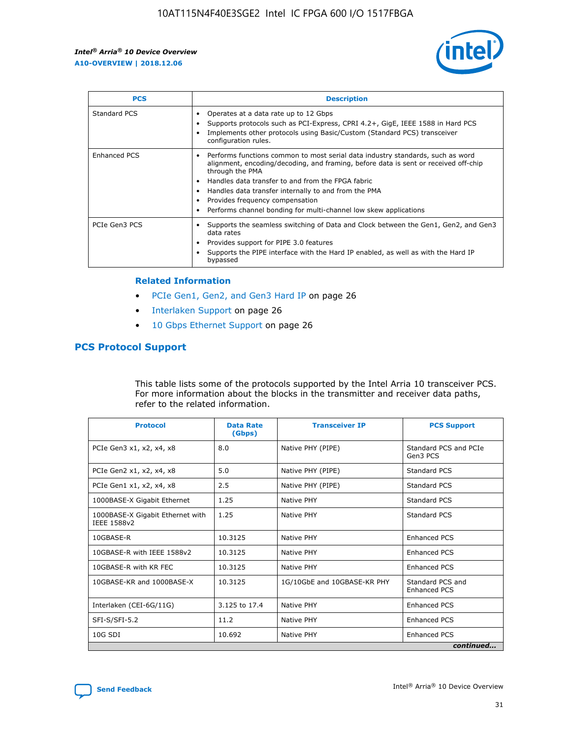| PCS | Description |
| --- | --- |
| Standard PCS | • Operates at a data rate up to 12 Gbps<br>• Supports protocols such as PCI-Express, CPRI 4.2+, GigE, IEEE 1588 in Hard PCS<br>• Implements other protocols using Basic/Custom (Standard PCS) transceiver configuration rules. |
| Enhanced PCS | • Performs functions common to most serial data industry standards, such as word alignment, encoding/decoding, and framing, before data is sent or received off-chip through the PMA<br>• Handles data transfer to and from the FPGA fabric<br>• Handles data transfer internally to and from the PMA<br>• Provides frequency compensation<br>• Performs channel bonding for multi-channel low skew applications |
| PCIe Gen3 PCS | • Supports the seamless switching of Data and Clock between the Gen1, Gen2, and Gen3 data rates<br>• Provides support for PIPE 3.0 features<br>• Supports the PIPE interface with the Hard IP enabled, as well as with the Hard IP bypassed |

### Related Information

- PCIe Gen1, Gen2, and Gen3 Hard IP on page 26
- Interlaken Support on page 26
- 10 Gbps Ethernet Support on page 26

## PCS Protocol Support

This table lists some of the protocols supported by the Intel Arria 10 transceiver PCS. For more information about the blocks in the transmitter and receiver data paths, refer to the related information.

| Protocol | Data Rate (Gbps) | Transceiver IP | PCS Support |
| --- | --- | --- | --- |
| PCIe Gen3 x1, x2, x4, x8 | 8.0 | Native PHY (PIPE) | Standard PCS and PCIe Gen3 PCS |
| PCIe Gen2 x1, x2, x4, x8 | 5.0 | Native PHY (PIPE) | Standard PCS |
| PCIe Gen1 x1, x2, x4, x8 | 2.5 | Native PHY (PIPE) | Standard PCS |
| 1000BASE-X Gigabit Ethernet | 1.25 | Native PHY | Standard PCS |
| 1000BASE-X Gigabit Ethernet with IEEE 1588v2 | 1.25 | Native PHY | Standard PCS |
| 10GBASE-R | 10.3125 | Native PHY | Enhanced PCS |
| 10GBASE-R with IEEE 1588v2 | 10.3125 | Native PHY | Enhanced PCS |
| 10GBASE-R with KR FEC | 10.3125 | Native PHY | Enhanced PCS |
| 10GBASE-KR and 1000BASE-X | 10.3125 | 1G/10GbE and 10GBASE-KR PHY | Standard PCS and Enhanced PCS |
| Interlaken (CEI-6G/11G) | 3.125 to 17.4 | Native PHY | Enhanced PCS |
| SFI-S/SFI-5.2 | 11.2 | Native PHY | Enhanced PCS |
| 10G SDI | 10.692 | Native PHY | Enhanced PCS |

*continued...*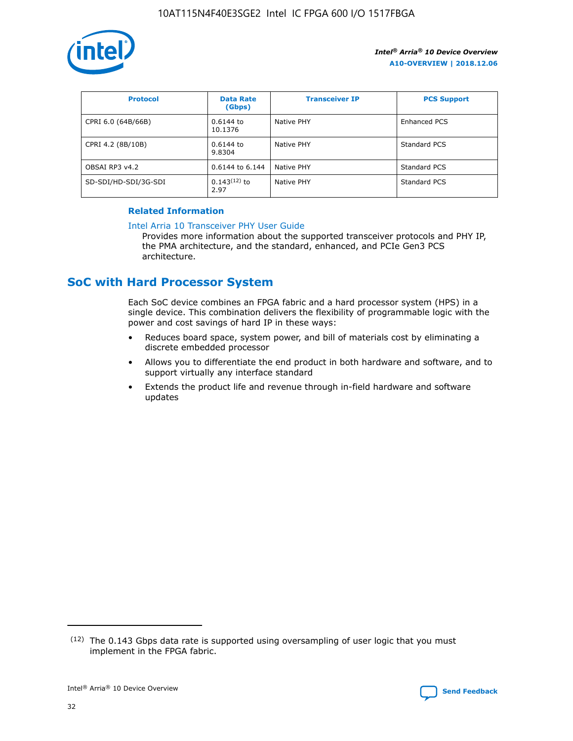| Protocol | Data Rate (Gbps) | Transceiver IP | PCS Support |
| --- | --- | --- | --- |
| CPRI 6.0 (64B/66B) | 0.6144 to 10.1376 | Native PHY | Enhanced PCS |
| CPRI 4.2 (8B/10B) | 0.6144 to 9.8304 | Native PHY | Standard PCS |
| OBSAI RP3 v4.2 | 0.6144 to 6.144 | Native PHY | Standard PCS |
| SD-SDI/HD-SDI/3G-SDI | 0.143[12] to 2.97 | Native PHY | Standard PCS |

### Related Information

Intel Arria 10 Transceiver PHY User Guide
Provides more information about the supported transceiver protocols and PHY IP, the PMA architecture, and the standard, enhanced, and PCIe Gen3 PCS architecture.

## SoC with Hard Processor System

Each SoC device combines an FPGA fabric and a hard processor system (HPS) in a single device. This combination delivers the flexibility of programmable logic with the power and cost savings of hard IP in these ways:

- Reduces board space, system power, and bill of materials cost by eliminating a discrete embedded processor
- Allows you to differentiate the end product in both hardware and software, and to support virtually any interface standard
- Extends the product life and revenue through in-field hardware and software updates

(12) The 0.143 Gbps data rate is supported using oversampling of user logic that you must implement in the FPGA fabric.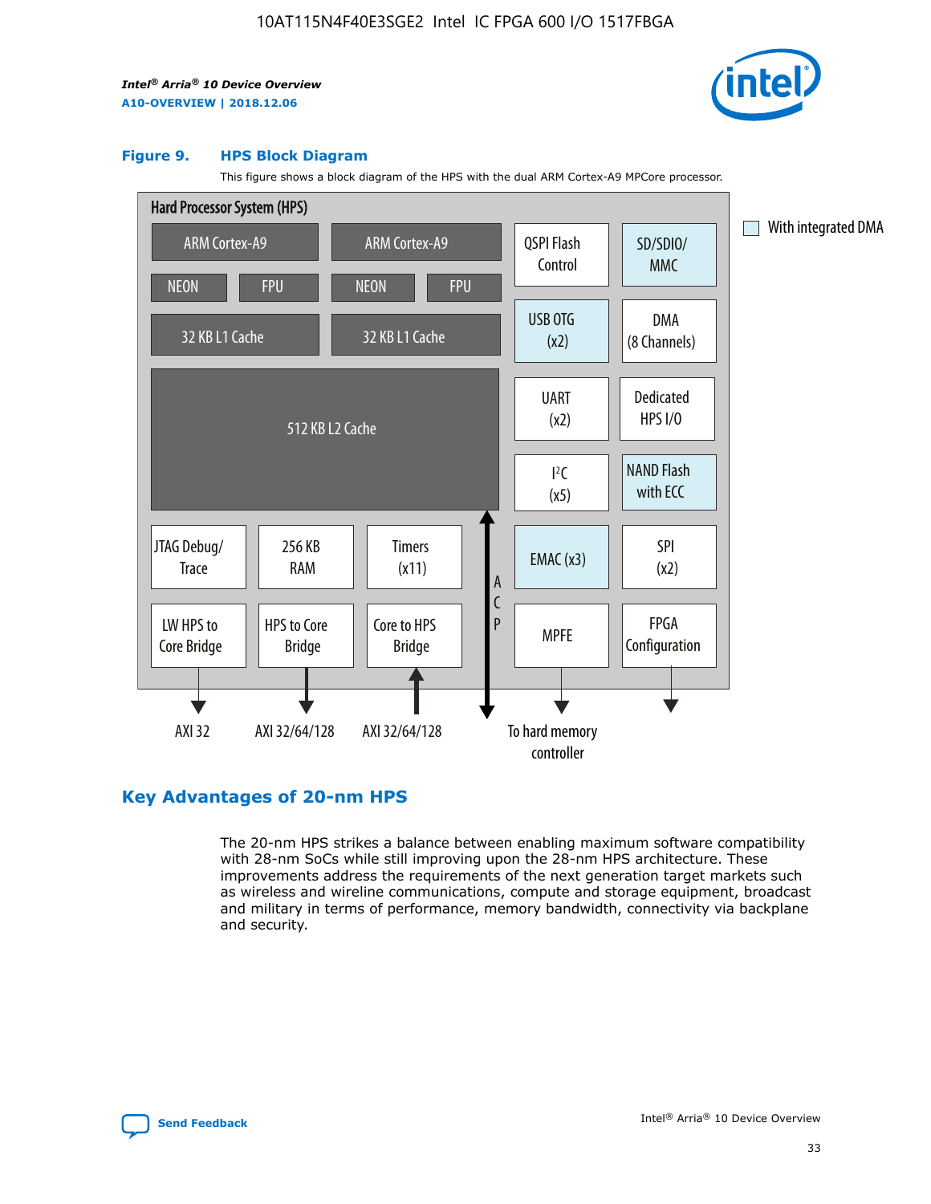**Figure 9. HPS Block Diagram**

This figure shows a block diagram of the HPS with the dual ARM Cortex-A9 MPCore processor.

Hard Processor System (HPS)

ARM Cortex-A9 | ARM Cortex-A9
NEON | FPU | NEON | FPU
32 KB L1 Cache | 32 KB L1 Cache
512 KB L2 Cache

QSPI Flash Control | SD/SDIO/MMC
USB OTG (x2) | DMA (8 Channels)
UART (x2) | Dedicated HPS I/O
$I^2C$ (x5) | NAND Flash with ECC
EMAC (x3) | SPI (x2)
MPFE | FPGA Configuration

JTAG Debug/Trace | 256 KB RAM | Timers (x11)
LW HPS to Core Bridge | HPS to Core Bridge | Core to HPS Bridge

ACP

AXI 32 | AXI 32/64/128 | AXI 32/64/128 | To hard memory controller

With integrated DMA

## Key Advantages of 20-nm HPS

The 20-nm HPS strikes a balance between enabling maximum software compatibility with 28-nm SoCs while still improving upon the 28-nm HPS architecture. These improvements address the requirements of the next generation target markets such as wireless and wireline communications, compute and storage equipment, broadcast and military in terms of performance, memory bandwidth, connectivity via backplane and security.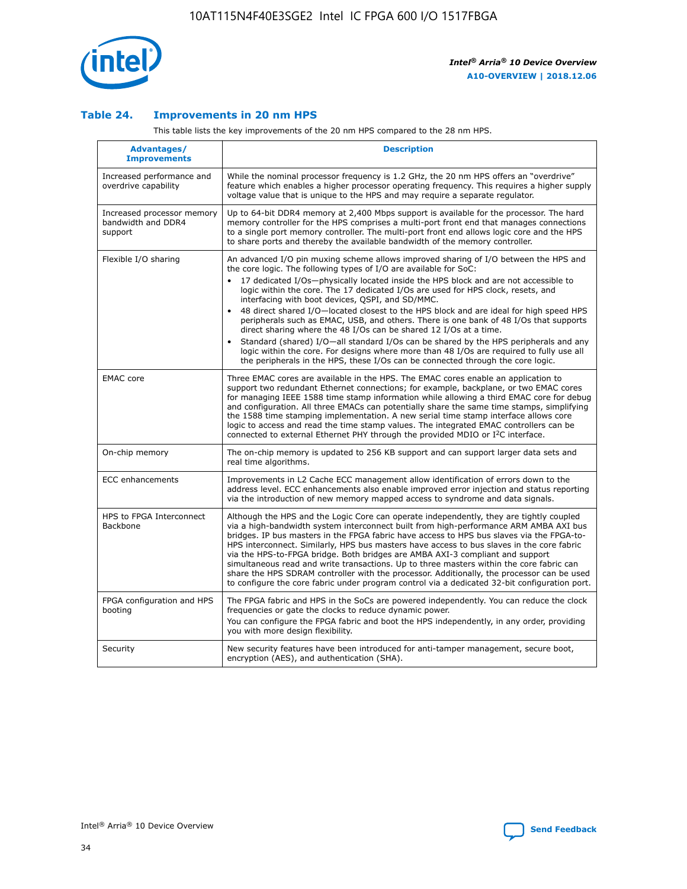## Table 24. Improvements in 20 nm HPS

This table lists the key improvements of the 20 nm HPS compared to the 28 nm HPS.

| Advantages/ Improvements | Description |
|---|---|
| Increased performance and overdrive capability | While the nominal processor frequency is 1.2 GHz, the 20 nm HPS offers an "overdrive" feature which enables a higher processor operating frequency. This requires a higher supply voltage value that is unique to the HPS and may require a separate regulator. |
| Increased processor memory bandwidth and DDR4 support | Up to 64-bit DDR4 memory at 2,400 Mbps support is available for the processor. The hard memory controller for the HPS comprises a multi-port front end that manages connections to a single port memory controller. The multi-port front end allows logic core and the HPS to share ports and thereby the available bandwidth of the memory controller. |
| Flexible I/O sharing | An advanced I/O pin muxing scheme allows improved sharing of I/O between the HPS and the core logic. The following types of I/O are available for SoC:<br>• 17 dedicated I/Os—physically located inside the HPS block and are not accessible to logic within the core. The 17 dedicated I/Os are used for HPS clock, resets, and interfacing with boot devices, QSPI, and SD/MMC.<br>• 48 direct shared I/O—located closest to the HPS block and are ideal for high speed HPS peripherals such as EMAC, USB, and others. There is one bank of 48 I/Os that supports direct sharing where the 48 I/Os can be shared 12 I/Os at a time.<br>• Standard (shared) I/O—all standard I/Os can be shared by the HPS peripherals and any logic within the core. For designs where more than 48 I/Os are required to fully use all the peripherals in the HPS, these I/Os can be connected through the core logic. |
| EMAC core | Three EMAC cores are available in the HPS. The EMAC cores enable an application to support two redundant Ethernet connections; for example, backplane, or two EMAC cores for managing IEEE 1588 time stamp information while allowing a third EMAC core for debug and configuration. All three EMACs can potentially share the same time stamps, simplifying the 1588 time stamping implementation. A new serial time stamp interface allows core logic to access and read the time stamp values. The integrated EMAC controllers can be connected to external Ethernet PHY through the provided MDIO or I²C interface. |
| On-chip memory | The on-chip memory is updated to 256 KB support and can support larger data sets and real time algorithms. |
| ECC enhancements | Improvements in L2 Cache ECC management allow identification of errors down to the address level. ECC enhancements also enable improved error injection and status reporting via the introduction of new memory mapped access to syndrome and data signals. |
| HPS to FPGA Interconnect Backbone | Although the HPS and the Logic Core can operate independently, they are tightly coupled via a high-bandwidth system interconnect built from high-performance ARM AMBA AXI bus bridges. IP bus masters in the FPGA fabric have access to HPS bus slaves via the FPGA-to-HPS interconnect. Similarly, HPS bus masters have access to bus slaves in the core fabric via the HPS-to-FPGA bridge. Both bridges are AMBA AXI-3 compliant and support simultaneous read and write transactions. Up to three masters within the core fabric can share the HPS SDRAM controller with the processor. Additionally, the processor can be used to configure the core fabric under program control via a dedicated 32-bit configuration port. |
| FPGA configuration and HPS booting | The FPGA fabric and HPS in the SoCs are powered independently. You can reduce the clock frequencies or gate the clocks to reduce dynamic power.<br>You can configure the FPGA fabric and boot the HPS independently, in any order, providing you with more design flexibility. |
| Security | New security features have been introduced for anti-tamper management, secure boot, encryption (AES), and authentication (SHA). |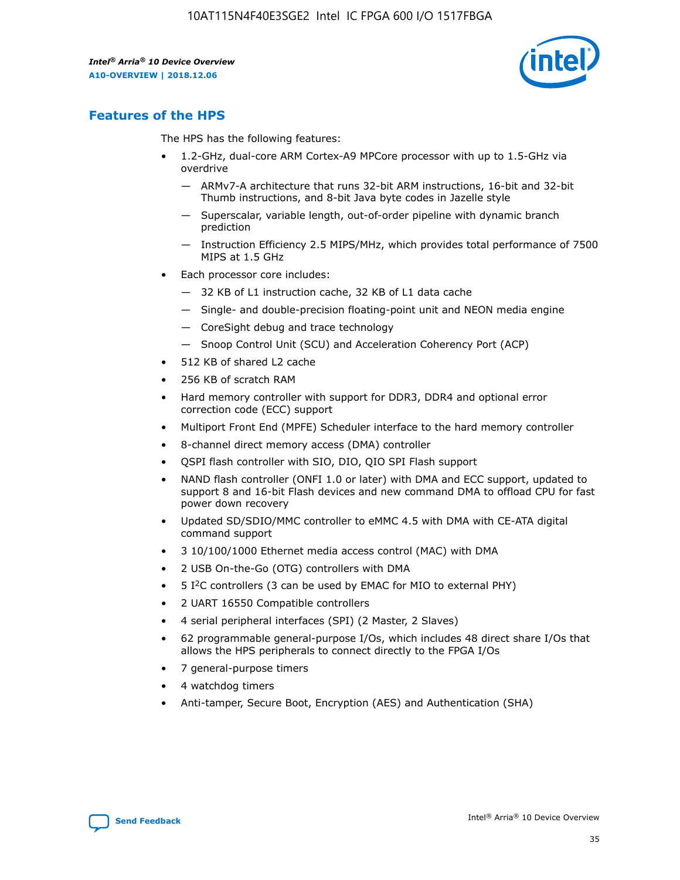## Features of the HPS

The HPS has the following features:

- 1.2-GHz, dual-core ARM Cortex-A9 MPCore processor with up to 1.5-GHz via overdrive
  - — ARMv7-A architecture that runs 32-bit ARM instructions, 16-bit and 32-bit Thumb instructions, and 8-bit Java byte codes in Jazelle style
  - — Superscalar, variable length, out-of-order pipeline with dynamic branch prediction
  - — Instruction Efficiency 2.5 MIPS/MHz, which provides total performance of 7500 MIPS at 1.5 GHz
- Each processor core includes:
  - — 32 KB of L1 instruction cache, 32 KB of L1 data cache
  - — Single- and double-precision floating-point unit and NEON media engine
  - — CoreSight debug and trace technology
  - — Snoop Control Unit (SCU) and Acceleration Coherency Port (ACP)
- 512 KB of shared L2 cache
- 256 KB of scratch RAM
- Hard memory controller with support for DDR3, DDR4 and optional error correction code (ECC) support
- Multiport Front End (MPFE) Scheduler interface to the hard memory controller
- 8-channel direct memory access (DMA) controller
- QSPI flash controller with SIO, DIO, QIO SPI Flash support
- NAND flash controller (ONFI 1.0 or later) with DMA and ECC support, updated to support 8 and 16-bit Flash devices and new command DMA to offload CPU for fast power down recovery
- Updated SD/SDIO/MMC controller to eMMC 4.5 with DMA with CE-ATA digital command support
- 3 10/100/1000 Ethernet media access control (MAC) with DMA
- 2 USB On-the-Go (OTG) controllers with DMA
- 5 I²C controllers (3 can be used by EMAC for MIO to external PHY)
- 2 UART 16550 Compatible controllers
- 4 serial peripheral interfaces (SPI) (2 Master, 2 Slaves)
- 62 programmable general-purpose I/Os, which includes 48 direct share I/Os that allows the HPS peripherals to connect directly to the FPGA I/Os
- 7 general-purpose timers
- 4 watchdog timers
- Anti-tamper, Secure Boot, Encryption (AES) and Authentication (SHA)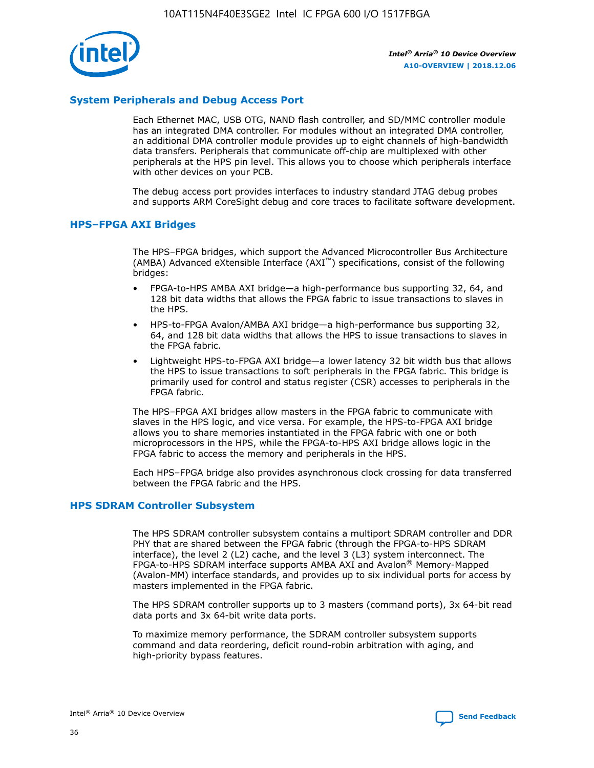## System Peripherals and Debug Access Port

Each Ethernet MAC, USB OTG, NAND flash controller, and SD/MMC controller module has an integrated DMA controller. For modules without an integrated DMA controller, an additional DMA controller module provides up to eight channels of high-bandwidth data transfers. Peripherals that communicate off-chip are multiplexed with other peripherals at the HPS pin level. This allows you to choose which peripherals interface with other devices on your PCB.

The debug access port provides interfaces to industry standard JTAG debug probes and supports ARM CoreSight debug and core traces to facilitate software development.

## HPS–FPGA AXI Bridges

The HPS–FPGA bridges, which support the Advanced Microcontroller Bus Architecture (AMBA) Advanced eXtensible Interface (AXI™) specifications, consist of the following bridges:

- FPGA-to-HPS AMBA AXI bridge—a high-performance bus supporting 32, 64, and 128 bit data widths that allows the FPGA fabric to issue transactions to slaves in the HPS.
- HPS-to-FPGA Avalon/AMBA AXI bridge—a high-performance bus supporting 32, 64, and 128 bit data widths that allows the HPS to issue transactions to slaves in the FPGA fabric.
- Lightweight HPS-to-FPGA AXI bridge—a lower latency 32 bit width bus that allows the HPS to issue transactions to soft peripherals in the FPGA fabric. This bridge is primarily used for control and status register (CSR) accesses to peripherals in the FPGA fabric.

The HPS–FPGA AXI bridges allow masters in the FPGA fabric to communicate with slaves in the HPS logic, and vice versa. For example, the HPS-to-FPGA AXI bridge allows you to share memories instantiated in the FPGA fabric with one or both microprocessors in the HPS, while the FPGA-to-HPS AXI bridge allows logic in the FPGA fabric to access the memory and peripherals in the HPS.

Each HPS–FPGA bridge also provides asynchronous clock crossing for data transferred between the FPGA fabric and the HPS.

## HPS SDRAM Controller Subsystem

The HPS SDRAM controller subsystem contains a multiport SDRAM controller and DDR PHY that are shared between the FPGA fabric (through the FPGA-to-HPS SDRAM interface), the level 2 (L2) cache, and the level 3 (L3) system interconnect. The FPGA-to-HPS SDRAM interface supports AMBA AXI and Avalon® Memory-Mapped (Avalon-MM) interface standards, and provides up to six individual ports for access by masters implemented in the FPGA fabric.

The HPS SDRAM controller supports up to 3 masters (command ports), 3x 64-bit read data ports and 3x 64-bit write data ports.

To maximize memory performance, the SDRAM controller subsystem supports command and data reordering, deficit round-robin arbitration with aging, and high-priority bypass features.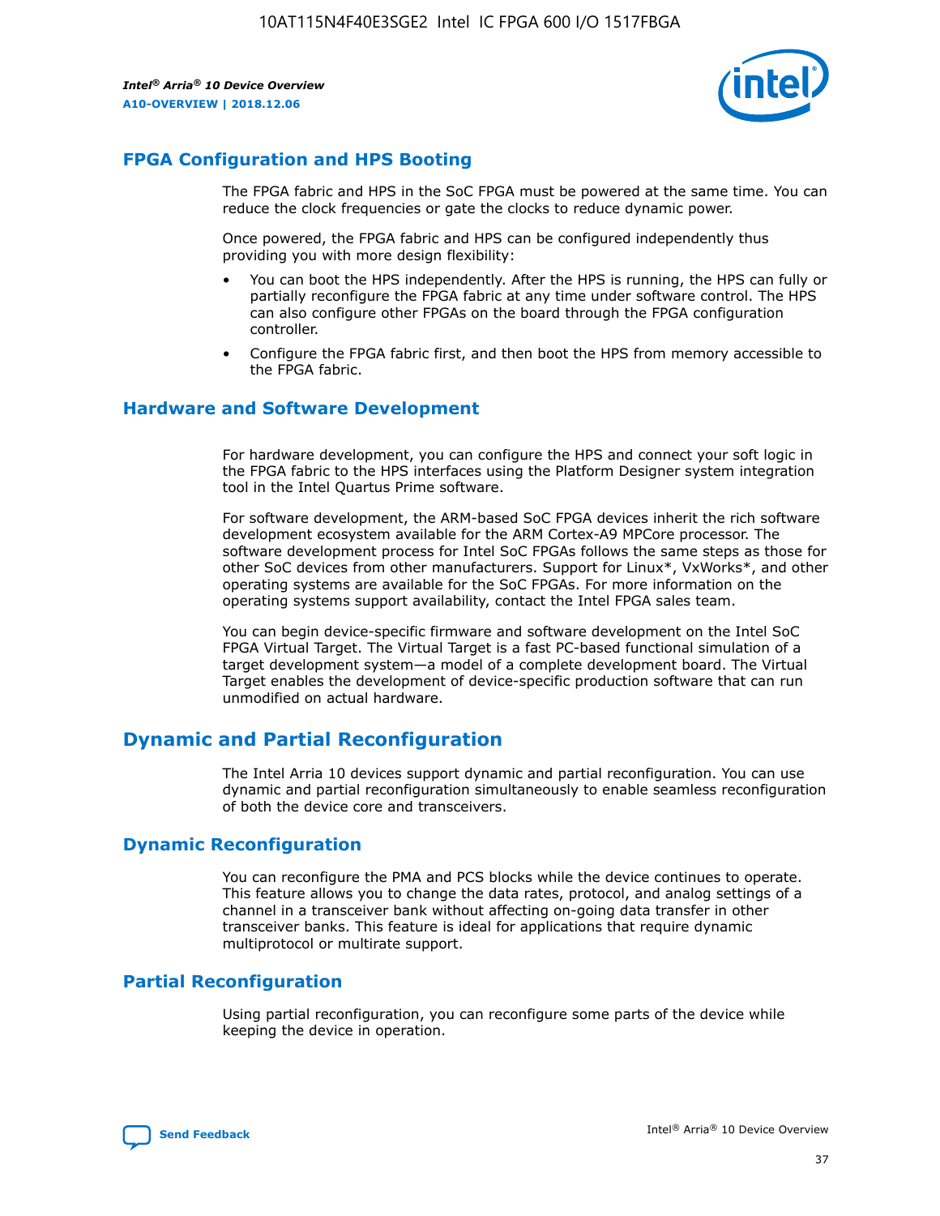## FPGA Configuration and HPS Booting

The FPGA fabric and HPS in the SoC FPGA must be powered at the same time. You can reduce the clock frequencies or gate the clocks to reduce dynamic power.

Once powered, the FPGA fabric and HPS can be configured independently thus providing you with more design flexibility:

- You can boot the HPS independently. After the HPS is running, the HPS can fully or partially reconfigure the FPGA fabric at any time under software control. The HPS can also configure other FPGAs on the board through the FPGA configuration controller.
- Configure the FPGA fabric first, and then boot the HPS from memory accessible to the FPGA fabric.

## Hardware and Software Development

For hardware development, you can configure the HPS and connect your soft logic in the FPGA fabric to the HPS interfaces using the Platform Designer system integration tool in the Intel Quartus Prime software.

For software development, the ARM-based SoC FPGA devices inherit the rich software development ecosystem available for the ARM Cortex-A9 MPCore processor. The software development process for Intel SoC FPGAs follows the same steps as those for other SoC devices from other manufacturers. Support for Linux*, VxWorks*, and other operating systems are available for the SoC FPGAs. For more information on the operating systems support availability, contact the Intel FPGA sales team.

You can begin device-specific firmware and software development on the Intel SoC FPGA Virtual Target. The Virtual Target is a fast PC-based functional simulation of a target development system—a model of a complete development board. The Virtual Target enables the development of device-specific production software that can run unmodified on actual hardware.

# Dynamic and Partial Reconfiguration

The Intel Arria 10 devices support dynamic and partial reconfiguration. You can use dynamic and partial reconfiguration simultaneously to enable seamless reconfiguration of both the device core and transceivers.

## Dynamic Reconfiguration

You can reconfigure the PMA and PCS blocks while the device continues to operate. This feature allows you to change the data rates, protocol, and analog settings of a channel in a transceiver bank without affecting on-going data transfer in other transceiver banks. This feature is ideal for applications that require dynamic multiprotocol or multirate support.

## Partial Reconfiguration

Using partial reconfiguration, you can reconfigure some parts of the device while keeping the device in operation.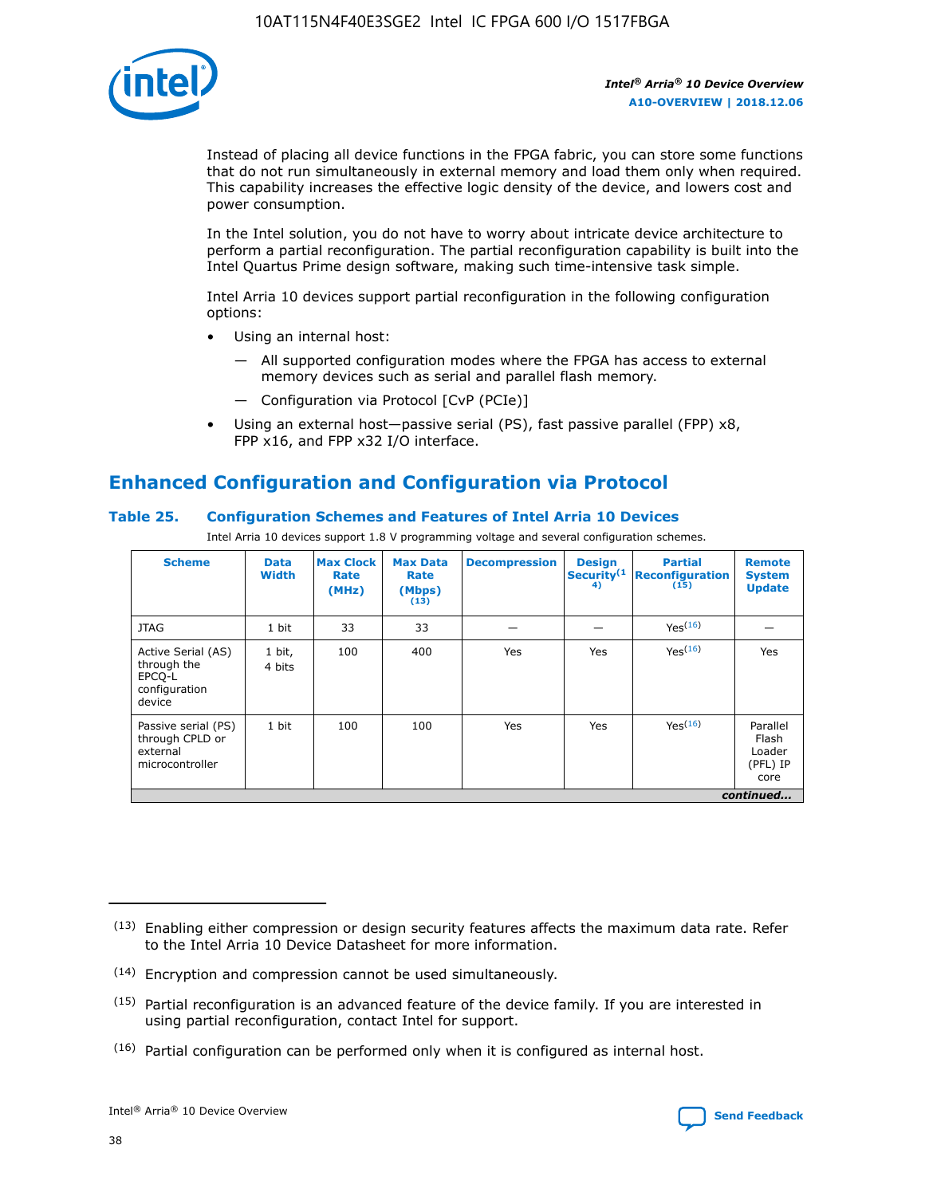Instead of placing all device functions in the FPGA fabric, you can store some functions that do not run simultaneously in external memory and load them only when required. This capability increases the effective logic density of the device, and lowers cost and power consumption.

In the Intel solution, you do not have to worry about intricate device architecture to perform a partial reconfiguration. The partial reconfiguration capability is built into the Intel Quartus Prime design software, making such time-intensive task simple.

Intel Arria 10 devices support partial reconfiguration in the following configuration options:

- Using an internal host:
  - — All supported configuration modes where the FPGA has access to external memory devices such as serial and parallel flash memory.
  - — Configuration via Protocol [CvP (PCIe)]
- Using an external host—passive serial (PS), fast passive parallel (FPP) x8, FPP x16, and FPP x32 I/O interface.

## Enhanced Configuration and Configuration via Protocol

### Table 25. Configuration Schemes and Features of Intel Arria 10 Devices

Intel Arria 10 devices support 1.8 V programming voltage and several configuration schemes.

| Scheme | Data Width | Max Clock Rate (MHz) | Max Data Rate (Mbps) [13] | Decompression | Design Security [14] | Partial Reconfiguration [15] | Remote System Update |
|---|---|---|---|---|---|---|---|
| JTAG | 1 bit | 33 | 33 | — | — | Yes [16] | — |
| Active Serial (AS) through the EPCQ-L configuration device | 1 bit, 4 bits | 100 | 400 | Yes | Yes | Yes [16] | Yes |
| Passive serial (PS) through CPLD or external microcontroller | 1 bit | 100 | 100 | Yes | Yes | Yes [16] | Parallel Flash Loader (PFL) IP core |

*continued...*

(13) Enabling either compression or design security features affects the maximum data rate. Refer to the Intel Arria 10 Device Datasheet for more information.

(14) Encryption and compression cannot be used simultaneously.

(15) Partial reconfiguration is an advanced feature of the device family. If you are interested in using partial reconfiguration, contact Intel for support.

(16) Partial configuration can be performed only when it is configured as internal host.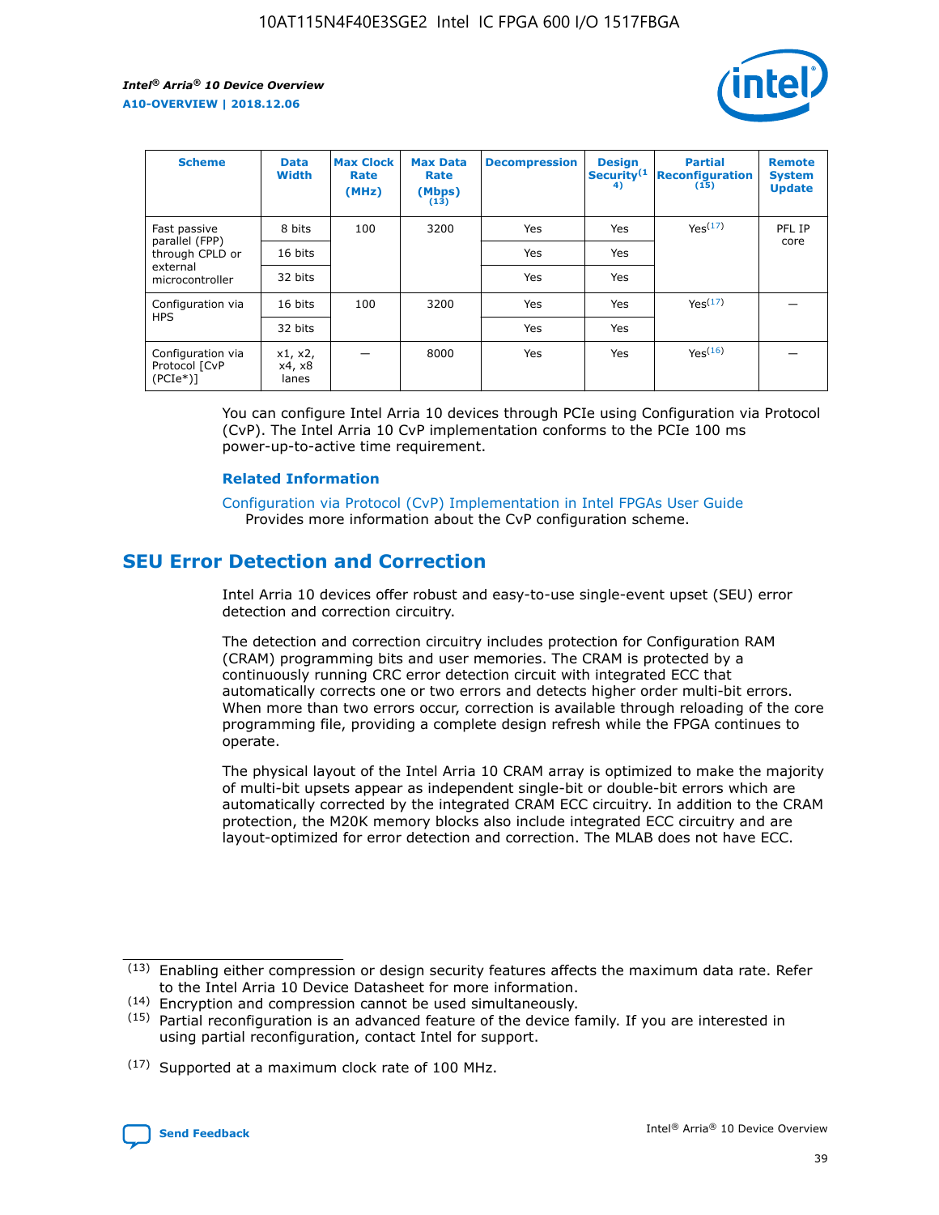| Scheme | Data Width | Max Clock Rate (MHz) | Max Data Rate (Mbps) (13) | Decompression | Design Security (14) | Partial Reconfiguration (15) | Remote System Update |
|---|---|---|---|---|---|---|---|
| Fast passive parallel (FPP) through CPLD or external microcontroller | 8 bits | 100 | 3200 | Yes | Yes | Yes (17) | PFL IP core |
| | 16 bits | | | Yes | Yes | | |
| | 32 bits | | | Yes | Yes | | |
| Configuration via HPS | 16 bits | 100 | 3200 | Yes | Yes | Yes (17) | — |
| | 32 bits | | | Yes | Yes | | |
| Configuration via Protocol [CvP (PCIe*)] | x1, x2, x4, x8 lanes | — | 8000 | Yes | Yes | Yes (16) | — |

You can configure Intel Arria 10 devices through PCIe using Configuration via Protocol (CvP). The Intel Arria 10 CvP implementation conforms to the PCIe 100 ms power-up-to-active time requirement.

### Related Information

Configuration via Protocol (CvP) Implementation in Intel FPGAs User Guide
Provides more information about the CvP configuration scheme.

## SEU Error Detection and Correction

Intel Arria 10 devices offer robust and easy-to-use single-event upset (SEU) error detection and correction circuitry.

The detection and correction circuitry includes protection for Configuration RAM (CRAM) programming bits and user memories. The CRAM is protected by a continuously running CRC error detection circuit with integrated ECC that automatically corrects one or two errors and detects higher order multi-bit errors. When more than two errors occur, correction is available through reloading of the core programming file, providing a complete design refresh while the FPGA continues to operate.

The physical layout of the Intel Arria 10 CRAM array is optimized to make the majority of multi-bit upsets appear as independent single-bit or double-bit errors which are automatically corrected by the integrated CRAM ECC circuitry. In addition to the CRAM protection, the M20K memory blocks also include integrated ECC circuitry and are layout-optimized for error detection and correction. The MLAB does not have ECC.

(13) Enabling either compression or design security features affects the maximum data rate. Refer to the Intel Arria 10 Device Datasheet for more information.

(14) Encryption and compression cannot be used simultaneously.

(15) Partial reconfiguration is an advanced feature of the device family. If you are interested in using partial reconfiguration, contact Intel for support.

(17) Supported at a maximum clock rate of 100 MHz.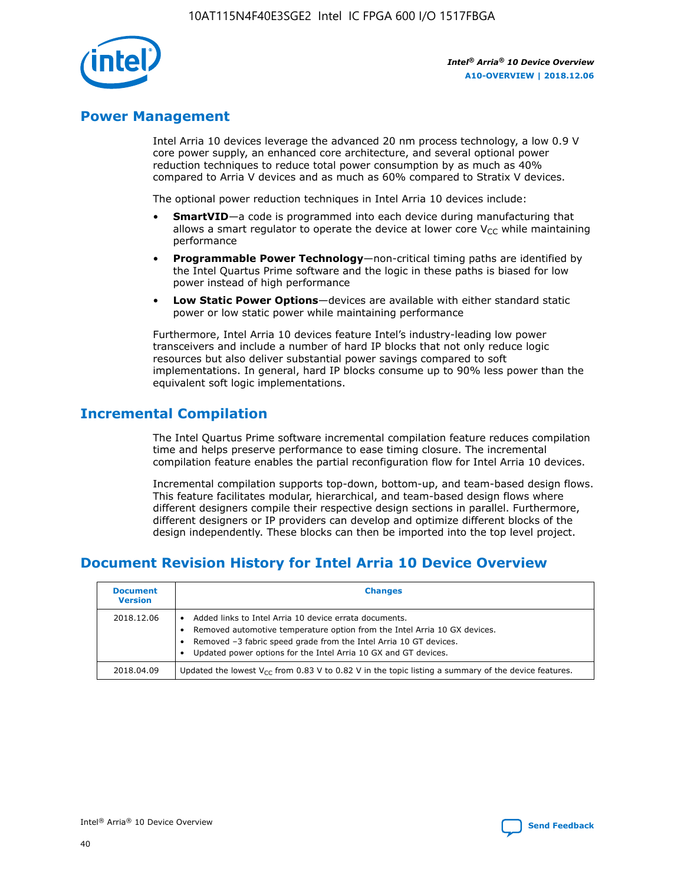## Power Management

Intel Arria 10 devices leverage the advanced 20 nm process technology, a low 0.9 V core power supply, an enhanced core architecture, and several optional power reduction techniques to reduce total power consumption by as much as 40% compared to Arria V devices and as much as 60% compared to Stratix V devices.

The optional power reduction techniques in Intel Arria 10 devices include:

- **SmartVID**—a code is programmed into each device during manufacturing that allows a smart regulator to operate the device at lower core $V_{CC}$ while maintaining performance
- **Programmable Power Technology**—non-critical timing paths are identified by the Intel Quartus Prime software and the logic in these paths is biased for low power instead of high performance
- **Low Static Power Options**—devices are available with either standard static power or low static power while maintaining performance

Furthermore, Intel Arria 10 devices feature Intel's industry-leading low power transceivers and include a number of hard IP blocks that not only reduce logic resources but also deliver substantial power savings compared to soft implementations. In general, hard IP blocks consume up to 90% less power than the equivalent soft logic implementations.

## Incremental Compilation

The Intel Quartus Prime software incremental compilation feature reduces compilation time and helps preserve performance to ease timing closure. The incremental compilation feature enables the partial reconfiguration flow for Intel Arria 10 devices.

Incremental compilation supports top-down, bottom-up, and team-based design flows. This feature facilitates modular, hierarchical, and team-based design flows where different designers compile their respective design sections in parallel. Furthermore, different designers or IP providers can develop and optimize different blocks of the design independently. These blocks can then be imported into the top level project.

## Document Revision History for Intel Arria 10 Device Overview

| Document Version | Changes |
|---|---|
| 2018.12.06 | • Added links to Intel Arria 10 device errata documents. • Removed automotive temperature option from the Intel Arria 10 GX devices. • Removed –3 fabric speed grade from the Intel Arria 10 GT devices. • Updated power options for the Intel Arria 10 GX and GT devices. |
| 2018.04.09 | Updated the lowest $V_{CC}$ from 0.83 V to 0.82 V in the topic listing a summary of the device features. |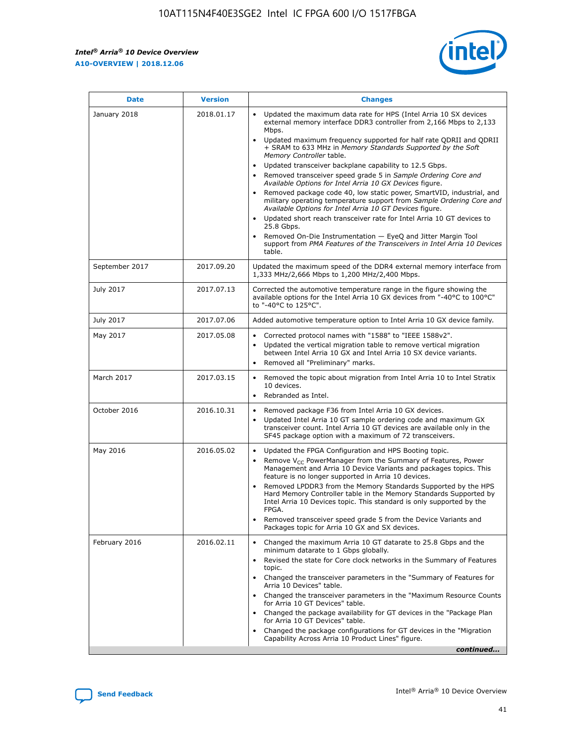| Date | Version | Changes |
| --- | --- | --- |
| January 2018 | 2018.01.17 | • Updated the maximum data rate for HPS (Intel Arria 10 SX devices external memory interface DDR3 controller from 2,166 Mbps to 2,133 Mbps.<br>• Updated maximum frequency supported for half rate QDRII and QDRII + SRAM to 633 MHz in *Memory Standards Supported by the Soft Memory Controller* table.<br>• Updated transceiver backplane capability to 12.5 Gbps.<br>• Removed transceiver speed grade 5 in *Sample Ordering Core and Available Options for Intel Arria 10 GX Devices* figure.<br>• Removed package code 40, low static power, SmartVID, industrial, and military operating temperature support from *Sample Ordering Core and Available Options for Intel Arria 10 GT Devices* figure.<br>• Updated short reach transceiver rate for Intel Arria 10 GT devices to 25.8 Gbps.<br>• Removed On-Die Instrumentation — EyeQ and Jitter Margin Tool support from *PMA Features of the Transceivers in Intel Arria 10 Devices* table. |
| September 2017 | 2017.09.20 | Updated the maximum speed of the DDR4 external memory interface from 1,333 MHz/2,666 Mbps to 1,200 MHz/2,400 Mbps. |
| July 2017 | 2017.07.13 | Corrected the automotive temperature range in the figure showing the available options for the Intel Arria 10 GX devices from "-40°C to 100°C" to "-40°C to 125°C". |
| July 2017 | 2017.07.06 | Added automotive temperature option to Intel Arria 10 GX device family. |
| May 2017 | 2017.05.08 | • Corrected protocol names with "1588" to "IEEE 1588v2".<br>• Updated the vertical migration table to remove vertical migration between Intel Arria 10 GX and Intel Arria 10 SX device variants.<br>• Removed all "Preliminary" marks. |
| March 2017 | 2017.03.15 | • Removed the topic about migration from Intel Arria 10 to Intel Stratix 10 devices.<br>• Rebranded as Intel. |
| October 2016 | 2016.10.31 | • Removed package F36 from Intel Arria 10 GX devices.<br>• Updated Intel Arria 10 GT sample ordering code and maximum GX transceiver count. Intel Arria 10 GT devices are available only in the SF45 package option with a maximum of 72 transceivers. |
| May 2016 | 2016.05.02 | • Updated the FPGA Configuration and HPS Booting topic.<br>• Remove $V_{CC}$ PowerManager from the Summary of Features, Power Management and Arria 10 Device Variants and packages topics. This feature is no longer supported in Arria 10 devices.<br>• Removed LPDDR3 from the Memory Standards Supported by the HPS Hard Memory Controller table in the Memory Standards Supported by Intel Arria 10 Devices topic. This standard is only supported by the FPGA.<br>• Removed transceiver speed grade 5 from the Device Variants and Packages topic for Arria 10 GX and SX devices. |
| February 2016 | 2016.02.11 | • Changed the maximum Arria 10 GT datarate to 25.8 Gbps and the minimum datarate to 1 Gbps globally.<br>• Revised the state for Core clock networks in the Summary of Features topic.<br>• Changed the transceiver parameters in the "Summary of Features for Arria 10 Devices" table.<br>• Changed the transceiver parameters in the "Maximum Resource Counts for Arria 10 GT Devices" table.<br>• Changed the package availability for GT devices in the "Package Plan for Arria 10 GT Devices" table.<br>• Changed the package configurations for GT devices in the "Migration Capability Across Arria 10 Product Lines" figure. |

*continued...*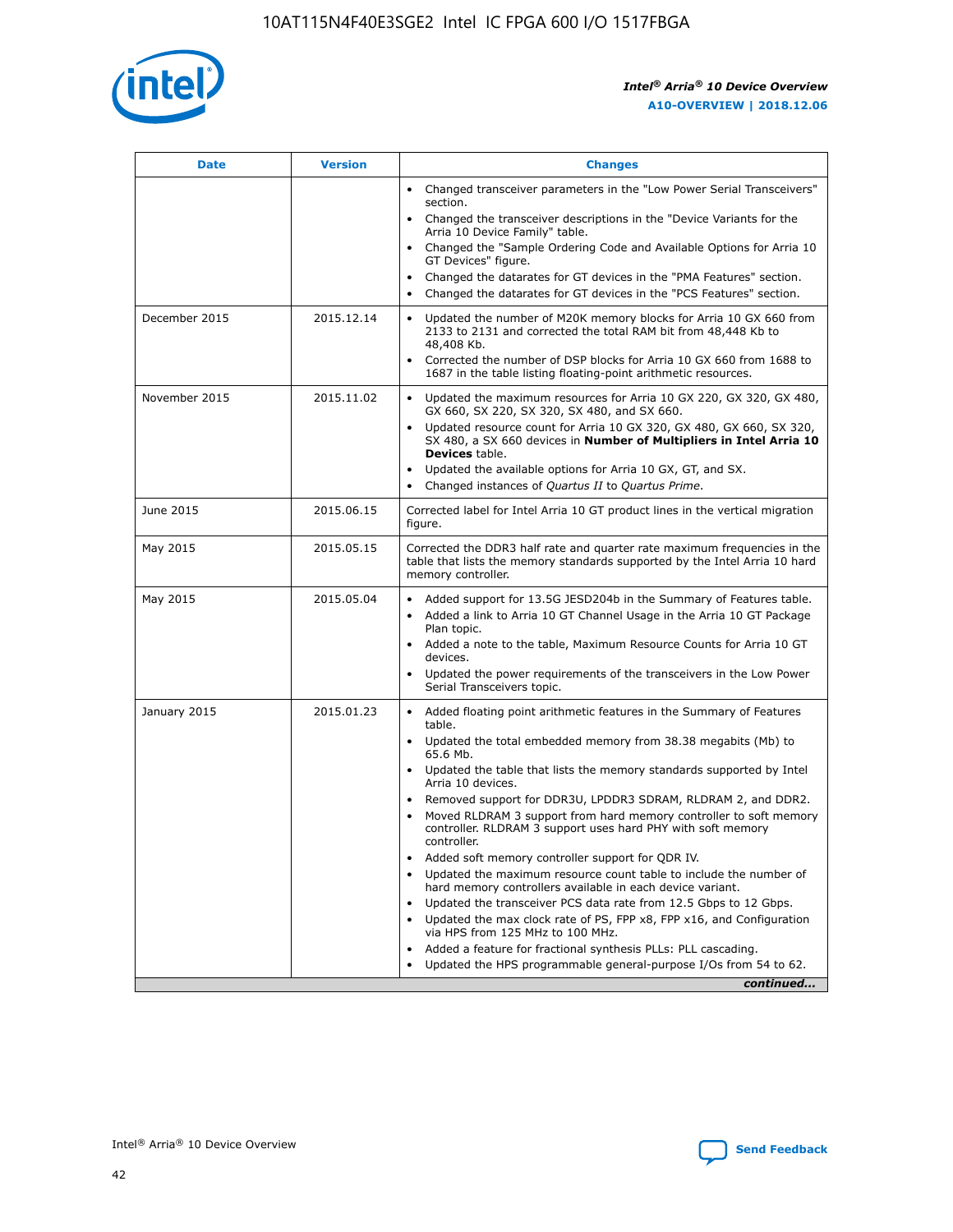| Date | Version | Changes |
| --- | --- | --- |
| | | • Changed transceiver parameters in the "Low Power Serial Transceivers" section.<br>• Changed the transceiver descriptions in the "Device Variants for the Arria 10 Device Family" table.<br>• Changed the "Sample Ordering Code and Available Options for Arria 10 GT Devices" figure.<br>• Changed the datarates for GT devices in the "PMA Features" section.<br>• Changed the datarates for GT devices in the "PCS Features" section. |
| December 2015 | 2015.12.14 | • Updated the number of M20K memory blocks for Arria 10 GX 660 from 2133 to 2131 and corrected the total RAM bit from 48,448 Kb to 48,408 Kb.<br>• Corrected the number of DSP blocks for Arria 10 GX 660 from 1688 to 1687 in the table listing floating-point arithmetic resources. |
| November 2015 | 2015.11.02 | • Updated the maximum resources for Arria 10 GX 220, GX 320, GX 480, GX 660, SX 220, SX 320, SX 480, and SX 660.<br>• Updated resource count for Arria 10 GX 320, GX 480, GX 660, SX 320, SX 480, a SX 660 devices in **Number of Multipliers in Intel Arria 10 Devices** table.<br>• Updated the available options for Arria 10 GX, GT, and SX.<br>• Changed instances of *Quartus II* to *Quartus Prime*. |
| June 2015 | 2015.06.15 | Corrected label for Intel Arria 10 GT product lines in the vertical migration figure. |
| May 2015 | 2015.05.15 | Corrected the DDR3 half rate and quarter rate maximum frequencies in the table that lists the memory standards supported by the Intel Arria 10 hard memory controller. |
| May 2015 | 2015.05.04 | • Added support for 13.5G JESD204b in the Summary of Features table.<br>• Added a link to Arria 10 GT Channel Usage in the Arria 10 GT Package Plan topic.<br>• Added a note to the table, Maximum Resource Counts for Arria 10 GT devices.<br>• Updated the power requirements of the transceivers in the Low Power Serial Transceivers topic. |
| January 2015 | 2015.01.23 | • Added floating point arithmetic features in the Summary of Features table.<br>• Updated the total embedded memory from 38.38 megabits (Mb) to 65.6 Mb.<br>• Updated the table that lists the memory standards supported by Intel Arria 10 devices.<br>• Removed support for DDR3U, LPDDR3 SDRAM, RLDRAM 2, and DDR2.<br>• Moved RLDRAM 3 support from hard memory controller to soft memory controller. RLDRAM 3 support uses hard PHY with soft memory controller.<br>• Added soft memory controller support for QDR IV.<br>• Updated the maximum resource count table to include the number of hard memory controllers available in each device variant.<br>• Updated the transceiver PCS data rate from 12.5 Gbps to 12 Gbps.<br>• Updated the max clock rate of PS, FPP x8, FPP x16, and Configuration via HPS from 125 MHz to 100 MHz.<br>• Added a feature for fractional synthesis PLLs: PLL cascading.<br>• Updated the HPS programmable general-purpose I/Os from 54 to 62. |

*continued...*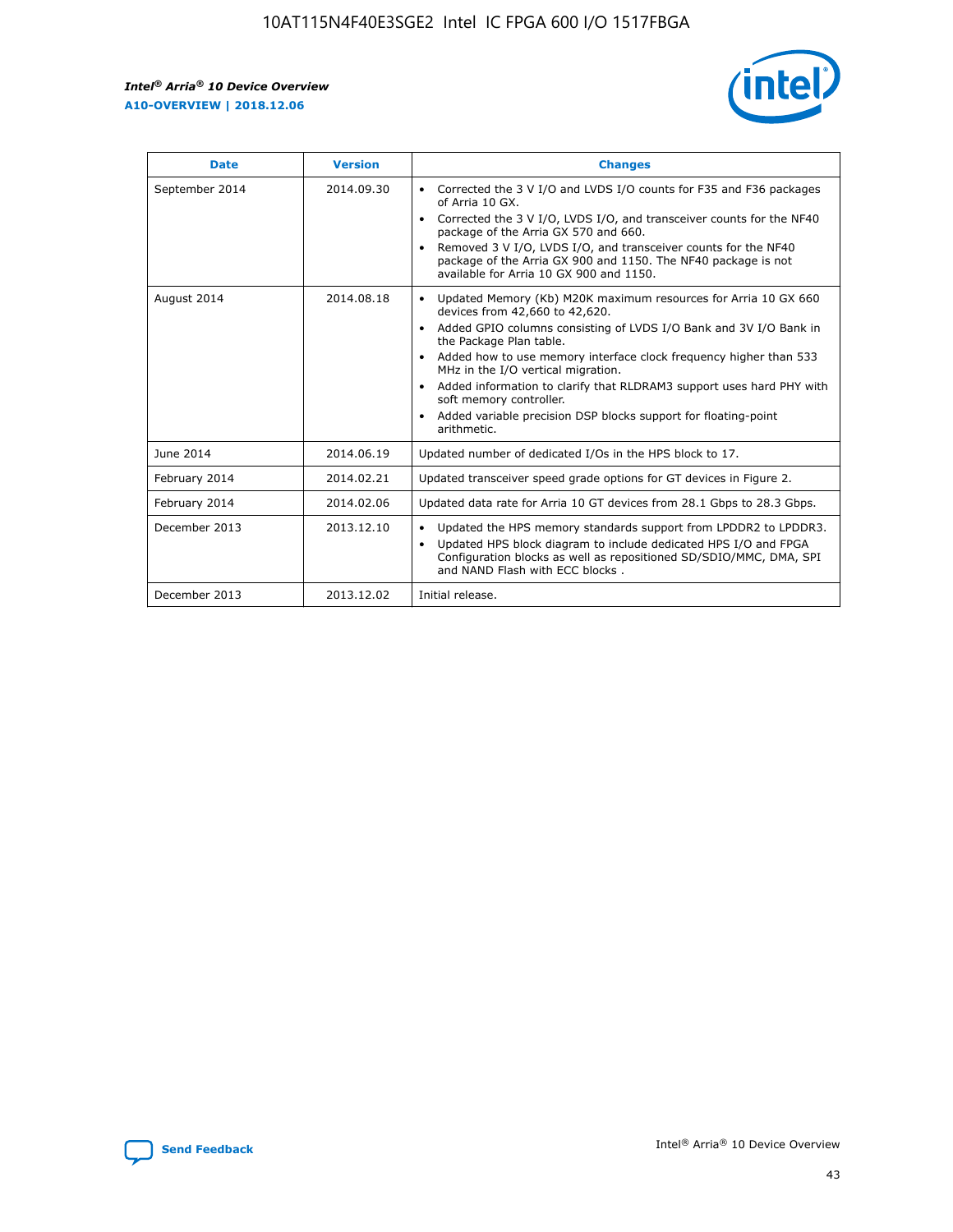| Date | Version | Changes |
| --- | --- | --- |
| September 2014 | 2014.09.30 | • Corrected the 3 V I/O and LVDS I/O counts for F35 and F36 packages of Arria 10 GX.<br>• Corrected the 3 V I/O, LVDS I/O, and transceiver counts for the NF40 package of the Arria GX 570 and 660.<br>• Removed 3 V I/O, LVDS I/O, and transceiver counts for the NF40 package of the Arria GX 900 and 1150. The NF40 package is not available for Arria 10 GX 900 and 1150. |
| August 2014 | 2014.08.18 | • Updated Memory (Kb) M20K maximum resources for Arria 10 GX 660 devices from 42,660 to 42,620.<br>• Added GPIO columns consisting of LVDS I/O Bank and 3V I/O Bank in the Package Plan table.<br>• Added how to use memory interface clock frequency higher than 533 MHz in the I/O vertical migration.<br>• Added information to clarify that RLDRAM3 support uses hard PHY with soft memory controller.<br>• Added variable precision DSP blocks support for floating-point arithmetic. |
| June 2014 | 2014.06.19 | Updated number of dedicated I/Os in the HPS block to 17. |
| February 2014 | 2014.02.21 | Updated transceiver speed grade options for GT devices in Figure 2. |
| February 2014 | 2014.02.06 | Updated data rate for Arria 10 GT devices from 28.1 Gbps to 28.3 Gbps. |
| December 2013 | 2013.12.10 | • Updated the HPS memory standards support from LPDDR2 to LPDDR3.<br>• Updated HPS block diagram to include dedicated HPS I/O and FPGA Configuration blocks as well as repositioned SD/SDIO/MMC, DMA, SPI and NAND Flash with ECC blocks . |
| December 2013 | 2013.12.02 | Initial release. |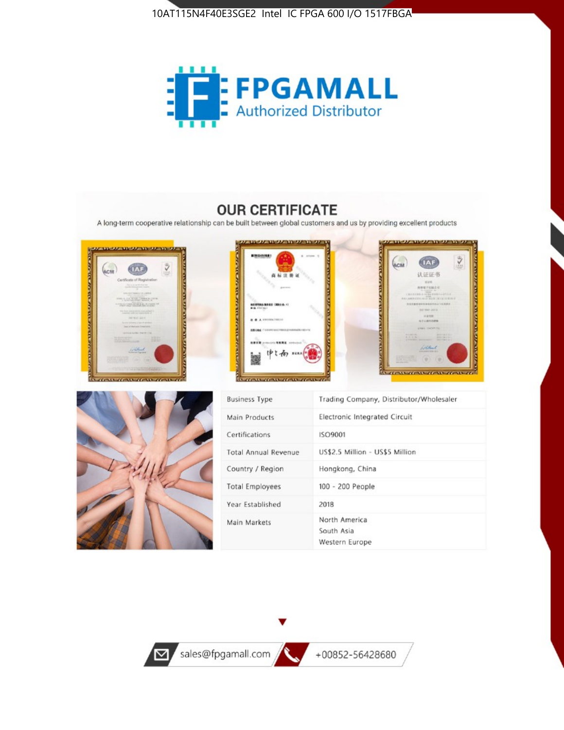FPGAMALL

Authorized Distributor

## OUR CERTIFICATE

A long-term cooperative relationship can be built between global customers and us by providing excellent products

| | |
|---|---|
| Business Type | Trading Company, Distributor/Wholesaler |
| Main Products | Electronic Integrated Circuit |
| Certifications | ISO9001 |
| Total Annual Revenue | US$2.5 Million - US$5 Million |
| Country / Region | Hongkong, China |
| Total Employees | 100 - 200 People |
| Year Established | 2018 |
| Main Markets | North America<br>South Asia<br>Western Europe |

sales@fpgamall.com

+00852-56428680